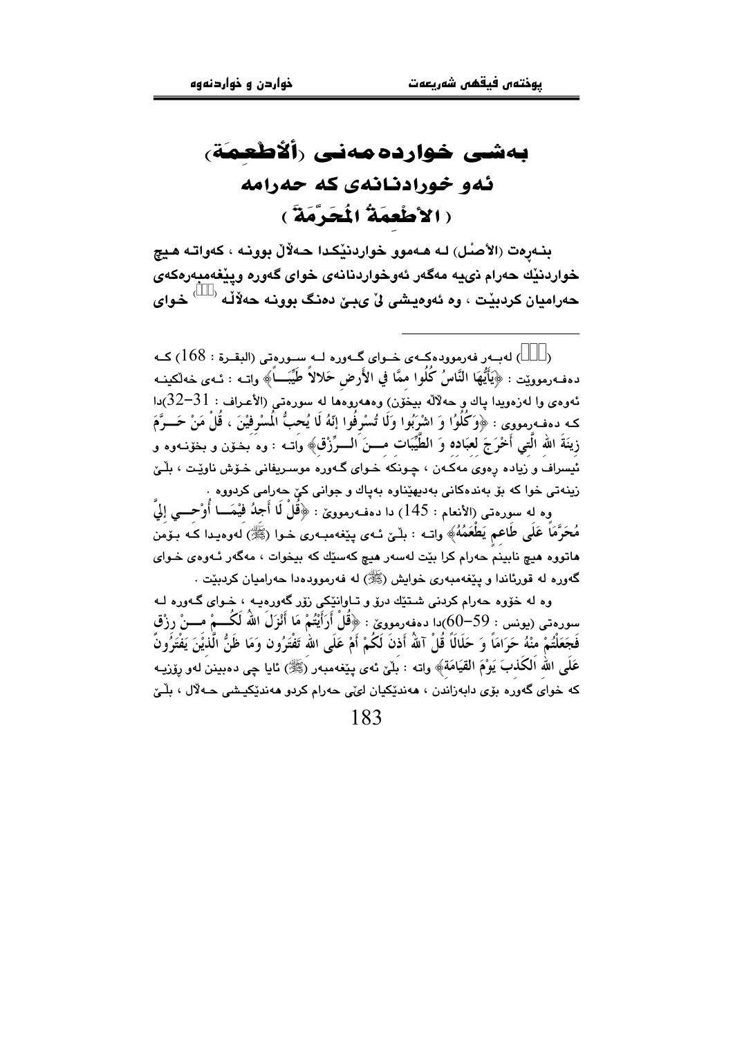# بەشی خواردەمەنی (ألأطْعِمَة)

## ئەو خوراردنانەی کە حەرامە

## ( الأطْعِمَةُ المُحَرَّمَة )

بنەڕەت (الأصْل) لە هەموو خواردنێکدا حەڵاڵ بوونە ، کەواتە هیچ خواردنێك حەرام نییە مەگەر ئەوخواردنانەی خوای گەورە وپێغەمبەرەکەی حەرامیان کردبێت ، وە ئەوەیشی لێ یبێ دەنگ بوونە حەڵاڵە [1] خوای

---

[1] لەبەر فەرموودەکەی خوای گەورە لە سورەتی (البقرة : 168) کە دەفەرمووێت : ﴿يَأَيُّهَا النَّاسُ كُلُوا مِمَّا فِي الأَرْضِ حَلالاً طَيِّبَــاً﴾ واتە : ئەی خەڵکینە ئەوەی وا لەزەویدا پاك و حەڵاڵە بیخۆن) وەهەروەها لە سورەتی (الأعراف : 31-32)دا کە دەفەرمووی : ﴿وَكُلُوا وَ اشْرَبُوا وَلَا تُسْرِفُوا إِنَّهُ لَا يُحِبُّ الْمُسْرِفِيْنَ ، قُلْ مَنْ حَـــرَّمَ زِينَةَ اللهِ الَّتِي أَخْرَجَ لِعِبَادِهِ وَ الطَّيِّبَاتِ مِـــنَ الـــرِّزْقِ﴾ واتە : وە بخۆن و بخۆنەوە و ئیسراف و زیادە ڕەوی مەکەن ، چونکە خوای گەورە موسریفانی خۆش ناوێت ، بڵێ زینەتی خوا کە بۆ بەندەکانی بەدیهێناوە بەپاك و جوانی کێ حەرامی کردووە .

وە لە سورەتی (الأنعام : 145) دا دەفەرمووێ : ﴿قُلْ لَا أَجِدُ فِيْمَـــا أُوْحِـــيَ إِلَيَّ مُحَرَّمَاً عَلَى طَاعِمٍ يَطْعَمُهُ﴾ واتە : بڵێ ئەی پێغەمبەری خوا (ﷺ) لەوەیدا کە بۆمن هاتووە هیچ نابینم حەرام کرا بێت لەسەر هیچ کەسێك کە بیخوات ، مەگەر ئەوەی خوای گەورە لە قورئاندا و پێغەمبەری خوایش (ﷺ) لە فەرموودەدا حەرامیان کردبێت .

وە لە خۆوە حەرام کردنی شتێك درۆ و تاوانێکی زۆر گەورەیە ، خوای گەورە لە سورەتی (يونس : 59-60)دا دەفەرمووێ : ﴿قُلْ أَرَأَيْتُمْ مَا أَنْزَلَ اللهُ لَكُـــمْ مِـــنْ رِزْقٍ فَجَعَلْتُمْ مِنْهُ حَرَامَاً وَ حَلَالَاً قُلْ آللهُ أَذِنَ لَكُمْ أَمْ عَلَى اللهِ تَفْتَرُون وَمَا ظَنُّ الَّذِيْنَ يَفْتَرُونَ عَلَى اللهِ الْكَذِبَ يَوْمَ القِيَامَةِ﴾ واتە : بڵێ ئەی پێغەمبەر (ﷺ) ئایا چی دەبینن لەو ڕۆزییە کە خوای گەورە بۆی دابەزاندن ، هەندێکیان لێی حەرام کردو هەندێکیشی حەڵاڵ ، بڵێ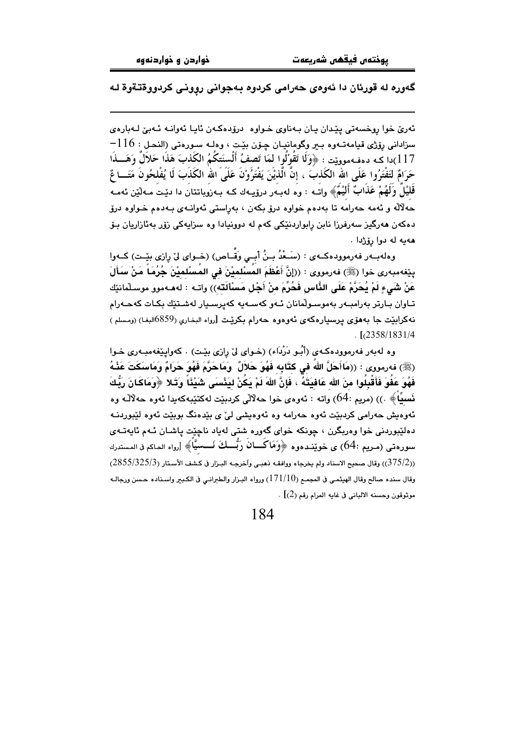گەورە لە قورئان دا ئەوەی حەرامی کردوە بەجوانی روونی کردووەتەوە لە

ئەرێ خوا رۆخسەتی پێدان یان بەناوی خواوە درۆدەکەن ئایا ئەوانە ئەبێ لەبارەی سزادانی رۆژی قیامەتەوە بیر وگومانیان چۆن بێت ، وەلە سورەتی (النحل : 116-117)دا کە دەفەموێت : ﴿وَلَا تَقُولُوا لِمَا تَصِفُ أَلْسِنَتُكُمُ الْكَذِبَ هَذَا حَلَالٌ وَهَذَا حَرَامٌ لِتَفْتَرُوا عَلَى اللهِ الْكَذِبَ ، إِنَّ الَّذِيْنَ يَفْتَرُوْنَ عَلَى اللهِ الْكَذِبَ لَا يُفْلِحُونَ مَتَاعٌ قَلِيْلٌ وَلَهُمْ عَذَابٌ أَلِيْمٌ﴾ واتە : وە لەبەر درۆیەك کە بەزوبانتان دا دێت مەڵێن ئەمە حەڵاڵە و ئەمە حەرامە تا بەدەم خواوە درۆ بکەن ، بەراستی ئەوانەی بەدەم خواوە درۆ دەکەن هەرگیز سەرفرزا نابن رابواردنێکی کەم لە دوونیادا وە سزایەکی زۆر بەئازاریان بۆ هەیە لە دوا رۆژدا .

وەلەبەر فەرموودەکەی : (سَعْدُ بنُ أَبِي وَقَّاص) (خوای لێ رازی بێت) کەوا پێغەمبەری خوا (ﷺ) فەرمووی : ((إِنَّ أَعْظَمَ المُسْلِمِيْنَ فِي المُسْلِمِيْنَ جُرُمَاً مَنْ سَأَلَ عَنْ شَيءٍ لَمْ يُحَرَّمْ عَلَى النَّاسِ فَحُرِّمَ مِنْ أَجْلِ مَسْأَلَتِه)) واتە : لەهەموو موسڵمانێك تاوان بارتر بەرامبەر بەموسوڵمانان ئەو کەسەیە کەپرسیار لەشتێك بکات کەحەرام نەکرابێت جا بەهۆی پرسیارەکەی ئەوەوە حەرام بکرێت [رواه البخاري (6859البغا) (ومسلم ) (2358/1831/4)] .

وە لەبەر فەرموودەکەی (أَبُو دَرْدَاء) (خوای لێ رازی بێت) . کەواپێغەمبەری خوا (ﷺ) فەرمووی : ((مَاأَحَلَّ اللهُ فِي كِتَابِهِ فَهُوَ حَلَالٌ وَمَاحَرَّمَ فَهُوَ حَرَامٌ وَمَاسَكَتَ عَنْهُ فَهُوَ عَفُوَ فَأَقْبِلُوا مِنَ اللهِ عَافِيَتَهُ ، فَإِنَّ اللهَ لَمْ يَكُنْ لِيَنْسَى شَيْئَاً وَتَلا ﴿وَمَاكَانَ رَبُّكَ نَسِيَّاً﴾ .)) (مريم :64) واتە : ئەوەی خوا حەڵاڵی کردبێت لەکتێبەکەیدا ئەوە حەڵاڵە وە ئەوەیش حەرامی کردبێت ئەوە حەرامە وە ئەوەیشی لێ ی بێدەنگ بوبێت ئەوە لێبوردنە دەلێبوردنی خوا وەربگرن ، چونکە خوای گەورە شتی لەیاد ناچێت پاشان ئەم ئایەتەی سورەتی (مريم :64) ی خوێندەوە ﴿وَمَاكَانَ رَبُّكَ نَسِيَّاً﴾ [رواه الحاكم في المستدرك ((375/2)) وقال صحيح الاسناد ولم يخرجاه ووافقه ذهبي وآخرجه البزار في كشف الأستار (2855/325/3) وقال سنده صالح وقال الهيثمي في المجمع (171/10) ورواه البزار والطبراني في الكبير واسناده حسن ورجاله موثوقون وحسنه الالباني في غايه المرام رقم (2)] .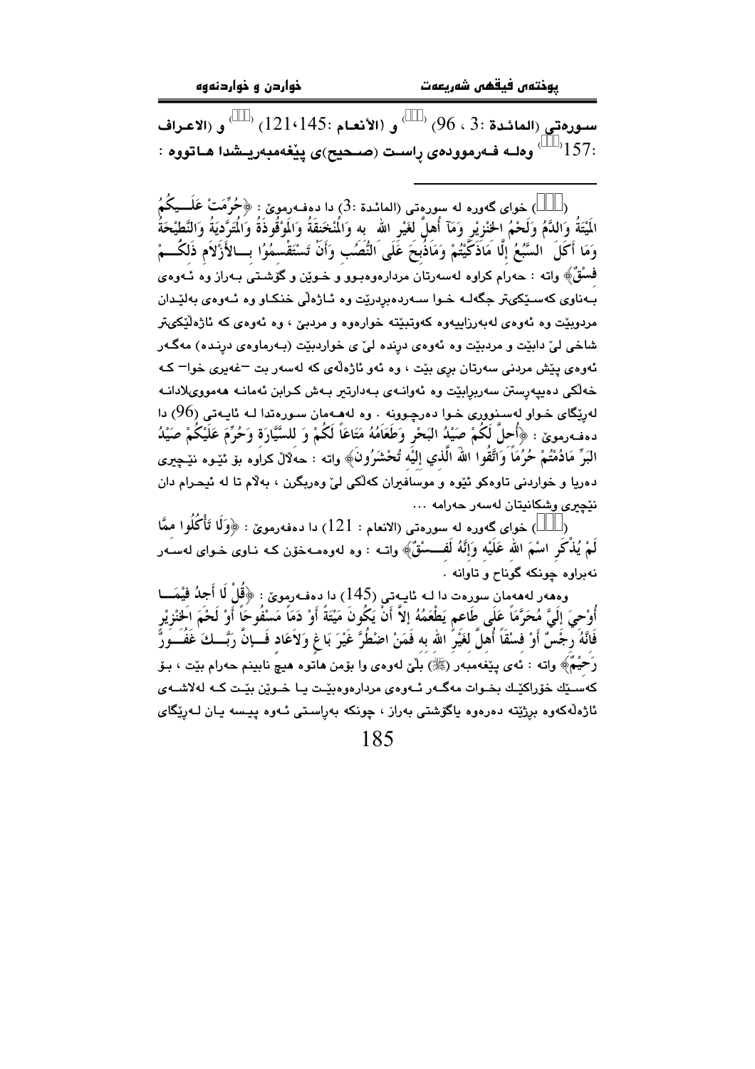سورەتی (المائدة :3 ، 96) [] و (الأنعام :121،145) [] و (الاعراف :157[]) وەلە فەرموودەی ڕاست (صحیح)ی پێغەمبەریشدا هاتووە :

---

([]) خوای گەورە لە سورەتی (المائدة :3) دا دەفەرموێ : ﴿حُرِّمَتْ عَلَيْكُمُ الْمَيْتَةُ وَالدَّمُ وَلَحْمُ الْخِنْزِيرِ وَمَآ أُهِلَّ لِغَيْرِ اللهِ به وَالْمُنْخَنِقَةُ وَالْمَوْقُوذَةُ وَالْمُتَرَدِّيَةُ وَالنَّطِيحَةُ وَمَا أَكَلَ السَّبُعُ إِلَّا مَاذَكَّيْتُمْ وَمَاذُبِحَ عَلَى النُّصُبِ وَأَنْ تَسْتَقْسِمُوا بِالأَزْلَامِ ذَلِكُمْ فِسْقٌ﴾ واتە : حەرام کراوە لەسەرتان مردارەوەبوو و خوێن و گۆشتی بەراز وە ئەوەی بەناوی کەسێکیتر جگەلە خوا سەردەبڕدرێت وە ئاژەڵی خنکاو وە ئەوەی بەلێدان مردوبێت وە ئەوەی لەبەرزاییەوە کەوتبێتە خوارەوە و مردبێ ، وە ئەوەی کە ئاژەڵێکیتر شاخی لێ دابێت و مردبێت وە ئەوەی دڕندە لێ ی خواردبێت (بەرماوەی دڕندە) مەگەر ئەوەی پێش مردنی سەرتان بڕی بێت ، وە ئەو ئاژەڵەی کە لەسەر بت –غەیری خوا– کە خەڵکی دەیپەرستن سەربڕابێت وە ئەوانەی بەدارتیر بەش کراین ئەمانە هەمووی‌لادانە لەڕێگای خواو لەسنووری خوا دەرچوونە . وە لەهەمان سورەتدا لە ئایەتی (96) دا دەفەرموێ : ﴿أُحِلَّ لَكُمْ صَيْدُ البَحْرِ وَطَعَامُهُ مَتَاعاً لَكُمْ وَ لِلسَّيَّارَةِ وَحُرِّمَ عَلَيْكُمْ صَيْدُ البَرِّ مَادُمْتُمْ حُرُماً وَاتَّقُوا اللهَ الَّذِي إِلَيْهِ تُحْشَرُونَ﴾ واتە : حەڵاڵ کراوە بۆ ئێوە نێچیری دەریا و خواردنی تاوەکو ئێوە و موسافیران کەڵکی لێ وەربگرن ، بەڵام تا لە ئیحرام دان نێچیری وشکانیتان لەسەر حەرامە ...

([]) خوای گەورە لە سورەتی (الانعام : 121) دا دەفەرموێ : ﴿وَلَا تَأْكُلُوا مِمَّا لَمْ يُذْكَرِ اسْمَ اللهِ عَلَيْهِ وَإِنَّهُ لَفِسْقٌ﴾ واتە : وە لەوەمەخۆن کە ناوی خوای لەسەر نەبراوە چونکە گوناح و تاوانە .

وەهەر لەهەمان سورەت دا لە ئایەتی (145) دا دەفەرموێ : ﴿قُلْ لَا أَجِدُ فِيْمَا أُوْحِيَ إِلَيَّ مُحَرَّمَاً عَلَى طَاعِمٍ يَطْعَمُهُ إِلاَّ أَنْ يَكُونَ مَيْتَةً أَوْ دَمَاً مَسْفُوحَاً أَوْ لَحْمَ الخِنْزِيْرِ فَإِنَّهُ رِجْسٌ أَوْ فِسْقَاً أُهِلَّ لِغَيْرِ اللهِ بِهِ فَمَنْ اضْطُرَّ غَيْرَ بَاغٍ وَلَاعَادٍ فَإِنَّ رَبَّكَ غَفُورٌ رَحِيْمٌ﴾ واتە : ئەی پێغەمبەر (ﷺ) بڵێ لەوەی وا بۆمن هاتوە هیچ نابینم حەرام بێت ، بۆ کەسێك خۆراکێك بخوات مەگەر ئەوەی مردارەوەبێت یا خوێن بێت کە لەلاشەی ئاژەڵەکەوە بڕژێتە دەرەوە یاگۆشتی بەراز ، چونکە بەڕاستی ئەوە پیسە یان لەڕێگای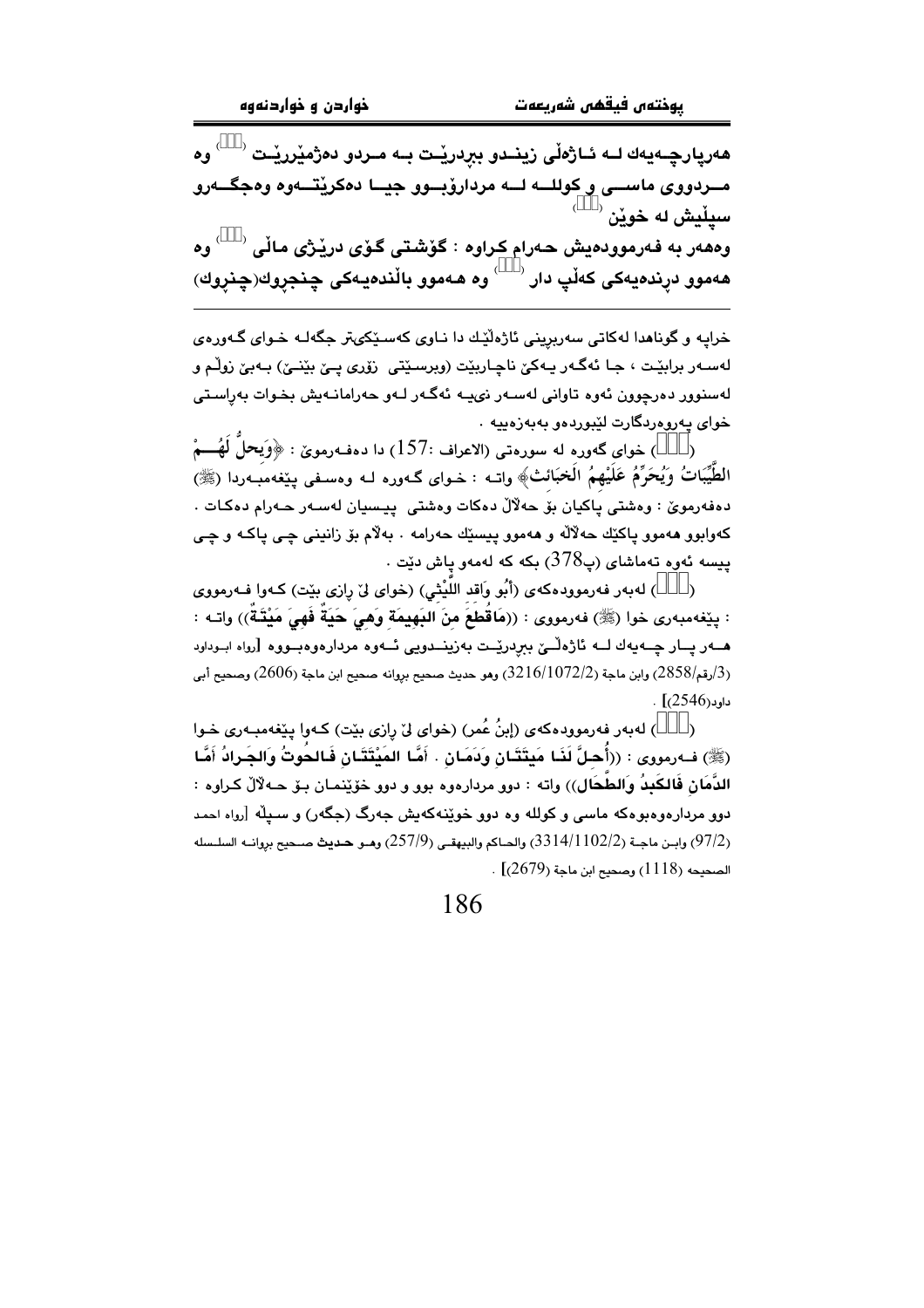**هەرپارچـەیەك لـە ئـاژەڵی زینـدو ببڕدرێـت بـە مـردو دەژمێررێـت () وە مـــردووی ماســـی و کوللـــە لـــە مردارۆبـــوو جیـــا دەکرێتـــەوە وەجگـــەرو سپڵیش لە خوێن ()**

**وەهەر بە فەرموودەیش حـەرام کراوە : گۆشـتی گـوێی درێـژی ماڵی () وە هەموو دڕندەیەکی کەڵپ دار () وە هـەموو باڵندەیـەکی چنجڕوك(چنڕوك)**

---

خراپە و گوناهدا لەکاتی سەربڕینی ئاژەڵێك دا نـاوی کەسـێکیتر جگەلـە خـوای گـەورەی لەسـەر براێـت ، جـا ئەگـەر یـەکێ ناچـاربێت (وبرسـێتی زۆری پـێ بێنـێ) بـەبێ زوڵم و لەسنوور دەرچوون ئەوە تاوانی لەسـەر نیـیە ئەگـەر لـەو حەرامانـەیش بخوات بەڕاسـتی خوای پەروەردگارت لێبوردەو بەبەزەییە .

() خوای گەورە لە سورەتی (الاعراف :157) دا دەفـەرموێ : ﴿وَيحلُّ لَهُـمْ الطَّيِّبَاتُ وَيُحَرِّمُ عَلَيْهِمُ الْخَبَائِثَ﴾ واتـە : خـوای گـەورە لـە وەسـفی پێغەمبـەردا (ﷺ) دەفەرموێ : وەشتی پاکیان بۆ حەلاڵ دەکات وەشتی پیـسیان لەسـەر حـەرام دەکـات . کەوابوو هەموو پاکێك حەلاڵە و هەموو پیسێك حەرامە . بەلاّم بۆ زانینی چـی پاکـە و چـی پیسە ئەوە تەماشای (پ378) بکە کە لەمەو پاش دێت .

() لەبەر فەرموودەکەی (أَبُو وَاقد اللَّيْثي) (خوای لێ رازی بێت) کـەوا فـەرمووی : پێغەمبەری خوا (ﷺ) فەرمووی : ((مَاقُطِعَ مِنَ البَهِيمَةِ وَهِيَ حَيَةٌ فَهِيَ مَيْتَـةٌ)) واتـە : هـەر پـار چـەیەك لـە ئاژەڵـێ ببڕدرێـت بەزینـدوویی ئـەوە مردارەوەبـووە [رواه ابـوداود (3/رقم/2858) وابن ماجة (3216/1072/2) وهو حديث صحيح بروانه صحيح ابن ماجة (2606) وصحيح أبى داود(2546)] .

() لەبەر فەرموودەکەی (إبنُ عُمر) (خوای لێ رازی بێت) کـەوا پێغەمبـەری خـوا (ﷺ) فـەرمووی : ((أُحِلَّ لَنَا مَيتَتَانِ وَدَمَانِ . أَمَّا المَيْتَتَانِ فَالحُوتُ وَالجَرادُ أَمَّا الدَّمَانِ فَالكَبدُ وَالطِّحَالُ)) واتە : دوو مردارەوە بوو و دوو خوێنمـان بـۆ حـەلاڵ کـراوە : دوو مردارەوەبوەکە ماسی و کوللە وە دوو خوێنەکەیش جەرگ (جگەر) و سـپڵە [رواه احمد (97/2) وابـن ماجـة (3314/1102/2) والحـاكم والبيهقـي (257/9) وهـو حديث صـحيح بروانـه السلـسله الصحيحه (1118) وصحيح ابن ماجة (2679)] .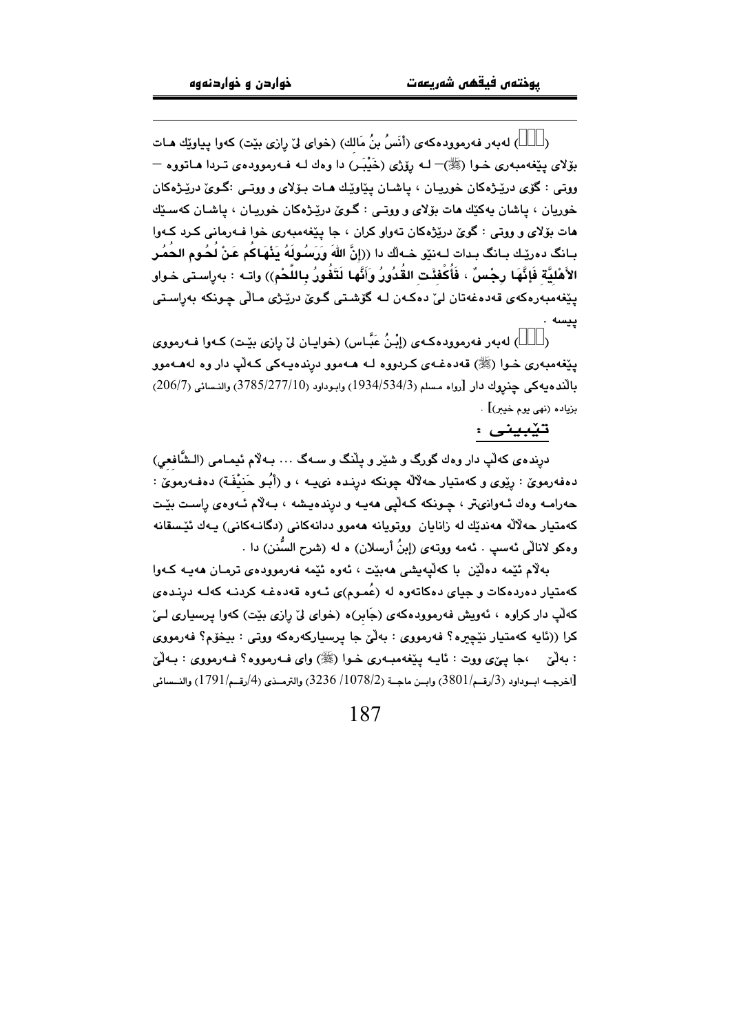(   ) لەبەر فەرموودەكەی (أَنَسُ بنُ مَالك) (خوای لیّ ڕازی بێت) كەوا پیاوێك هـات بۆلای پێغەمبەری خـوا (ﷺ)— لـە ڕۆژی (خَيْبَـر) دا وەك لـە فـەرموودەی تـردا هـاتووە — ووتی : گۆی درێـژەكان خوریـان ، پاشـان پیاوێـك هـات بـۆلای و ووتـی :گـوێ درێـژەكان خوریان ، پاشان یەكێك هات بۆلای و ووتـی : گـوێ درێـژەكان خوریـان ، پاشـان كەسـێك هات بۆلای و ووتی : گوێ درێژەكان تەواو كران ، جا پێغەمبەری خوا فـەرمانی كـرد كـەوا بـانگ دەرێـك بـانگ بـدات لـەنێو خـەڵك دا ((إِنَّ اللهَ وَرَسُولَهُ يَنْهَاكُم عَنْ لُحُومِ الحُمُرِ الأَهْلِيَّةِ فَإِنَّهَا رِجْسٌ ، فَأُكْفِئَتِ القُدُورُ وَأَنَّها لَتَفُورُ بِاللَّحْمِ)) واتـە : بەڕاسـتی خـواو پێغەمبەرەكەی قەدەغەتان لیّ دەكـەن لـە گۆشـتی گـوێ درێـژی مـاڵی چـونكە بەڕاسـتی پیسە .

(   ) لەبەر فەرموودەكـەی (إِبْنُ عَبَّـاس) (خوایـان لیّ ڕازی بێـت) كـەوا فـەرمووی پێغەمبەری خـوا (ﷺ) قەدەغـەی كـردووە لـە هـەموو دڕندەیـەكی كـەڵپ دار وە لەهـەموو باڵندەیەكی چنروك دار [رواه مسلم (1934/534/3) وابوداود (3785/277/10) والنسائی (206/7) بزیاده (نهی یوم خیبر)] .

## تێبینی :

دڕندەی كەڵپ دار وەك گورگ و شێر و پڵنگ و سـەگ ... بـەڵام ئیمـامی (الشَّافعي) دەفەرموێ : ڕێوی و كەمتیار حەڵاڵە چونكە دڕنـدە نیـیە ، و (أَبُو حَنِيْفَـة) دەفـەرموێ : حەرامـە وەك ئـەوانیتر ، چـونكە كـەڵپی هەیـە و دڕندەیـشە ، بـەڵام ئـەوەی ڕاسـت بێـت كەمتیار حەڵاڵە هەندێك لە زانایان ووتویانە هەموو ددانەكانی (دگانـەكانی) یـەك ئێـسقانە وەكو لاناڵی ئەسپ . ئەمە ووتەی (إبنُ أرسلان) ە لە (شرح السُّنن) دا .

بەڵام ئێمە دەڵێین با كەڵپەیشی هەبێت ، ئەوە ئێمە فەرموودەی تـرمـان هەیـە كـەوا كەمتیار دەردەكات و جیای دەكاتەوە لە (عُمـوم)ی ئـەوە قەدەغـە كردنـە كەلـە دڕنـدەی كەڵپ دار كراوە ، ئەویش فەرموودەكەی (جَابِر)ە (خوای لیّ ڕازی بێت) كەوا پرسیاری لـیّ كرا ((ئایە كەمتیار نێچیرە؟ فەرمووی : بەڵێ جا پرسیاركەرەكە ووتی : بیخۆم؟ فەرمووی : بەڵێ ،جا پیّی ووت : ئایـە پێغەمبـەری خـوا (ﷺ) وای فـەرمووە؟ فـەرمووی : بـەڵێ [اخرجـه ابـوداود (3/رقـم/3801) وابـن ماجـة (1078/2/ 3236) والترمـذی (4/رقـم/1791) والنـسائی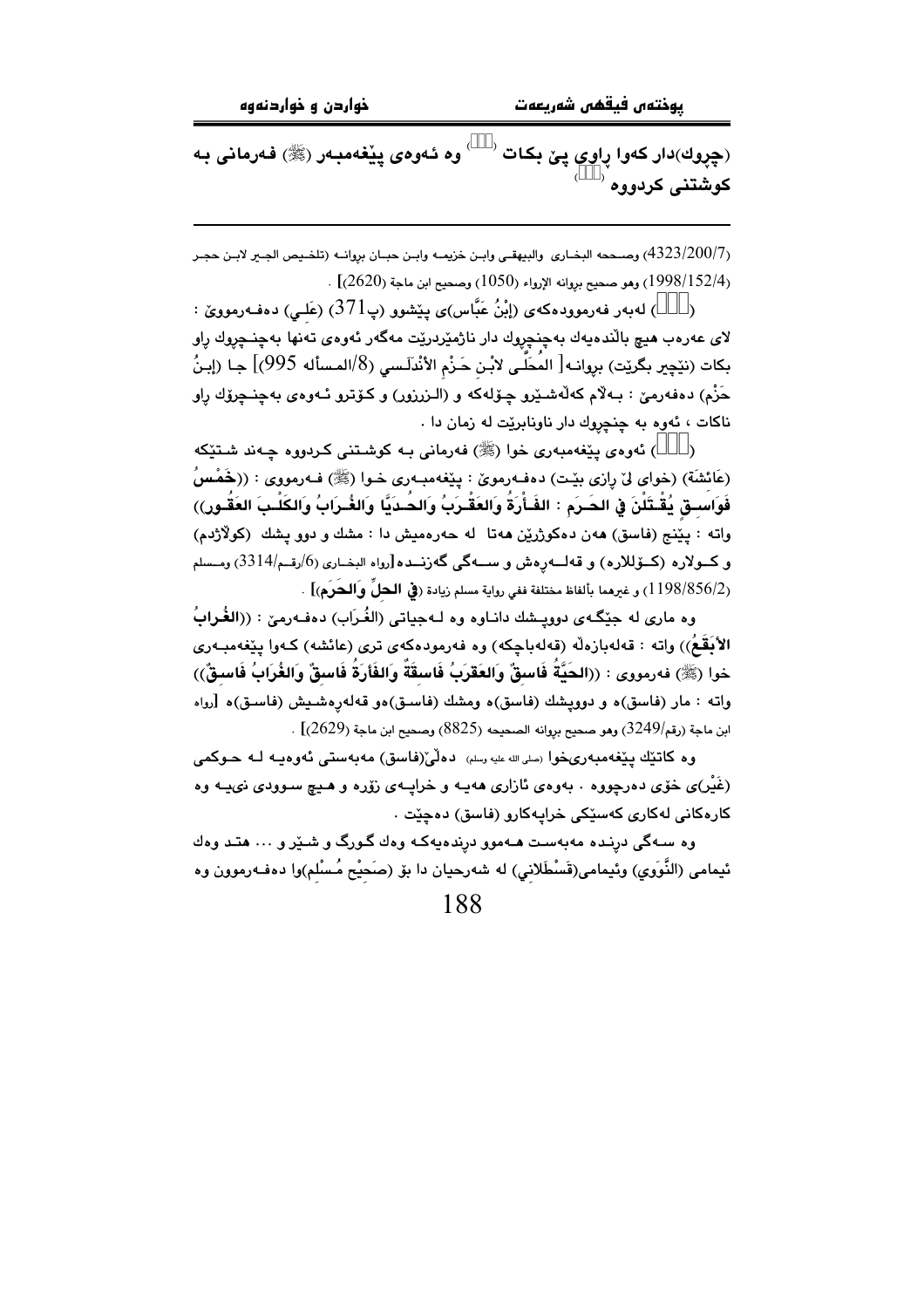**(چرِوك)دار كەوا ڕاوی پێ بكات ([]) وە ئەوەی پێغەمبەر (ﷺ) فەرمانی بە كوشتنی كردووە ([])**

---

(4323/200/7) وصححه البخاري والبيهقي وابن خزيمه وابن حبان بروانه (تلخيص الجبير لابن حجر (1998/152/4) وهو صحيح بروانه الإرواء (1050) وصحيح ابن ماجة (2620)] .

([]) لەبەر فەرموودەكەی (إِبْنُ عَبَّاس)ی پێشوو (پ371) (عَلي) دەفەرموێ : لای عەرەب هیچ باڵندەیەك بەچنچرِوك دار ناژمێردرێت مەگەر ئەوەی تەنها بەچنچرِوك ڕاو بكات (نێچیر بگرێت) بروانە[ المحَلى لابْن حَزْم الأنْدَلسي (8/المسأله 995)] جا (إِبنُ حَزْم) دەفەرموێ : بەڵام كەڵەشێرو چۆلەكە و (الزرزور) و كۆترو ئەوەی بەچنچرِوك ڕاو ناكات ، ئەوە بە چنچرِوك دار ناونابرێت لە زمان دا .

([]) ئەوەی پێغەمبەری خوا (ﷺ) فەرمانی بە كوشتنی كردووە چەند شتێكە (عَائِشَة) (خوای لێ ڕازی بێت) دەفەرموێ : پێغەمبەری خوا (ﷺ) فەرمووی : ((**خَمْسُ فَوَاسِقٍ يُقْتَلْنَ في الحَرَمِ : الفَأْرَةُ وَالعَقْرَبُ وَالحُدَيَّا وَالغُرَابُ وَالكَلْبَ العَقُور**)) واتە : پێنج (فاسق) هەن دەكوژرێن هەتا لە حەرەمیش دا : مشك و دوو پشك (كوڵاژدم) و كوولارە (كۆللارە) و قەلەڕەش و سەگی گەزندە [رواه البخاري (6/رقم/3314) ومسلم (1198/856/2) و غيرهما بألفاظ مختلفة ففي رواية مسلم زيادة (**في الحلِّ وَالحَرَم**)] .

وە ماری لە جێگەی دووپشك داناوە وە لەجیاتی (الغُرَاب) دەفەرمێ : ((**الغُرابُ الأَبْقَعُ**)) واتە : قەلەبازەڵە (قەلەباچكە) وە فەرموودەكەی تری (عائشە) كەوا پێغەمبەری خوا (ﷺ) فەرمووی : ((**الحَيَّةُ فَاسِقٌ وَالعَقْرَبُ فَاسِقَةٌ وَالفَأرَةُ فَاسِقٌ وَالغُرَابُ فَاسِقٌ**)) واتە : مار (فاسق)ە و دووپشك (فاسق)ە ومشك (فاسق)ەو قەلەڕەشیش (فاسق)ە [رواه ابن ماجة (رقم/3249) وهو صحيح بروانه الصحيحه (8825) وصحيح ابن ماجة (2629)] .

وە كاتێك پێغەمبەری‌خوا (صلى الله عليه وسلم) دەڵێ‌(فاسق) مەبەستی ئەوەیە لە حوكمی (غَيْر)ی خۆی دەرچووە . بەوەی ئازاری هەیە و خراپەی زۆرە و هیچ سوودی نیە وە كارەكانی لەكاری كەسێكی خراپەكارو (فاسق) دەچێت .

وە سەگی دڕندە مەبەست هەموو دڕندەیەكە وەك گورگ و شێر و ... هتد وەك ئیمامی (النَّوَوِي) وئیمامی(قَسْطَلاني) لە شەرحیان دا بۆ (صَحِيْح مُسْلِم)وا دەفەرموون وە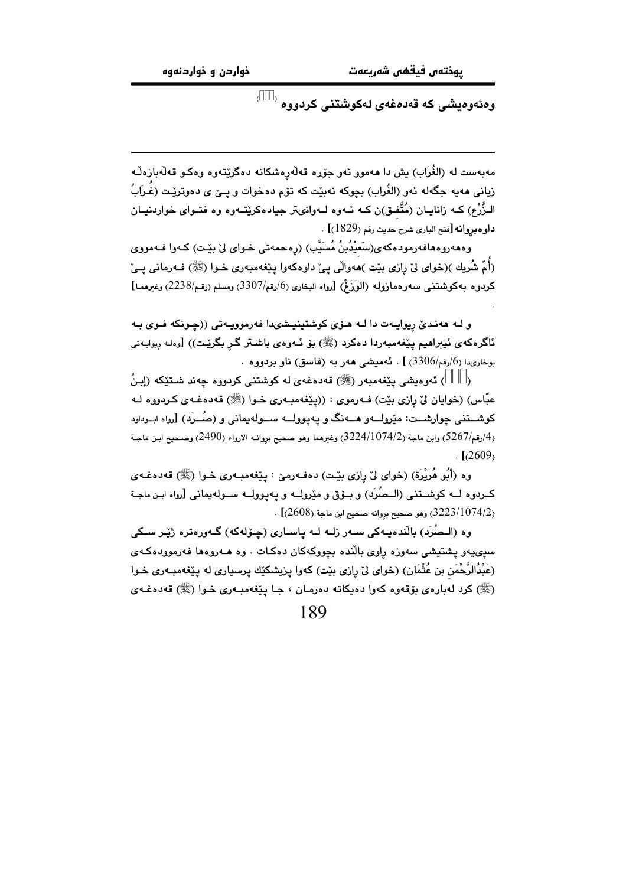وەئەوەیشی کە قەدەغەی لەکوشتنی کردووە ⁽ ⁾

---

مەبەست لە (الغُرَاب) یش دا هەموو ئەو جۆرە قەڵەڕەشکانە دەگرێتەوە وەکو قەڵەبازەڵە زیانی هەیە جگەلە ئەو (الغُراب) بچوکە نەبێت کە تۆم دەخوات و پـێ ی دەوترێت (غُـرَابُ الـزَّرْع) کـە زانایـان (مُتَّفـق)ن کـە ئـەوە لـەوانیتر جیادەکرێتـەوە وە فتـوای خواردنیـان داوەبڕوانە [فتح الباري شرح حديث رقم (1829)] .

وەهەروەهافەرمودەکەی(سَعِيْدُبنُ مُسَيَّب) (ڕەحمەتی خـوای لێ بێـت) کـەوا فـەمووی (أُمّ شُريك )(خوای لێ ڕازی بێت )هەواڵی پێ داوەکەوا پێغەمبەری خـوا (ﷺ) فـەرمانی پـێ کردوە بەکوشتنی سەرەمازولە (الوَزَغْ) [رواه البخاري (6/رقم/3307) ومسلم (رقم/2238) وغيرهما]

.

و لـە هەنـدێ ڕیوایـەت دا لـە هـۆی کوشتینیـشیدا فەرموویـەتی ((چـونکە فـوی بـە ئاگرەکەی ئیبراهیم پێغەمبەردا دەکرد (ﷺ) بۆ ئـەوەی باشـتر گـڕ بگرێـت)) [وەلـە ڕیوایـەتی بوخاریدا (6/رقم/3306) ] . ئەمیشی هەر بە (فاسق) ناو بردووە .

( ) ئەوەیشی پێغەمبەر (ﷺ) قەدەغەی لە کوشتنی کردووە چەند شـتێکە (إبـنُ عبّاس) (خوایان لێ ڕازی بێت) فـەرموی : ((پێغەمبـەری خـوا (ﷺ) قەدەغـەی کـردووە لـە کوشــتنی چوارشــت: مێرولــەو هــەنگ و پەپوولــە ســولەیمانی و (صُــرَد) [رواه ابـوداود (4/رقم/5267) وابن ماجة (3224/1074/2) وغيرهما وهو صحيح بروانه الارواء (2490) وصحيح ابن ماجة (2609)] .

وە (أبُو هُرَيْرَة) (خوای لێ ڕازی بێـت) دەفـەرمێ : پێغەمبـەری خـوا (ﷺ) قەدەغـەی کـردوە لــە کوشــتنی (الــصُرَد) و بــۆق و مێرولــە و پەپوولــە ســولەیمانی [رواه ابـن ماجـة (3223/1074/2) وهو صحيح بروانه صحيح ابن ماجة (2608)] .

وە (الـصُرَد) باڵندەیـەکی سـەر زلـە لـە پاسـاری (چـۆلەکە) گـەورەترە ژێـر سـکی سپی‌یەو پشتیشی سەوزە ڕاوی باڵندە بچووکەکان دەکـات . وە هـەروەها فەرموودەکـەی (عَبْدُالرَّحْمَن بن عُثْمَان) (خوای لێ ڕازی بێت) کەوا پزیشکێك پرسیاری لە پێغەمبـەری خـوا (ﷺ) کرد لەبارەی بۆقەوە کەوا دەیکاتە دەرمـان ، جـا پێغەمبـەری خـوا (ﷺ) قەدەغـەی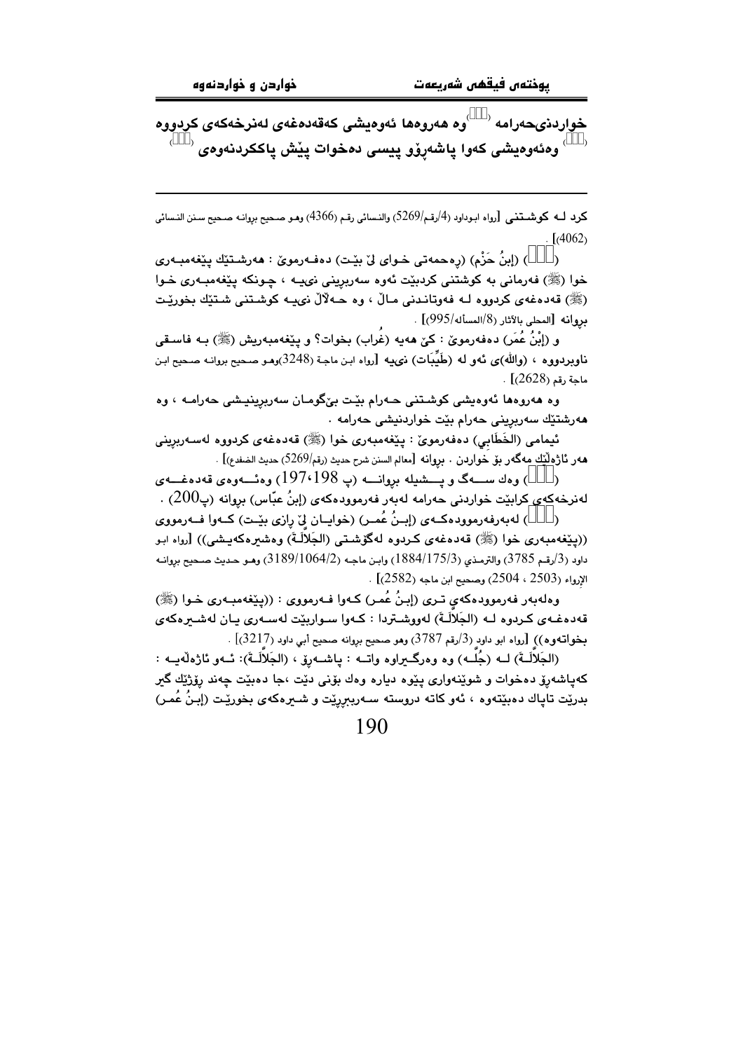خواردنیحەرامە [] وە هەروەها ئەوەیشی کەقەدەغەی لەنرخەکەی کردووە [] وەئەوەیشی کەوا پاشەڕۆ پیسی دەخوات پێش پاککردنەوەی []

---

کرد لـە کوشـتنی [رواه ابـوداود (4/رقـم/5269) والنسائي رقـم (4366) وهـو صـحيح بروانـه صـحيح سـنن النسائي (4062)] .

() (إبنُ حَزْم) (ڕەحمەتی خـوای لێ بێـت) دەفـەرموێ : هەرشـتێك پێغەمبـەری خوا (ﷺ) فەرمانی بە کوشتنی کردبێت ئەوە سەربڕینی نیيـە ، چـونکە پێغەمبـەری خـوا (ﷺ) قەدەغەی کردووە لـە فەوتانـدنی مـاڵ ، وە حـەلاڵ نیيـە کوشـتنی شـتێك بخورێـت بروانە [المحلى بالآثار (8/المسألە/995)] .

و (إبْنُ عُمَر) دەفەرموێ : کێ هەیە (غُراب) بخوات؟ و پێغەمبەریش (ﷺ) بـە فاسـقی ناوبردووە ، (والله)ی ئەو لە (طَيِّبَات) نیيە [رواه ابـن ماجـة (3248)وهـو صـحيح بروانـه صـحيح ابـن ماجة رقم (2628)] .

وە هەروەها ئەوەیشی کوشـتنی حـەرام بێـت بێگومـان سەربڕینیـشی حەرامـە ، وە هەرشتێك سەربڕینی حەرام بێت خواردنیشی حەرامە .

ئیمامی (الخَطَابي) دەفەرموێ : پێغەمبەری خوا (ﷺ) قەدەغەی کردووە لەسـەربڕینی هەر ئاژەڵێك مەگەر بۆ خواردن . بروانە [معالم السنن شرح حديث (رقم/5269) حديث الضفدع] .

() وەك سـەگ و پـشیلە بروانـە (پ 197،198) وەئـەوەی قەدەغـەی لەنرخەکەی کرابێت خواردنی حەرامە لەبەر فەرموودەکەی (إبنُ عبّاس) بروانە (پ200) .

() لەبەرفەرموودەکـەی (إبـنُ عُمـر) (خوایـان لێ ڕازی بێـت) کـەوا فـەرمووی ((پێغەمبەری خوا (ﷺ) قەدەغەی کـردوە لەگۆشـتی (الجَلاَّلَـةَ) وەشیرەکەیـشی)) [رواه ابـو داود (3/رقـم 3785) والترمذي (1884/175/3) وابـن ماجـه (3189/1064/2) وهـو حـديث صـحيح بروانـه الإرواء (2503 ، 2504) وصحيح ابن ماجه (2582)] .

وەلەبەر فەرموودەکەی تـری (إبـنُ عُمـر) کـەوا فـەرمووی : ((پێغەمبـەری خـوا (ﷺ) قەدەغـەی کـردوە لـە (الجَلاَّلَـةَ) لەووشـتردا : کـەوا سـواربێت لەسـەری یـان لەشـیرەکەی بخواتەوە)) [رواه ابو داود (3/رقم 3787) وهو صحيح بروانه صحيح أبي داود (3217)] .

(الجَلاَّلَـةَ) لـە (جُلَّـە) وە وەرگـیراوە واتـە : پاشـەڕۆ ، (الجَلاَّلَـةَ): ئـەو ئاژەڵەیـە : کەپاشەڕۆ دەخوات و شوێنەواری پێوە دیارە وەك بۆنی دێت ،جا دەبێت چەند ڕۆژێك گیر بدرێت تاپاك دەبێتەوە ، ئەو کاتە دروستە سـەربڕێت و شـیرەکەی بخورێـت (إبـنُ عُمـر)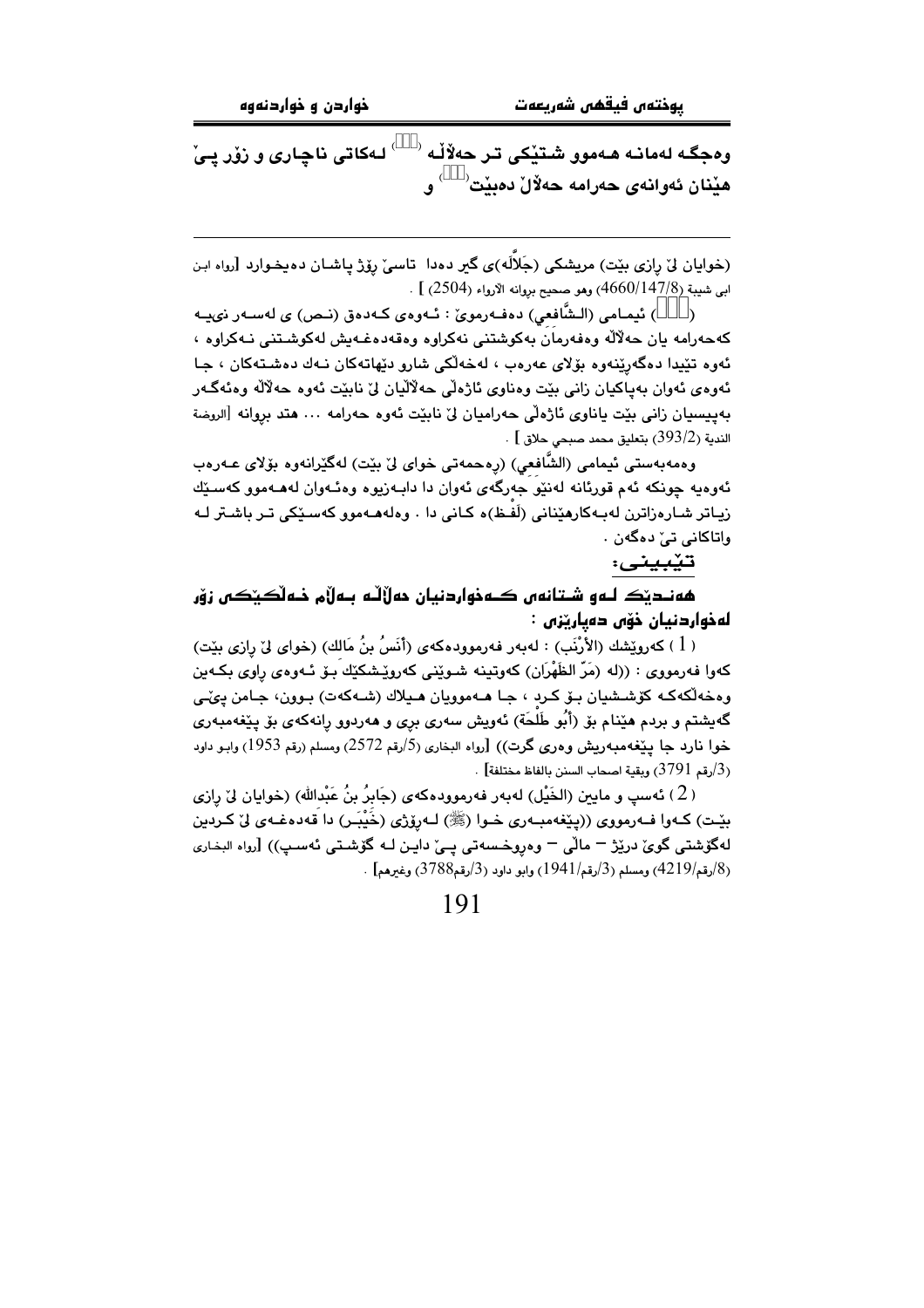وەجگە لەمانە هەموو شتێكی تر حەڵاڵە ([]) لەكاتی ناچاری و زۆر پێ هێنان ئەوانەی حەرامە حەڵاڵ دەبێت([]) و

---

(خوايان لێ ڕازی بێت) مریشكی (جَلَّالَه)ی گیر دەدا تاسێ ڕۆژ پاشان دەیخوارد [رواه ابن ابی شيبة (4660/147/8) وهو صحيح بروانە الأرواء (2504)] .

([]) ئیمامی (الشَّافعي) دەفەرموێ : ئەوەی كەدەق (نص) ی لەسەر نیيە كەحەرامە یان حەڵاڵە وەفەرمان بەكوشتنی نەكراوە وەقەدەغەیش لەكوشتنی نەكراوە ، ئەوە تێیدا دەگەڕێنەوە بۆلای عەرەب ، لەخەڵكی شارو دێهاتەكان نەك دەشتەكان ، جا ئەوەی ئەوان بەپاكیان زانی بێت وەناوی ئاژەڵی حەڵاڵیان لێ نابێت ئەوە حەڵاڵە وەئەگەر بەپیسیان زانی بێت یاناوی ئاژەڵی حەرامیان لێ نابێت ئەوە حەرامە ... هتد بروانە [الروضة الندية (393/2) بتعليق محمد صبحي حلاق] .

وەمەبەستی ئیمامی (الشَّافعي) (رەحمەتی خوای لێ بێت) لەگێرانەوە بۆلای عەرەب ئەوەیە چونكە ئەم قورئانە لەنێو جەرگەی ئەوان دا دابەزیوە وەئەوان لەهەموو كەسێك زیاتر شارەزاترن لەبەكارهێنانی (لَفظ)ە كانی دا . وەلەهەموو كەسێكی تر باشتر لە واتاكانی تێ دەگەن .

تێبینی:

**هەندێك لەو شتانەی كەخواردنیان حەڵاڵە بەڵام خەڵكێكی زۆر لەخواردنیان خۆی دەپارێزێ :**

( 1 ) كەروێشك (الأَرْنَب) : لەبەر فەرموودەكەی (أَنَسُ بنُ مَالك) (خوای لێ ڕازی بێت) كەوا فەرمووی : ((له (مَرّ الظَهْرَان) كەوتینە شوێنی كەروێشكێك بۆ ئەوەی ڕاوی بكەین وەخەڵكەكە كۆششیان بۆ كرد ، جا هەموویان هیلاك (شەكەت) بوون، جامن پێی گەیشتم و بردم هێنام بۆ (أَبُو طَلْحَة) ئەویش سەری بڕی و هەردوو ڕانەكەی بۆ پێغەمبەری خوا نارد جا پێغەمبەریش وەری گرت)) [رواه البخاری (5/رقم 2572) ومسلم (رقم 1953) وابو داود (3/رقم 3791) وبقية اصحاب السنن بالفاظ مختلفة] .

( 2 ) ئەسپ و ماین (الخَيْل) لەبەر فەرموودەكەی (جَابِرُ بنُ عَبْدالله) (خوايان لێ ڕازی بێت) كەوا فەرمووی ((پێغەمبەری خوا (ﷺ) لەڕۆژی (خَيْبَر) دا قەدەغەی لێ كردین لەگۆشتی گوێ درێژ – ماڵی – وەڕوخسەتی پێ داین لە گۆشتی ئەسپ)) [رواه البخاری (8/رقم/4219) ومسلم (3/رقم/1941) وابو داود (3/رقم3788) وغيرهم] .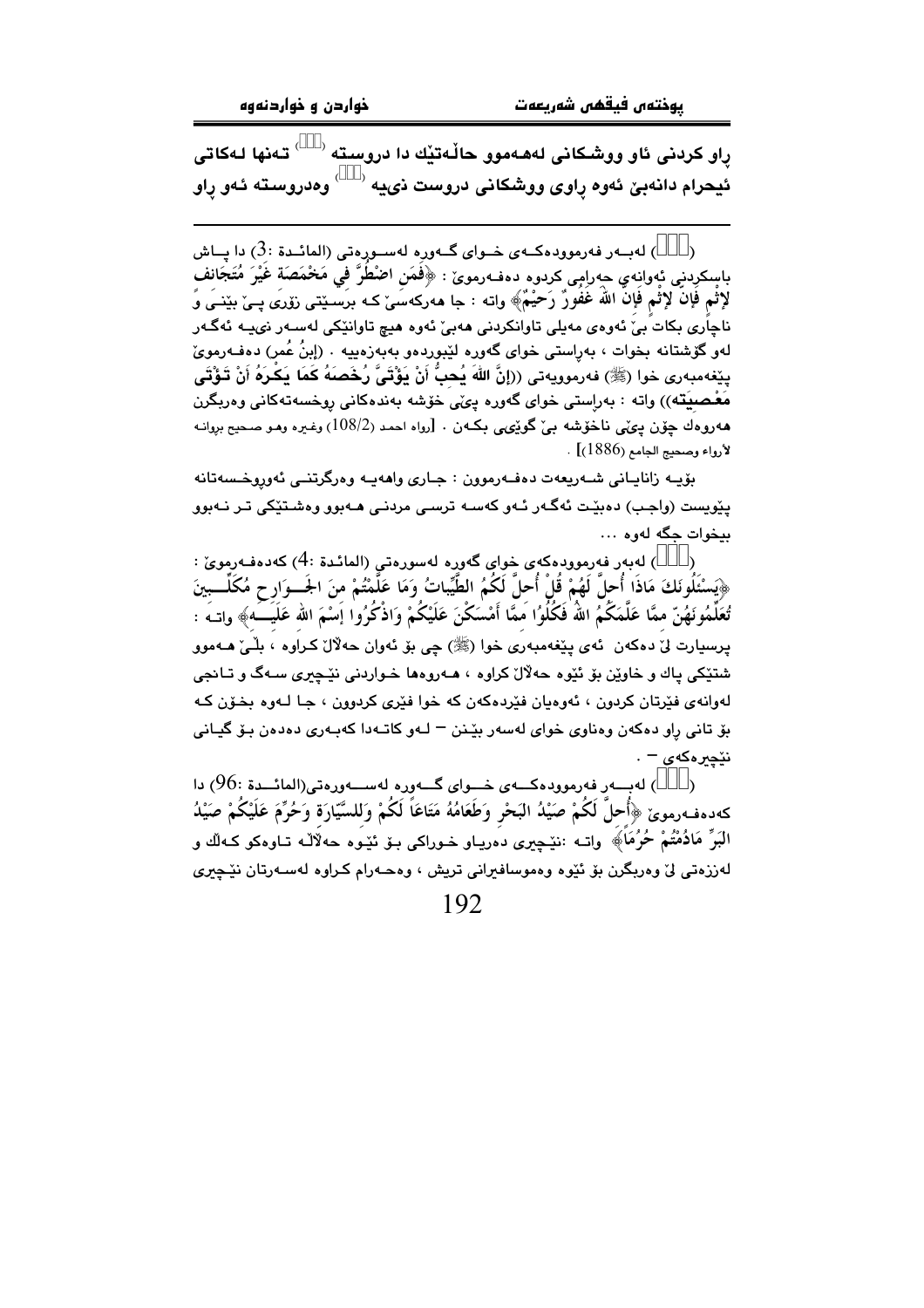راو كردنى ئاو ووشكانى لەهەموو حاڵەتێك دا دروستە (□□□) تەنها لەكاتى ئيحرام دانەبێ ئەوە راوى ووشكانى دروست نىيە (□□□) وەدروستە ئەو راو

---

(□□□) لەبەر فەرموودەكەى خواى گەورە لەسورەتى (المائدة :3) دا پاش باسكردنى ئەوانەى حەرامى كردوە دەفەرموێ : ﴿فَمَنِ اضْطُرَّ فِي مَخْمَصَةٍ غَيْرَ مُتَجَانِفٍ لِإِثْمٍ فَإِنَّ اللهَ غَفُورٌ رَحِيْمٌ﴾ واتە : جا هەركەسێ كە برسێتى زۆرى پێ بێنێ و ناچارى بكات بێ ئەوەى مەيلى تاوانكردنى هەبێ ئەوە هیچ تاوانێكى لەسەر نىيە ئەگەر لەو گۆشتانە بخوات ، بەراستى خواى گەورە لێبوردەو بەبەزەييە . (إبنُ عُمر) دەفەرموێ پێغەمبەرى خوا (ﷺ) فەرموويەتى ((إنَّ اللهَ يُحِبُّ أَنْ يُؤْتَىَ رُخَصَهُ كَمَا يَكْرَهُ أَنْ تُؤْتَى مَعْصِيَتُه)) واتە : بەراستى خواى گەورە پێى خۆشە بەندەكانى رووخسەتەكانى وەربگرن هەروەك چۆن پێى ناخۆشە بێ گوێى بكەن . [رواه احمد (108/2) وغيره وهو صحيح بروانە لأرواء وصحيح الجامع (1886)] .

بۆيە زانايانى شەريعەت دەفەرموون : جارى واهەيە وەرگرتنى ئەوروخسەتانە پێويست (واجب) دەبێت ئەگەر ئەو كەسە ترسى مردنى هەبوو وەشتێكى تر نەبوو بيخوات جگە لەوە ...

(□□□) لەبەر فەرموودەكەى خواى گەورە لەسورەتى (المائدة :4) كەدەفەرموێ : ﴿يَسْئَلُونَكَ مَاذَا أُحِلَّ لَهُمْ قُلْ أُحِلَّ لَكُمُ الطَّيِّبَاتُ وَمَا عَلَّمْتُمْ مِنَ الْجَوَارِحِ مُكَلِّبِيْنَ تُعَلِّمُوْنَهُنَّ مِمَّا عَلَّمَكُمُ اللهُ فَكُلُوْا مِمَّا أَمْسَكْنَ عَلَيْكُمْ وَاذْكُرُوا اِسْمَ اللهِ عَلَيْهِ﴾ واتە : پرسيارت لێ دەكەن ئەى پێغەمبەرى خوا (ﷺ) چى بۆ ئەوان حەڵاڵ كراوە ، بڵێ هەموو شتێكى پاك و خاوێن بۆ ئێوە حەڵاڵ كراوە ، هەروەها خواردنى نێچيرى سەگ و تانجى لەوانەى فێرتان كردون ، ئەوەيان فێردەكەن كە خوا فێرى كردوون ، جا لەوە بخۆن كە بۆ تانى راو دەكەن وەناوى خواى لەسەر بێنن — لەو كاتەدا كەبەرى دەدەن بۆ گيانى نێچيرەكەى — .

(□□□) لەبەر فەرموودەكەى خواى گەورە لەسورەتى(المائدة :96) دا كەدەفەرموێ ﴿أُحِلَّ لَكُمْ صَيْدُ الْبَحْرِ وَطَعَامُهُ مَتَاعًا لَكُمْ وَلِلسَّيَّارَةِ وَحُرِّمَ عَلَيْكُمْ صَيْدُ الْبَرِّ مَادُمْتُمْ حُرُمًا﴾ واتە :نێچيرى دەرياو خوراكى بۆ ئێوە حەڵاڵە تاوەكو كەڵك و لەززەتى لێ وەربگرن بۆ ئێوە وەموسافيرانى تريش ، وەحەرام كراوە لەسەرتان نێچيرى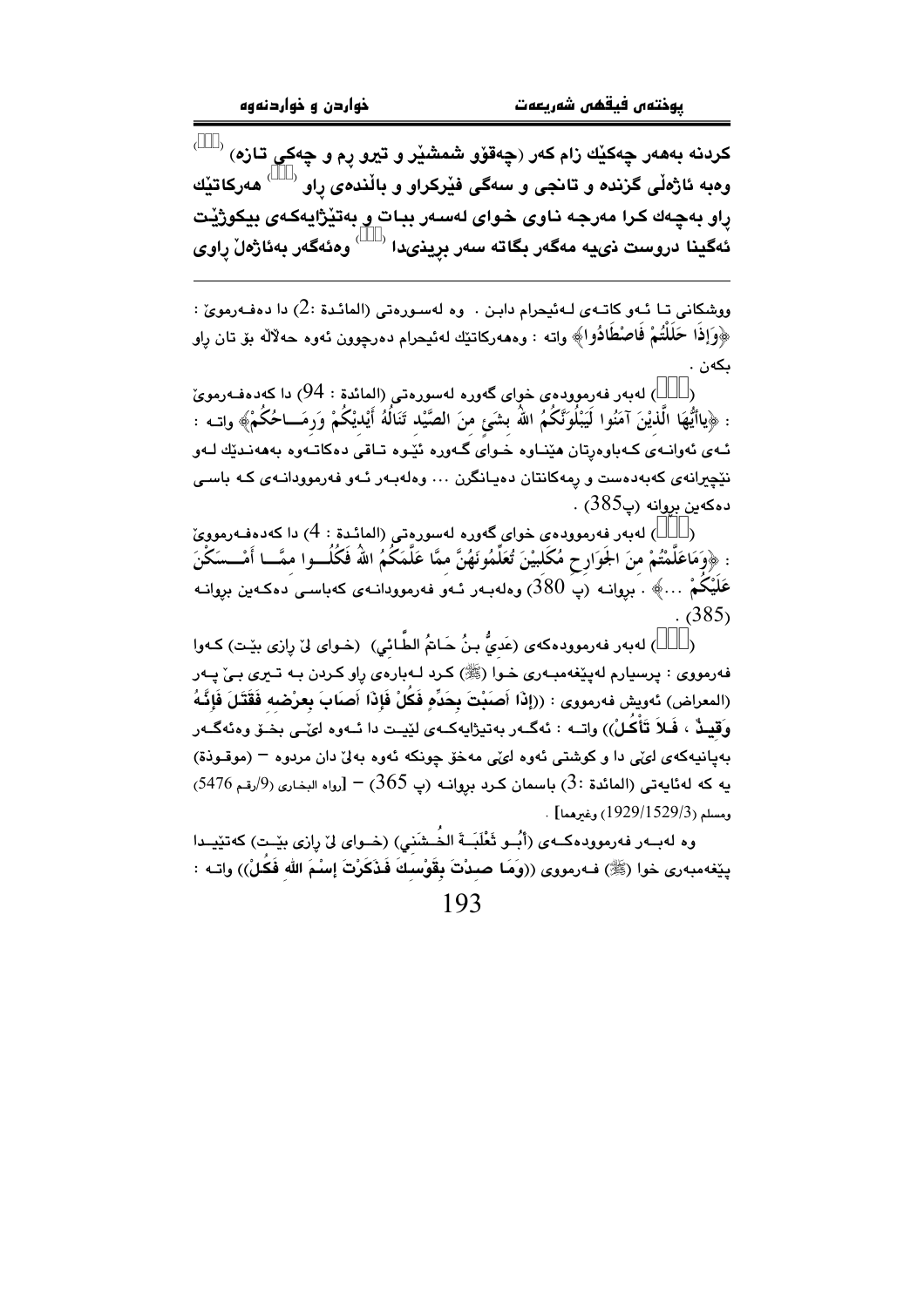کردنە بەهەر چەکێك زام کەر (چەقۆو شمشێر و تیرو رم و چەکی تازە) ( )
وەبە ئاژەڵی گزندە و تانجی و سەگی فێرکراو و باڵندەی راو ( ) هەرکاتێك راو بەچەك کرا مەرجە ناوی خوای لەسەر ببات و بەتێژایەکەی بیکوژێت ئەگینا دروست نیە مەگەر بگاتە سەر بڕینیدا ( ) وەئەگەر بەئاژەڵ راوی

---

ووشکانی تا ئەو کاتەی لەئیحرام دابن . وە لەسورەتی (المائدة :2) دا دەفەرموێ : ﴿وَإِذَا حَلَلْتُمْ فَاصْطَادُوا﴾ واتە : وەهەرکاتێك لەئیحرام دەرچوون ئەوە حەلاڵە بۆ تان راو بکەن .

( ) لەبەر فەرمودەی خوای گەورە لەسورەتی (المائدة : 94) دا کەدەفەرموێ : ﴿يَاأَيُّهَا الَّذِيْنَ آمَنُوا لَيَبْلُوَنَّكُمُ اللهُ بِشَيْءٍ مِنَ الصَّيْدِ تَنَالُهُ أَيْدِيْكُمْ وَرِمَــاحُكُمْ﴾ واتە : ئەی ئەوانەی کەباوەڕتان هێناوە خوای گەورە ئێوە تاقی دەکاتەوە بەهەندێك لەو نێچیرانەی کەبەدەست و ڕمەکانتان دەیانگرن ... وەلەبەر ئەو فەرموودانەی کە باسی دەکەین بڕوانە (پ385) .

( ) لەبەر فەرموودەی خوای گەورە لەسورەتی (المائدة : 4) دا کەدەفەرمووێ : ﴿وَمَاعَلَّمْتُمْ مِنَ الجَوَارِحِ مُكَلِّبِيْنَ تُعَلِّمُونَهُنَّ مِمَّا عَلَّمَكُمُ اللهُ فَكُلُــوا مِمَّــا أَمْسَــكْنَ عَلَيْكُمْ ...﴾ . بڕوانە (پ 380) وەلەبەر ئەو فەرموودانەی کەباسی دەکەین بڕوانە (385) .

( ) لەبەر فەرموودەکەی (عَدِيُّ بنُ حَاتِمُ الطَّائِي) (خوای لێ ڕازی بێت) کەوا فەرمووی : پرسیارم لەپێغەمبەری خوا (ﷺ) کرد لەبارەی ڕاو کردن بە تیری بێ پەر (المعراض) ئەویش فەرمووی : ((إذَا أَصَبْتَ بِحَدِّهِ فَكُلْ فَإذَا أَصَابَ بِعَرْضِه فَقَتَلَ فَإنَّهُ وَقِيذٌ ، فَلاَ تَأْكُلْ)) واتە : ئەگەر بەتیژایەکەی لێیت دا ئەوە لێی بخۆ وەئەگەر بەپانیەکەی لێی دا و کوشتی ئەوە لێی مەخۆ چونکە ئەوە بەلێ دان مردوە – (موقوذة) یە کە لەئایەتی (المائدة :3) باسمان کرد بڕوانە (پ 365) – [رواه البخاري (9/رقم 5476) ومسلم (1929/1529/3) وغيرهما] .

وە لەبەر فەرموودەکەی (أَبُو ثَعْلَبَةَ الخُشَني) (خوای لێ ڕازی بێت) کەتێیدا پێغەمبەری خوا (ﷺ) فەرمووی ((وَمَا صِدْتَ بِقَوْسِكَ فَذَكَرْتَ إسْمَ اللهِ فَكُلْ)) واتە :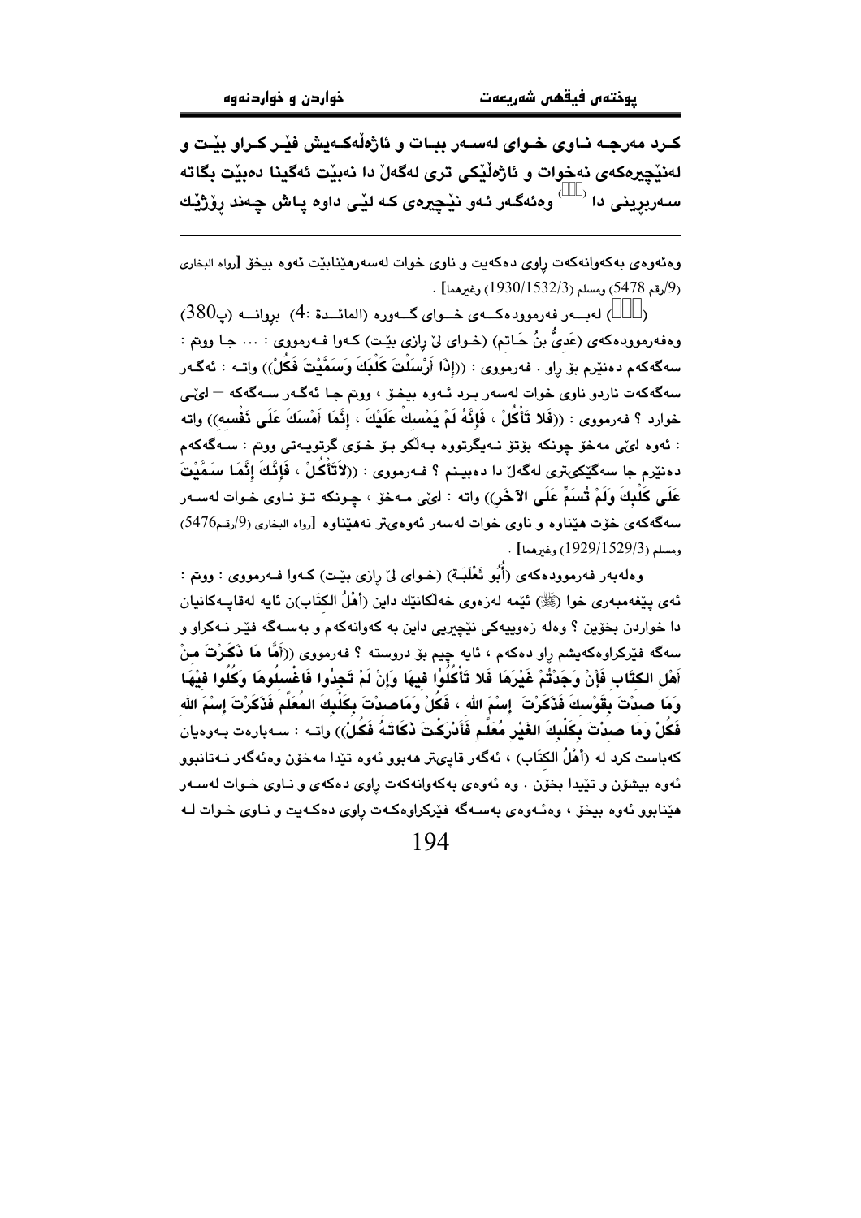**کرد مەرجە نـاوی خـوای لەسـەر ببـات و ئاژەڵەکـەیش فێـر کـراو بێـت و لەنێچیرەکەی نەخوات و ئاژەڵێکی تری لەگەڵ دا نەبێت ئەگینا دەبێت بگاتە سەربڕینی دا (  ) وەئەگەر ئەو نێچیرەی کە لێی داوە پاش چەند ڕۆژێك**

---

وەئەوەی بەکەوانەکەت ڕاوی دەکەیت و ناوی خوات لەسەرهێنابێت ئەوە بیخۆ [رواه البخاری (9/رقم 5478) ومسلم (1930/1532/3) وغیرهما] .

(  ) لەبـەر فەرموودەکـەی خـوای گـەورە (المائـدة :4) بڕوانـە (پ380) وەفەرموودەکەی (عَدِيُّ بنُ حَـاتِم) (خـوای لێ ڕازی بێـت) کـەوا فـەرمووی : ... جـا ووتم : سەگەکەم دەنێرم بۆ ڕاو . فەرمووی : ((إِذَا أَرْسَلْتَ كَلْبَكَ وَسَمَّيْتَ فَكُلْ)) واتـە : ئەگـەر سەگەکەت ناردو ناوی خوات لەسەر برد ئـەوە بیخـۆ ، ووتم جـا ئەگـەر سـەگەکە — لێـی خوارد ؟ فەرمووی : ((فَلا تَأْكُلْ ، فَإِنَّهُ لَمْ يَمْسِكْ عَلَيْكَ ، إِنَّمَا أَمْسَكَ عَلَى نَفْسِه)) واتە : ئەوە لێی مەخۆ چونکە بۆتۆ نـەیگرتووە بـەڵکو بـۆ خـۆی گرتویـەتی ووتم : سـەگەکەم دەنێرم جا سەگێکیتری لەگەڵ دا دەبینـم ؟ فـەرمووی : ((لاتَأْكُلْ ، فَإِنَّكَ إِنَّمَا سَمَّيْتَ عَلَى كَلْبِكَ وَلَمْ تُسَمِّ عَلَى الآخَرِ)) واتە : لێی مـەخۆ ، چـونکە تـۆ نـاوی خـوات لەسـەر سەگەکەی خۆت هێناوە و ناوی خوات لەسەر ئەوەیتر نەهێناوە [رواه البخاری (9/رقم5476) ومسلم (1929/1529/3) وغیرهما] .

وەلەبەر فەرموودەکەی (أُبُو ثَعْلَبَـةَ) (خـوای لێ ڕازی بێـت) کـەوا فـەرمووی : ووتم : ئەی پێغەمبەری خوا (ﷺ) ئێمە لەزەوی خەڵکانێك داین (أهْلُ الكتَاب)ن ئایە لەقاپـەکانیان دا خواردن بخۆین ؟ وەلە زەوییەکی نێچیری داین بە کەوانەکەم و بەسـەگە فێـر نـەکراو و سەگە فێرکراوەکەیشم ڕاو دەکەم ، ئایە چیم بۆ دروستە ؟ فەرمووی ((أَمَّا مَا ذَكَرْتَ مِنْ أَهْلِ الكتَابِ فَإِنْ وَجَدْتُمْ غَيْرَهَا فَلا تَأْكُلُوا فِيهَا وَإِنْ لَمْ تَجِدُوا فَاغْسِلُوهَا وَكُلُوا فِيْهَا وَمَا صِدْتَ بِقَوْسِكَ فَذَكَرْتَ إِسْمَ اللهِ ، فَكُلْ وَمَاصِدْتَ بِكَلْبِكَ المُعَلَّمِ فَذَكَرْتَ إِسْمَ اللهِ فَكُلْ وَمَا صِدْتَ بِكَلْبِكَ الغَيْرِ مُعَلَّمٍ فَأَدْرَكْتَ ذَكَاتَهُ فَكُلْ)) واتـە : سـەبارەت بـەوەیان کەباست کرد لە (أَهْلُ الكتَاب) ، ئەگەر قاپیتر هەبوو ئەوە تێدا مەخۆن وەئەگەر نـەتانبوو ئەوە بیشۆن و تێیدا بخۆن . وە ئەوەی بەکەوانەکەت ڕاوی دەکەی و نـاوی خـوات لەسـەر هێنابوو ئەوە بیخۆ ، وەئـەوەی بەسـەگە فێرکراوەکـەت ڕاوی دەکـەیت و نـاوی خـوات لـە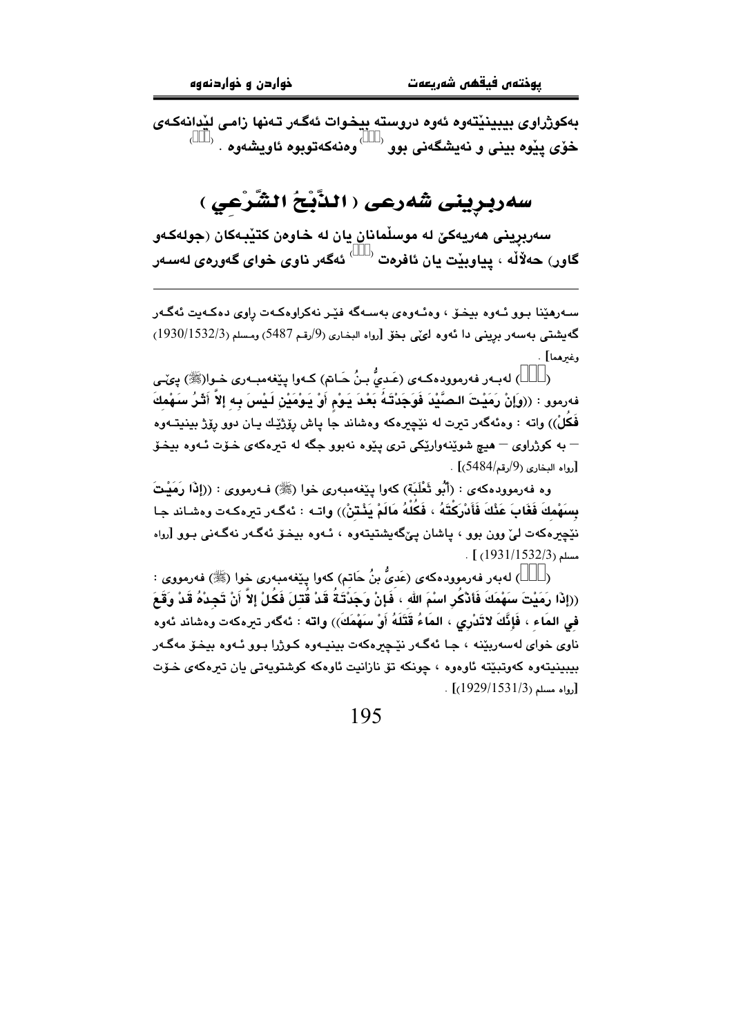بەکوژراوی بیبینێتەوە ئەوە دروستە بیخوات ئەگەر تەنها زامی لێدانەکەی خۆی پێوە بینی و نەیشگەنی بوو ( ) وەنەکەتوبوە ئاویشەوە . ( )

## سەربڕینی شەرعی ( الذَّبْحُ الشَّرْعِي )

سەربڕینی هەریەکێ لە موسڵمانان یان لە خاوەن کتێبەکان (جولەکەو گاور) حەڵاڵە ، پیاوبێت یان ئافرەت ( ) ئەگەر ناوی خوای گەورەی لەسەر

---

سەرهێنا بوو ئەوە بیخۆ ، وەئەوەی بەسەگە فێر نەکراوەکەت ڕاوی دەکەیت ئەگەر گەیشتی بەسەر بڕینی دا ئەوە لێی بخۆ [رواه البخاري (9/رقم 5487) ومسلم (1930/1532/3) وغيرهما] .

( ) لەبەر فەرموودەکەی (عَدِيُّ بنُ حَاتم) کەوا پێغەمبەری خوا(ﷺ) پێی فەرمووە : ((وَإِنْ رَمَيْتَ الصَّيْدَ فَوَجَدْتَهُ بَعْدَ يَوْمٍ أَوْ يَوْمَيْنِ لَيْسَ بِهِ إِلاَّ أَثَرُ سَهْمِكَ فَكُلْ)) واتە : وەئەگەر تیرت لە نێچیرەکە وەشاند جا پاش ڕۆژێك یان دوو ڕۆژ بینیتەوە — بە کوژراوی — هیچ شوێنەوارێکی تری پێوە نەبوو جگە لە تیرەکەی خۆت ئەوە بیخۆ [رواه البخاري (9/رقم/5484)] .

وە فەرموودەکەی : (أَبُو ثَعْلَبَة) کەوا پێغەمبەری خوا (ﷺ) فەرمووی : ((إِذَا رَمَيْتَ بِسَهْمِكَ فَغَابَ عَنْكَ فَأَدْرَكْتَهُ ، فَكُلْهُ مَالَمْ يَنْتِنْ)) واتە : ئەگەر تیرەکەت وەشاند جا نێچیرەکەت لێ وون بوو ، پاشان پێگەیشتیتەوە ، ئەوە بیخۆ ئەگەر نەگەنی بوو [رواه مسلم (1931/1532/3)] .

( ) لەبەر فەرموودەکەی (عَدِيُّ بنُ حَاتم) کەوا پێغەمبەری خوا (ﷺ) فەرمووی : ((إِذَا رَمَيْتَ سَهْمَكَ فَاذْكُرِ اسْمَ اللهِ ، فَإِنْ وَجَدْتَهُ قَدْ قُتِلَ فَكُلْ إِلاَّ أَنْ تَجِدْهُ قَدْ وَقَعَ فِي المَاءِ ، فَإِنَّكَ لاتَدْرِي ، المَاءُ قَتَلَهُ أَوْ سَهْمُكَ)) واتە : ئەگەر تیرەکەت وەشاند ئەوە ناوی خوای لەسەربێنە ، جا ئەگەر نێچیرەکەت بینیەوە کوژرا بوو ئەوە بیخۆ مەگەر بیبینیتەوە کەوتبێتە ئاوەوە ، چونکە تۆ نازانیت ئاوەکە کوشتویەتی یان تیرەکەی خۆت [رواه مسلم (1929/1531/3)] .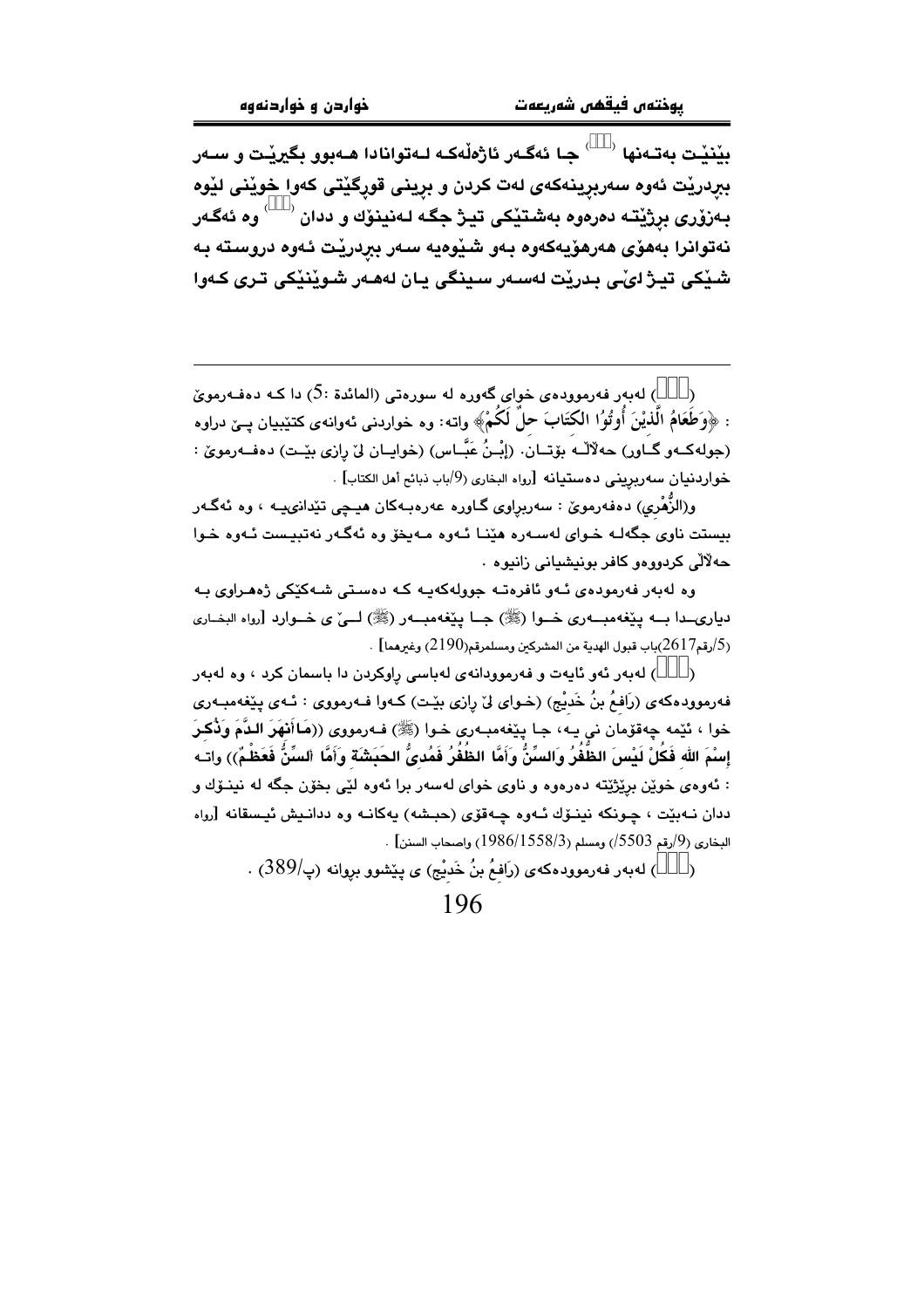بێنێت بەتەنها ([]) جا ئەگەر ئاژەڵەکە لەتوانادا هەبوو بگیرێت و سەر ببردرێت ئەوە سەربڕینەکەی لەت کردن و بڕینی قورگێتی کەوا خوێنی لێوە بەزۆری بڕژێتە دەرەوە بەشتێکی تیژ جگە لەنینۆك و ددان ([]) وە ئەگەر نەتوانرا بەهۆی هەرهۆیەکەوە بەو شێوەیە سەر ببردرێت ئەوە دروستە بە شێکی تیژ ئێی بدرێت لەسەر سینگی یان لەهەر شوێنێکی تری کەوا

---

([]) لەبەر فەرموودەی خوای گەورە لە سورەتی (المائدة :5) دا کە دەفەرمویٚ : ﴿وَطَعَامُ الَّذِيْنَ أُوتُوُا الكِتَابَ حِلٌّ لَكُمْ﴾ واتە: وە خواردنی ئەوانەی کتێبیان پێ دراوە (جولەکەو گاور) حەڵاڵە بۆتان. (إبْنُ عَبَّاس) (خوایان لێ رازی بێت) دەفەرمویٚ : خواردنیان سەربڕینی دەستیانە [رواه البخاري (9/باب ذبائح أهل الكتاب] .

و(الزُّهْري) دەفەرمویٚ : سەربڕاوی گاورە عەرەبەکان هیچی تێدانییە ، وە ئەگەر بیستت ناوی جگەلە خوای لەسەرە هێنا ئەوە مەیخۆ وە ئەگەر نەتبیست ئەوە خوا حەڵاڵی کردووەو کافر بونیشیانی زانیوە .

وە لەبەر فەرموودەی ئەو ئافرەتە جوولەکەیە کە دەستی شەکێکی ژەهراوی بە دیاریدا بە پێغەمبەری خوا (ﷺ) جا پێغەمبەر (ﷺ) لێ ی خوارد [رواه البخاري (5/رقم2617)باب قبول الهدية من المشركين ومسلمرقم(2190) وغيرهما] .

([]) لەبەر ئەو ئایەت و فەرموودانەی لەباسی راوکردن دا باسمان کرد ، وە لەبەر فەرموودەکەی (رَافِعُ بنُ خَدِيْج) (خوای لێ رازی بێت) کەوا فەرمووی : ئەی پێغەمبەری خوا ، ئێمە چەقۆمان نی یە، جا پێغەمبەری خوا (ﷺ) فەرمووی ((مَاأَنْهَرَ الدَّمَ وَذُكِرَ إسْمَ اللهِ فَكُلْ لَيْسَ الظُّفُرُ وَالسِّنُّ وَأَمَّا الظُفُرُ فَمُدىُّ الحَبَشَة وَأَمَّا السِّنُّ فَعَظْمٌ)) واتە : ئەوەی خوێن بڕژێتە دەرەوە و ناوی خوای لەسەر برا ئەوە لێی بخۆن جگە لە نینۆك و ددان نەبێت ، چونکە نینۆك ئەوە چەقۆی (حبشە) یەکانە وە ددانیش ئێسقانە [رواه البخاري (9/رقم 5503/) ومسلم (1986/1558/3) واصحاب السنن] .

([]) لەبەر فەرموودەکەی (رَافِعُ بنُ خَدِيْج) ی پێشوو بروانە (پ/389) .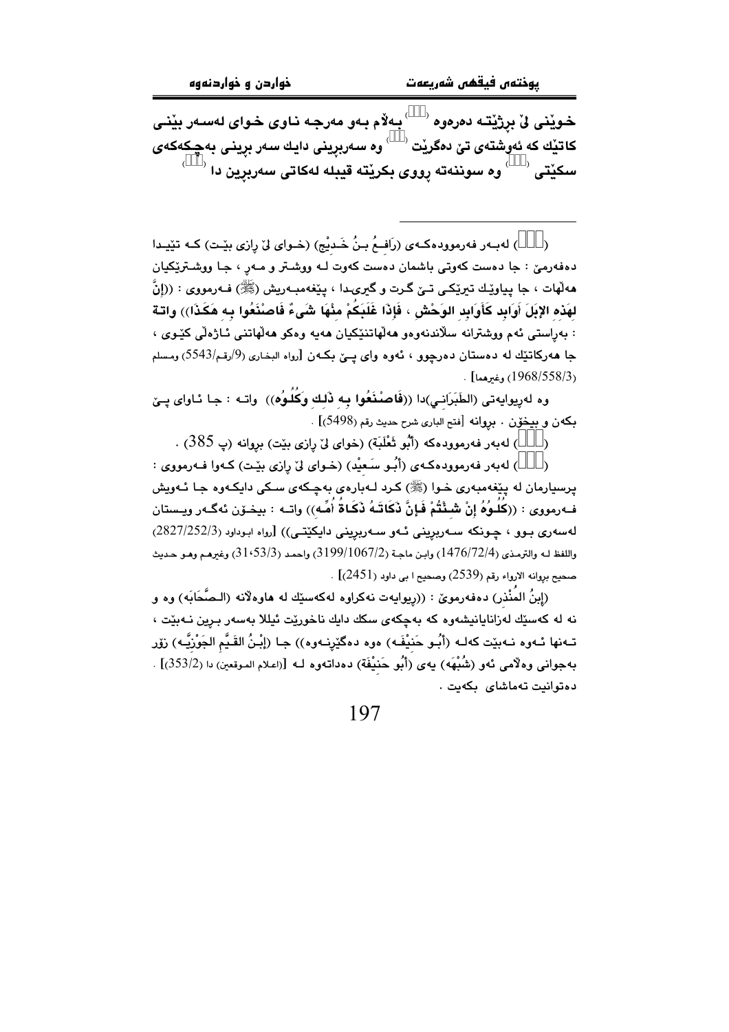**خوێنی لێ بڕژێتە دەرەوە (...) بەڵام بەو مەرجە ناوی خوای لەسەر بێنی کاتێك کە ئەوشتەی تێ دەگرێت (...) وە سەربڕینی دایك سەر بڕینی بەچکەکەی سکێتی (...) وە سوننەتە رووی بکرێتە قیبلە لەکاتی سەربڕین دا (...)**

---

(...) لەبەر فەرموودەکەی (رَافِعُ بنُ خَدِيْج) (خوای لێ رازی بێت) کە تێیدا دەفەرمێ : جا دەست کەوتی باشمان دەست کەوت لە ووشتر و مەڕ ، جا ووشترێکیان هەڵهات ، جا پیاوێك تیرێکی تێ گرت و گیری دا ، پێغەمبەریش (ﷺ) فەرمووی : ((إِنَّ **لِهَذِهِ الإِبِلَ أَوَابِدَ كَأَوَابِدِ الوَحْشِ ، فَإِذَا غَلَبَكُمْ مِنْهَا شَيءٌ فَاصْنَعُوا بِهِ هَكَذَا**)) واتە : بەڕاستی ئەم ووشترانە سڵاندنەوەو هەڵهاتنێکیان هەیە وەکو هەڵهاتنی ئاژەڵی کێوی ، جا هەرکاتێك لە دەستتان دەرچوو ، ئەوە وای پێ بکەن [رواه البخاري (9/رقم/5543) ومسلم (1968/558/3) وغيرهما] .

وە لەڕیوایەتی (الطَبَرَانِي)دا ((**فَاصْنَعُوا بِهِ ذَلِكَ وَكُلُوهُ**)) واتە : جا ئاوای پێ بکەن و بیخۆن . بڕوانە [فتح الباري شرح حديث رقم (5498)] .

(...) لەبەر فەرموودەکە (أَبُو ثَعْلَبَة) (خوای لێ رازی بێت) بڕوانە (پ 385) .

(...) لەبەر فەرموودەکەی (أَبُو سَعِيْد) (خوای لێ رازی بێت) کەوا فەرمووی : پرسیارمان لە پێغەمبەری خوا (ﷺ) کرد لەبارەی بەچکەی سکی دایکەوە جا ئەویش فەرمووی : ((**كُلُوهُ إِنْ شِئْتُمْ فَإِنَّ ذَكَاتَهُ ذَكَاةُ أُمِّهِ**)) واتە : بیخۆن ئەگەر ویستان لەسەری بوو ، چونکە سەربڕینی ئەو سەربڕینی دایکێتی)) [رواه ابوداود (2827/252/3) واللفظ له والترمذي (1476/72/4) وابن ماجة (3199/1067/2) واحمد (31،53/3) وغيرهم وهو حديث صحيح بروانه الارواء رقم (2539) وصحيح ا بي داود (2451)] .

(إِبنُ المُنْذِر) دەفەرموێ : ((ریوایەت نەکراوە لەکەسێك لە هاوەڵانە (الصَّحَابَة) وە و نە لە کەسێك لەزانایانیشەوە کە بەچکەی سکی دایك ناخورێت ئیللا بەسەر بڕین نەبێت ، تەنها ئەوە نەبێت کەلە (أَبُو حَنِيْفَه) وەوە دەگێڕنەوە)) جا (إِبْنُ القَيِّم الجَوْزِيَّه) زۆر بەجوانی وەڵامی ئەو (شُبْهَه) یەی (أَبُو حَنِيْفَة) دەداتەوە لە [إعلام الموقعين) دا (353/2)] . دەتوانیت تەماشای بکەیت .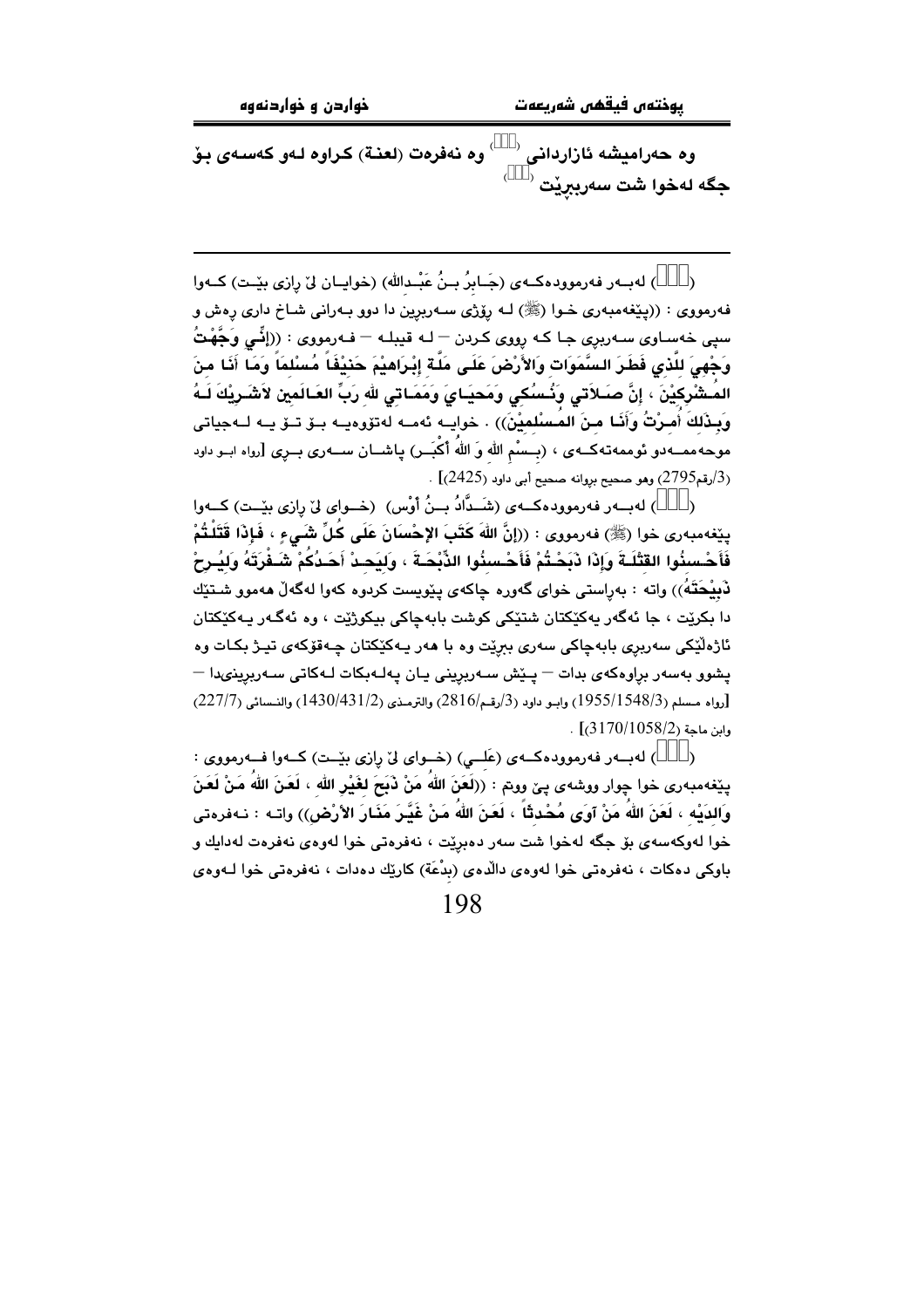وه حەرامیشه ئازاردانی ([ ]) وه نەفرەت (لعنة) کراوه لەو کەسەی بۆ جگه لەخوا شت سەربڕێت ([ ])

---

([ ]) لەبەر فەرموودەکەی (جَـابِرُ بـنُ عَبْـدالله) (خوایـان لێ ڕازی بێـت) کـەوا فەرمووی : ((پێغەمبەری خـوا (ﷺ) لـە ڕۆژی سـەربڕین دا دوو بـەرانی شـاخ داری ڕەش و سپی خەساوی سەربڕی جا کە ڕووی کـردن – لـە قیبلـە – فـەرمووی : ((إِنِّي وَجَّهْتُ وَجْهِيَ لِلَّذِي فَطَرَ السَّمَوَاتِ وَالأَرْضَ عَلَى مِلَّةِ إِبْرَاهِيْمَ حَنِيْفاً مُسْلِماً وَمَا أَنَا مِنَ المُشْرِكِيْنَ ، إِنَّ صَلاَتِي وَنُسُكِي وَمَحيَايَ وَمَمَاتِي للهِ رَبِّ العَالَمِين لاَشَرِيْكَ لَـهُ وَبِذَلِكَ أُمِرْتُ وَأَنَا مِنَ المُسْلِمِيْنَ)) . خوایـه ئەمـه لەتۆوەیـه بـۆ تـۆ یـه لـەجیاتی موحەممـەدو ئوممەتەکـەی ، (بِسْمِ اللهِ وَ اللهُ أَكْبَـر) پاشـان سـەری بـڕی [رواه ابـو داود (3/رقم2795) وهو صحیح بروانه صحیح أبی داود (2425)] .

([ ]) لەبـەر فەرموودەکـەی (شَـدَّادُ بـنُ أَوْس) (خـوای لێ ڕازی بێـت) کـەوا پێغەمبەری خوا (ﷺ) فەرمووی : ((إِنَّ اللهَ كَتَبَ الإِحْسَانَ عَلَى كُلِّ شَيءٍ ، فَإِذَا قَتَلْتُمْ فَأَحْسِنُوا القِتْلَةَ وَإِذَا ذَبَحْتُمْ فَأَحْسِنُوا الذِّبْحَةَ ، وَلْيَحِدْ أَحَدُكُمْ شَفْرَتَهُ وَلْيُرِحْ ذَبِيْحَتَهُ)) واته : بەڕاستی خوای گەورە چاکەی پێویست کردوه کەوا لەگەڵ هەموو شتێك دا بکرێت ، جا ئەگەر یەکێکتان شتێکی کوشت بابەچاکی بیکوژێت ، وه ئەگـەر یـەکێکتان ئاژەڵێکی سەربڕی بابەچاکی سەری ببڕێت وه با هەر یـەکێکتان چـەقۆکەی تیـژ بکـات وه پشوو بەسەر براوەکەی بدات – پـێش سـەربڕینی یـان پەلـەبکات لـەکاتی سـەربڕینیدا – [رواه مسلم (1955/1548/3) وابو داود (3/رقم/2816) والترمذی (1430/431/2) والنسائی (227/7) وابن ماجة (3170/1058/2)] .

([ ]) لەبـەر فەرموودەکـەی (عَلـي) (خـوای لێ ڕازی بێـت) کـەوا فـەرمووی : پێغەمبەری خوا چوار ووشەی پێ ووتم : ((لَعَنَ اللهُ مَنْ ذَبَحَ لِغَيْرِ الله ، لَعَنَ اللهُ مَنْ لَعَنَ وَالِدَيْه ، لَعَنَ اللهُ مَنْ آوَى مُحْدِثاً ، لَعَنَ اللهُ مَنْ غَيَّرَ مَنَارَ الأَرْض)) واتـه : نـەفرەتی خوا لەوکەسەی بۆ جگە لەخوا شت سەر دەبڕێت ، نەفرەتی خوا لەوەی نەفرەت لەدایك و باوکی دەکات ، نەفرەتی خوا لەوەی داڵدەی (بِدْعَة) کارێك دەدات ، نەفرەتی خوا لـەوەی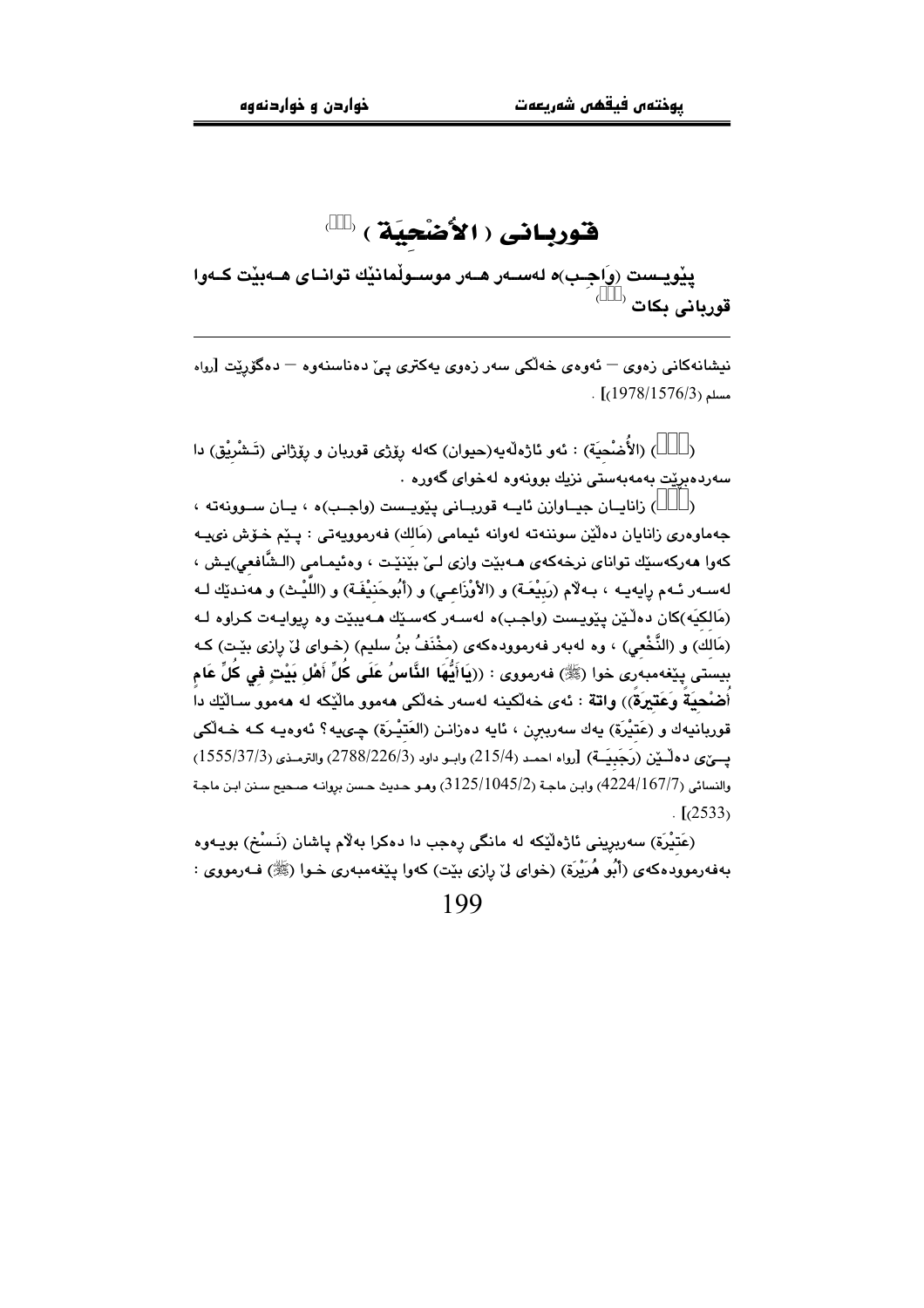# قوربـانی (الأُضْحِيَة) [()]

**پێویـست (وَاجِـب)ە لەسـەر هـەر موسـوڵمانێك توانـای هـەبێت کـەوا قوربانی بکات** [()]

---

نیشانەکانی زەوی — ئەوەی خەڵکی سەر زەوی یەکتری پێ دەناسنەوە — دەگۆڕێت [رواه مسلم (1978/1576/3)] .

([]) (الأُضْحِيَة) : ئەو ئاژەڵەیە(حیوان) کەلە ڕۆژی قوربان و ڕۆژانی (تَـشْرِيق) دا سەردەبڕێت بەمەبەستی نزیك بوونەوە لەخوای گەورە .

([]) زانایـان جیـاوازن ئایـە قوربـانی پێویـست (واجـب)ە ، یـان سـوونەتە ، جەماوەری زانایان دەڵێن سوننەتە لەوانە ئیمامی (مَالك) فەرموویەتی : پـێم خـۆش نییـە کەوا هەرکەسێك توانای نرخەکەی هـەبێت وازی لـێ بێنێـت ، وەئیمـامی (الـشَّافعي)یـش ، لەسـەر ئـەم ڕایەیـە ، بـەڵام (رَبِيْعَـة) و (الأَوْزَاعـي) و (أَبُوحَنِيْفَـة) و (اللَّيْـث) و هەنـدێك لـە (مَالكيَە)کان دەڵێن پێویـست (واجـب)ە لەسـەر کەسـێك هـەبێت وە ڕیوایـەت کـراوە لـە (مَالك) و (النَّخْعِي) ، وە لەبەر فەرموودەکەی (مِخْنَفُ بنُ سليم) (خـوای لێ ڕازی بێـت) کـە بیستی پێغەمبەری خوا (ﷺ) فەرمووی : ((**يَاأَيُّهَا النَّاسُ عَلَى كُلِّ أَهْلِ بَيْتٍ فِي كُلِّ عَامٍ أُضْحِيَةً وَعَتِيرَةً**)) واتە : ئەی خەڵکینە لەسەر خەڵکی هەموو ماڵێکە لە هەموو ساڵێك دا قوربانیەك و (عَتِيْرَة) یەك سەربڕن ، ئایە دەزانـن (العَتِيْـرَة) چـیـیە؟ ئەوەیـە کـە خـەڵکی پــێی دەڵــێن (رَجَبِيَــة) [رواه احمـد (215/4) وابـو داود (2788/226/3) والترمـذی (1555/37/3) والنسائی (4224/167/7) وابن ماجـة (3125/1045/2) وهـو حـديث حـسن بروانـه صـحيح سـنن ابـن ماجـة (2533)] .

(عَتِيْرَة) سەربڕینی ئاژەڵێکە لە مانگی ڕەجەب دا دەکرا بەڵام پاشان (نَسْخ) بویـەوە بەفەرموودەکەی (أَبُو هُرَيْرَة) (خوای لێ ڕازی بێت) کەوا پێغەمبەری خـوا (ﷺ) فـەرمووی :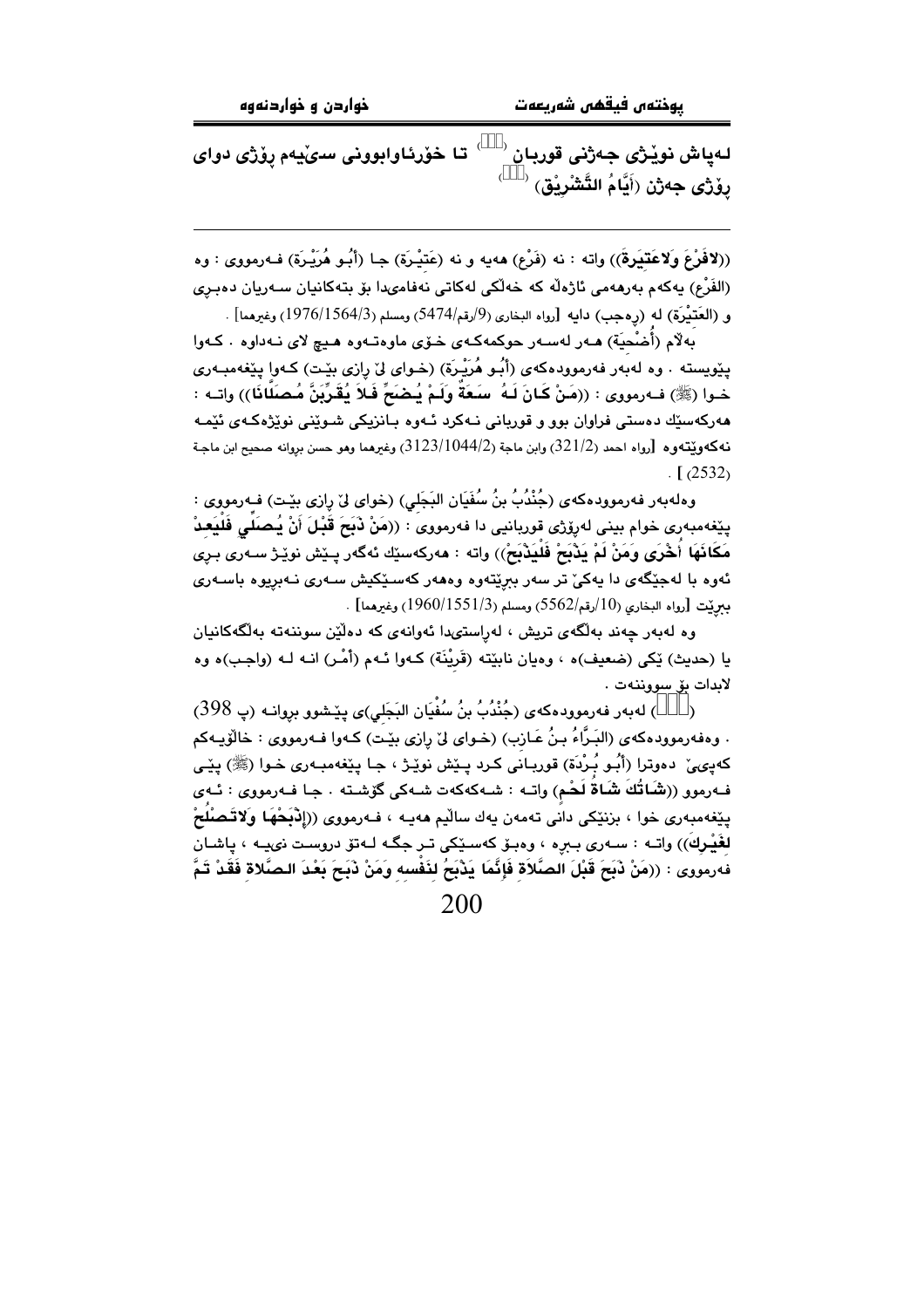**لەپاش نوێژی جەژنی قوربان ([ ]) تا خۆرئاوابوونی سێیەم ڕۆژی دوای ڕۆژی جەژن (أَيَّامُ التَّشْرِيْق) ([ ])**

---

((**لافَرْعَ وَلاعَتِيرَةَ**)) واتە : نە (فَرْع) هەیە و نە (عَتِيْرَة) جا (أَبُو هُرَيْرَة) فەرمووی : وە (الفَرْع) یەکەم بەرهەمی ئاژەڵە کە خەڵکی لەکاتی نەفامیدا بۆ بتەکانیان سەریان دەبڕی و (العَتِيْرَة) لە (ڕەجب) دایە [رواه البخاري (9/رقم/5474) ومسلم (1976/1564/3) وغيرهما] .

بەڵام (أُضْحِيَة) هەر لەسەر حوکمەکەی خۆی ماوەتەوە هیچ لای نەداوە . کەوا پێویستە . وە لەبەر فەرموودەکەی (أَبُو هُرَيْرَة) (خوای لێ ڕازی بێت) کەوا پێغەمبەری خوا (ﷺ) فەرمووی : ((**مَنْ كَانَ لَهُ سَعَةٌ وَلَمْ يُضَحِّ فَلاَ يُقَرِّبَنَّ مُصَلَّانَا**)) واتە : هەرکەسێك دەستی فراوان بوو و قوربانی نەکرد ئەوە بانزیکی شوێنی نوێژەکەی ئێمە نەکەوێتەوە [رواه احمد (321/2) وابن ماجة (3123/1044/2) وغيرهما وهو حسن بروانە صحيح ابن ماجة (2532)] .

وەلەبەر فەرموودەکەی (جُنْدُبُ بنُ سُفْيَان البَجَلِي) (خوای لێ ڕازی بێت) فەرمووی : پێغەمبەری خوام بینی لەڕۆژی قوربانیی دا فەرمووی : ((**مَنْ ذَبَحَ قَبْلَ أَنْ يُصَلِّي فَلْيَعِدْ مَكَانَهَا أُخْرَى وَمَنْ لَمْ يَذْبَحْ فَلْيَذْبَحْ**)) واتە : هەرکەسێك ئەگەر پێش نوێژ سەری بڕی ئەوە با لەجێگەی دا یەکێ تر سەر ببڕێتەوە وەهەر کەسێکیش سەری نەبڕیوە باسەری ببڕێت [رواه البخاري (10/رقم/5562) ومسلم (1960/1551/3) وغيرهما] .

وە لەبەر چەند بەڵگەی تریش ، لەڕاستیدا ئەوانەی کە دەڵێن سوننەتە بەڵگەکانیان یا (حديث) ێکی (ضعيف)ە ، وەیان نابێتە (قَرِيْنَة) کەوا ئەم (أَمْر) انە لە (واجب)ە وە لابدات بۆ سووننەت .

([ ]) لەبەر فەرموودەکەی (جُنْدُبُ بنُ سُفْيَان البَجَلِي)ی پێشوو بروانە (پ 398) . وەفەرموودەکەی (البَرَّاءُ بنُ عَازِب) (خوای لێ ڕازی بێت) کەوا فەرمووی : خاڵۆیەکم کەپێی دەوترا (أَبُو بُرْدَة) قوربانی کرد پێش نوێژ ، جا پێغەمبەری خوا (ﷺ) پێی فەرموو ((**شَاتُكَ شَاةُ لَحْمٍ**) واتە : شەکەکەت شەکی گۆشتە . جا فەرمووی : ئەی پێغەمبەری خوا ، بزنێکی دانی تەمەن یەك ساڵیم هەیە ، فەرمووی ((**إِذْبَحْهَا وَلاتَصْلُحُ لِغَيْرِكَ**)) واتە : سەری ببڕە ، وەبۆ کەسێکی تر جگە لەتۆ دروست نییە ، پاشان فەرمووی : ((**مَنْ ذَبَحَ قَبْلَ الصَّلاَةِ فَإِنَّمَا يَذْبَحُ لِنَفْسِهِ وَمَنْ ذَبَحَ بَعْدَ الصَّلاةِ فَقَدْ تَمَّ**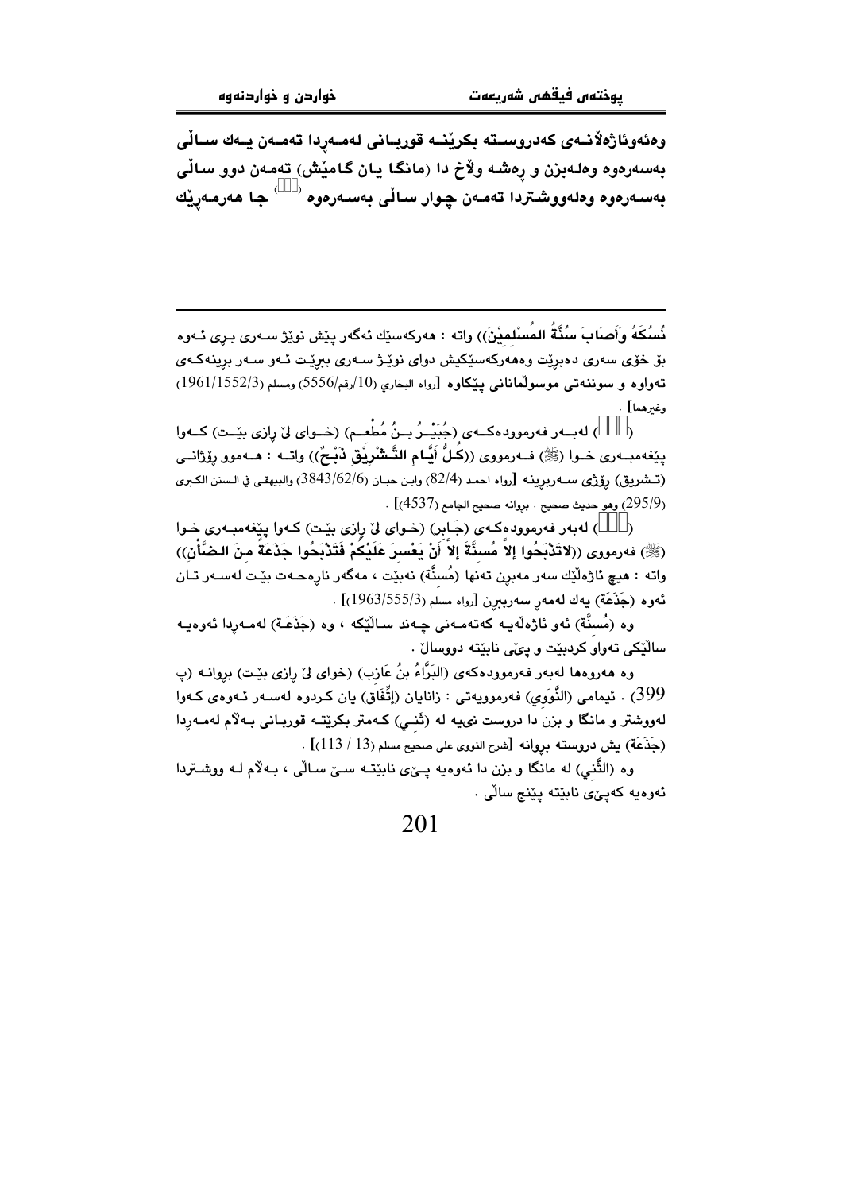وەئەوئاژەڵانـەی کەدروسـتە بکرێنـە قوربـانی لەمـەڕدا تەمـەن یـەك سـاڵی بەسەرەوە وەلەبزن و ڕەشـە وڵاخ دا (مانگـا یـان گـامێش) تەمـەن دوو سـاڵی بەسـەرەوە وەلەووشـتردا تەمـەن چـوار سـاڵی بەسـەرەوە ([]) جـا هەرمـەڕێك

---

نُسُكَهُ وَأَصَابَ سُنَّةُ المُسْلِمِيْنَ)) واتە : هەرکەسێك ئەگەر پێش نوێژ سـەری بـڕی ئـەوە بۆ خۆی سەری دەبڕێت وەهەرکەسێکیش دوای نوێـژ سـەری ببڕێـت ئـەو سـەر بڕینەکـەی تەواوە و سونەتی موسوڵمانانی پێکاوە [رواه البخاري (10/رقم/5556) ومسلم (1961/1552/3) وغيرهما] .

([]) لەبـەر فەرموودەکـەی (جُبَيْـرُ بـنُ مُطْعِـم) (خـوای لێ ڕازی بێـت) کـەوا پێغەمبـەری خـوا (ﷺ) فـەرمووی ((كُلُّ أَيَّامِ التَّشْرِيْقِ ذَبْحٌ)) واتـە : هـەموو ڕۆژانـی (تـشريق) ڕۆژی سـەربڕینە [رواه احمد (82/4) وابن حبان (3843/62/6) والبيهقي في السنن الكبرى (295/9) وهو حديث صحيح . بروانە صحيح الجامع (4537)] .

([]) لەبەر فەرموودەکـەی (جَـابر) (خـوای لێ ڕازی بێـت) کـەوا پێغەمبـەری خـوا (ﷺ) فەرمووی ((لاتَذْبَحُوا إلاَّ مُسِنَّةً إلاَّ أَنْ يَعْسرَ عَلَيْكُمْ فَتَذْبَحُوا جَذَعَةً مِنَ الضَّأْنِ)) واتە : هیچ ئاژەڵێك سەر مەبڕن تەنها (مُسِنَّة) نەبێت ، مەگەر ناڕەحـەت بێـت لەسـەر تـان ئەوە (جَذَعَة) یەك لەمەڕ سەربڕن [رواه مسلم (1963/555/3)] .

وە (مُسِنَّة) ئەو ئاژەڵەیـە کەتەمـەنی چـەند سـاڵێکە ، وە (جَذَعَـة) لەمـەڕدا ئەوەیـە ساڵێکی تەواو کردبێت و پێی نابێتە دووساڵ .

وە هەروەها لەبەر فەرموودەکەی (البَرَّاءُ بنُ عَازِب) (خوای لێ ڕازی بێـت) بڕوانـە (پ 399) . ئیمامی (النَّوَوِي) فەرموویەتی : زانایان (إتِّفَاق) یان کـردوە لەسـەر ئـەوەی کـەوا لەووشتر و مانگا و بزن دا دروست نییە لە (ثَنـي) کـەمتر بکرێتـە قوربـانی بـەڵام لەمـەڕدا (جَذَعَة) یش دروستە بڕوانە [شرح النووي على صحيح مسلم (13 / 113)] .

وە (الثَّني) لە مانگا و بزن دا ئەوەیە پـێی نابێتـە سـێ سـاڵی ، بـەڵام لـە ووشـتردا ئەوەیە کەپێی نابێتە پێنج ساڵی .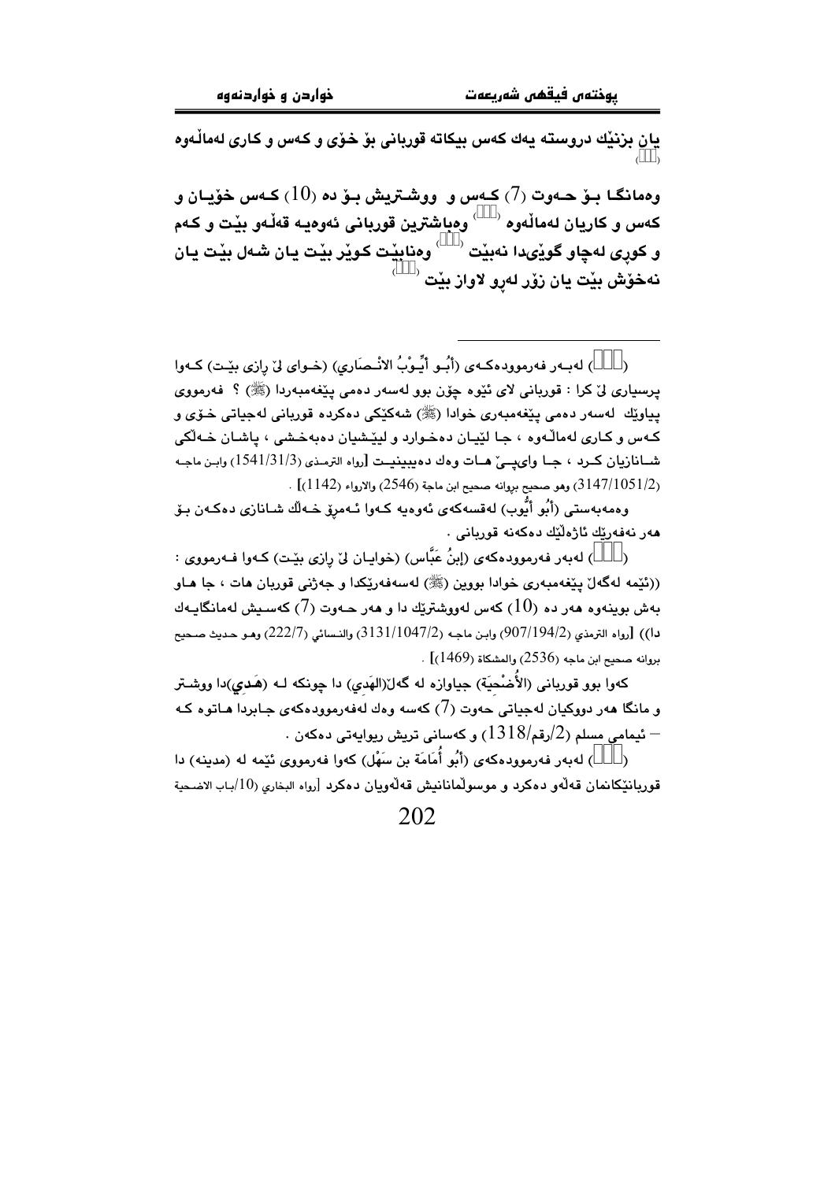یان بزنێك دروستە یەك كەس بیكاتە قوربانی بۆ خۆی و كەس و كاری لەماڵەوە ()

وەمانگا بۆ حەوت (7) كەس و ووشتریش بۆ دە (10) كەس خۆیان و كەس و كاریان لەماڵەوە () وەباشترین قوربانی ئەوەیە قەڵەو بێت و كەم و كوڕی لەچاو گوێدا نەبێت () وەنابێت كوێر بێت یان شەل بێت یان نەخۆش بێت یان زۆر لەڕو لاواز بێت ()

---

() لەبەر فەرموودەكەی (أَبُو أَيُّوبُ الأنْصَاري) (خوای لێ ڕازی بێت) كەوا پرسیاری لێ كرا : قوربانی لای ئێوە چۆن بوو لەسەر دەمی پێغەمبەردا (ﷺ) ؟ فەرمووی پیاوێك لەسەر دەمی پێغەمبەری خوادا (ﷺ) شەكێكی دەكردە قوربانی لەجیاتی خۆی و كەس و كاری لەماڵەوە ، جا لێیان دەخوارد و لێشیان دەبەخشی ، پاشان خەڵكی شانازیان كرد ، جا وای لێ هات وەك دەیبینیت [رواه الترمذي (1541/31/3) وابن ماجه (3147/1051/2) وهو صحيح بروانه صحيح ابن ماجة (2546) والارواء (1142)] .

وەمەبەستی (أَبُو أَيُّوب) لەقسەكەی ئەوەیە كەوا ئەمڕۆ خەڵك شانازی دەكەن بۆ هەر نەفەرێك ئاژەڵێك دەكەنە قوربانی .

() لەبەر فەرموودەكەی (إبنُ عَبَّاس) (خوایان لێ ڕازی بێت) كەوا فەرمووی : ((ئێمە لەگەڵ پێغەمبەری خوادا بووین (ﷺ) لەسەفەرێكدا و جەژنی قوربان هات ، جا هاو بەش بووینەوە هەر دە (10) كەس لەووشترێك دا و هەر حەوت (7) كەسیش لەمانگایەك دا)) [رواه الترمذي (907/194/2) وابن ماجه (3131/1047/2) والنسائي (222/7) وهو حديث صحيح بروانه صحيح ابن ماجه (2536) والمشكاة (1469)] .

كەوا بوو قوربانی (الأُضْحِيَة) جیاوازە لە گەڵ(الهَدي) دا چونكە لە (هَدي)دا ووشتر و مانگا هەر دووكیان لەجیاتی حەوت (7) كەسە وەك لەفەرموودەكەی جابردا هاتوە كە – ئیمامی مسلم (2/رقم/1318) و كەسانی تریش ریوایەتی دەكەن .

() لەبەر فەرموودەكەی (أَبُو أُمَامَة بن سَهْل) كەوا فەرمووی ئێمە لە (مدينه) دا قوربانێكانمان قەڵەو دەكرد و موسوڵمانانیش قەڵەویان دەكرد [رواه البخاري (10/باب الاضحية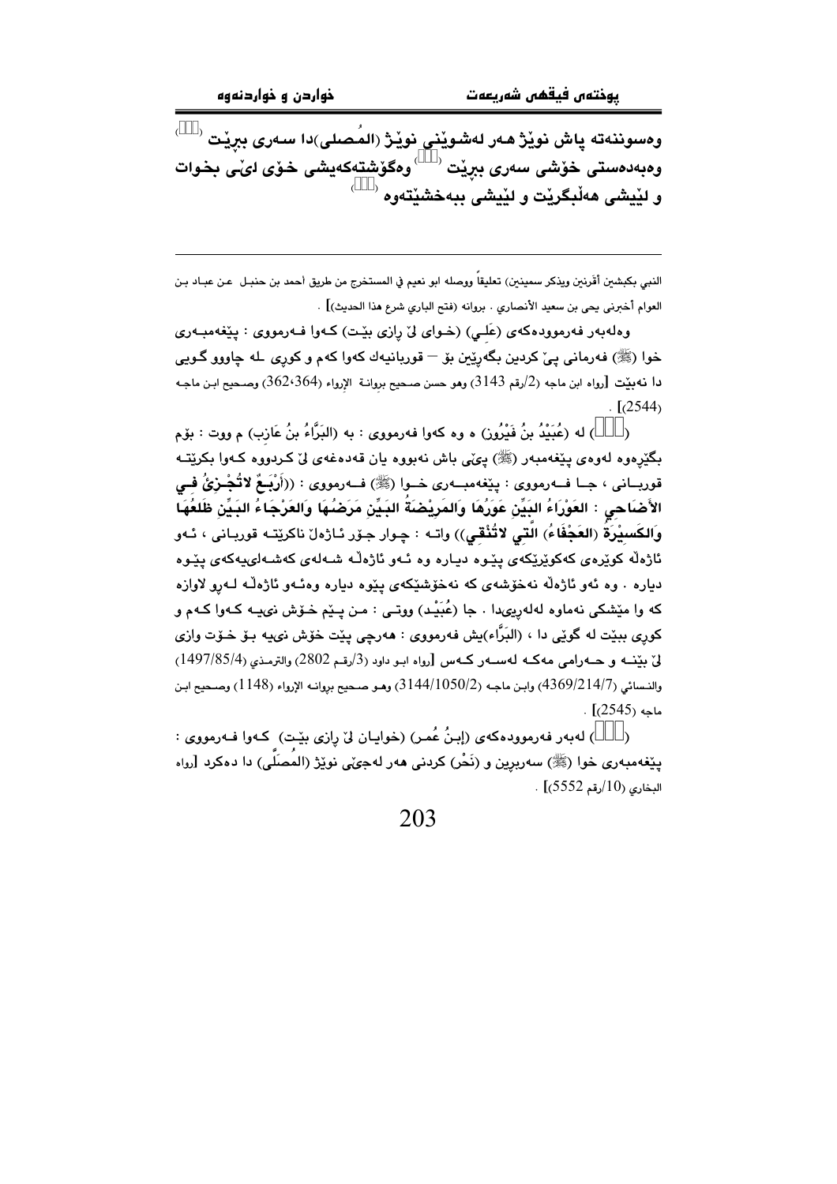وەسوننەتە پاش نوێژ هەر لەشوێنی نوێژ (المُصلى)دا سەری ببڕێت (   ) وەبەدەستی خۆشی سەری ببڕێت (   ) وەگۆشتەکەیشی خۆی لێی بخوات و لێیشی هەڵبگرێت و لێیشی ببەخشێتەوە (   )

---

النبي بكبشين أقرنين ويذكر سمينين) تعليقاً ووصله ابو نعيم في المستخرج من طريق أحمد بن حنبل عن عباد بن العوام أخبرني يحى بن سعيد الأنصاري . بروانە (فتح الباري شرح هذا الحديث)] .

وەلەبەر فەرموودەکەی (عَلِي) (خوای لێ ڕازی بێت) کەوا فەرمووی : پێغەمبەری خوا (ﷺ) فەرمانی پێ کردین بگەڕێین بۆ — قوربانیەك کەوا کەم و کوڕی لە چاوو گوێی دا نەبێت [رواه ابن ماجه (2/رقم 3143) وهو حسن صحيح بروانة الإرواء (364،362) وصحيح ابن ماجه (2544)] .

(   ) لە (عُبَيْدُ بنُ فَيْرُوز) ە وە کەوا فەرمووی : بە (البَرَّاءُ بنُ عَازِب) م ووت : بۆم بگێڕەوە لەوەی پێغەمبەر (ﷺ) پێی باش نەبووە یان قەدەغەی لێ کردووە کەوا بکرێتە قوربانی ، جا فەرمووی : پێغەمبەری خوا (ﷺ) فەرمووی : ((**أَرْبَعٌ لاتُجْزِئُ فِي الأَضَاحِي : العَوْرَاءُ البَيِّنِ عَوَرُهَا وَالمَرِيْضَةُ البَيِّنِ مَرَضُهَا وَالعَرْجَاءُ البَيِّنِ ظَلَعُهَا وَالكَسِيْرَةُ (العَجْفَاءُ) الَّتِي لاتُنْقِي**)) واتە : چوار جۆر ئاژەڵ ناکرێتە قوربانی ، ئەو ئاژەڵە کوێرەی کەکوێرێکەی پێوە دیارە وە ئەو ئاژەڵە شەلەی کەشەلیەکەی پێوە دیارە . وە ئەو ئاژەڵە نەخۆشەی کە نەخۆشێکەی پێوە دیارە وەئەو ئاژەڵە لەڕو لاوازە کە وا مێشکی نەماوە لەلەڕیدا . جا (عُبَيْد) ووتی : من پێم خۆش نیە کەوا کەم و کوڕی ببێت لە گوێی دا ، (البَرَّاء)یش فەرمووی : هەرچی پێت خۆش نیە بۆ خۆت وازی لێ بێنە و حەرامی مەکە لەسەر کەس [رواه ابو داود (3/رقم 2802) والترمذي (1497/85/4) والنسائي (4369/214/7) وابن ماجه (3144/1050/2) وهو صحيح بروانە الإرواء (1148) وصحيح ابن ماجه (2545)] .

(   ) لەبەر فەرموودەکەی (إِبنُ عُمَر) (خوایان لێ ڕازی بێت) کەوا فەرمووی : پێغەمبەری خوا (ﷺ) سەربڕین و (نَحْر) کردنی هەر لەجێی نوێژ (المُصَلَّى) دا دەکرد [رواه البخاري (10/رقم 5552)] .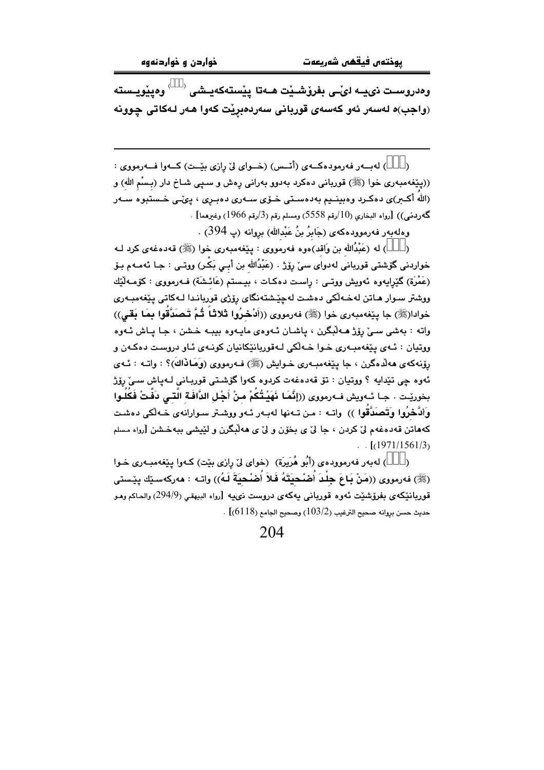وەدروســت نییــە لێــی بفرۆشــێت هــەتا پێستەکەیــشی ([]) وەپێویــستە (واجب)ە لەسەر ئەو کەسەی قوربانی سەردەبڕێت کەوا هەر لەکاتی چوونە

---

([]) لەبــەر فەرمودەکــەی (أنــس) (خــوای لێ ڕازی بێــت) کــەوا فــەرمووی : ((پێغەمبەری خوا (ﷺ) قوربانی دەکرد بەدوو بەرانی ڕەش و سپی شاخ دار (بِسْمِ الله) و (اللهُ أكـبر)ی دەکـرد وەبینـیم بەدەسـتی خـۆی سـەری دەبـڕی ، پێـی خـستبوە سـەر گەردنی)) [رواه البخاري (10/رقم 5558) ومسلم رقم (3/رقم 1966) وغيرهما] .

وەلەبەر فەرموودەکەی (جَابِرُ بنُ عَبْدالله) بڕوانە (پ 394) .

([]) لە (عَبْدُالله بن وَاقد)ەوە فەرمووی : پێغەمبەری خوا (ﷺ) قەدەغەی کرد لـە خواردنی گۆشتی قوربانی لەدوای سێ ڕۆژ . (عَبْدُالله بن أَبي بَكْر) ووتـی : جـا ئەمـەم بـۆ (عَمْرَة) گێڕایەوە ئەویش ووتـی : ڕاسـت دەکـات ، بیـستم (عَائِشَة) فـەرمووی : کۆمـەڵێك ووشتر سـوار هـاتن لەخـەڵکی دەشـت لەچێشتەنگای ڕۆژی قوربانـدا لـەکاتی پێغەمبـەری خوادا(ﷺ) جا پێغەمبەری خوا (ﷺ) فەرمووی ((اَدْخِرُوا ثلاثاً ثُمَّ تَصَدَّقُوا بِمَا بَقِي)) واتە : بەشی سـێ ڕۆژ هـەڵبگرن ، پاشـان ئـەوەی مایـەوە بیبـە خـشن ، جـا پـاش ئـەوە ووتیان : ئـەی پێغەمبـەری خـوا خـەڵکی لـەقوربانێکانیان کونـەی ئـاو دروسـت دەکـەن و ڕۆنەکەی هەڵدەگرن ، جا پێغەمبەری خـوایش (ﷺ) فـەرمووی (وَمَاذَاكَ)؟ : واتـە : ئـەی ئەوە چی تێدایە ؟ ووتیان : تۆ قەدەغەت کردوە کەوا گۆشـتی قوربـانی لـەپاش سـێ ڕۆژ بخورێـت . جـا ئـەویش فـەرمووی ((إِنَّمَا نَهَيْتُكُمْ مِنْ أَجْلِ الدَّافَةِ الَّتِي دَفَّتْ فَكُلُوا وَادَّخِرُوا وَتَصَدَّقُوا )) واتـە : مـن تـەنها لەبـەر ئـەو ووشـتر سـوارانەی خـەڵکی دەشـت کەهاتن قەدەغەم لێ کردن ، جا لێ ی بخۆن و لێ ی هەڵبگرن و لێیشی ببەخـشن [رواه مسلم (1971/1561/3)] . .

([]) لەبەر فەرموودەی (أَبُو هُرَيرَة) (خوای لێ ڕازی بێت) کـەوا پێغەمبـەری خـوا (ﷺ) فەرمووی ((مَنْ بَاعَ جِلْدَ أُضْحِيَتَهُ فَلاَ أُضْحِيَةَ لَهُ)) واتـە : هەرکەسـێك پێستی قوربانێکەی بفرۆشێت ئەوە قوربانی یەکەی دروست نییە [رواه البيهقي (294/9) والحاكم وهو حديث حسن بڕوانە صحيح الترغيب (103/2) وصحيح الجامع (6118)] .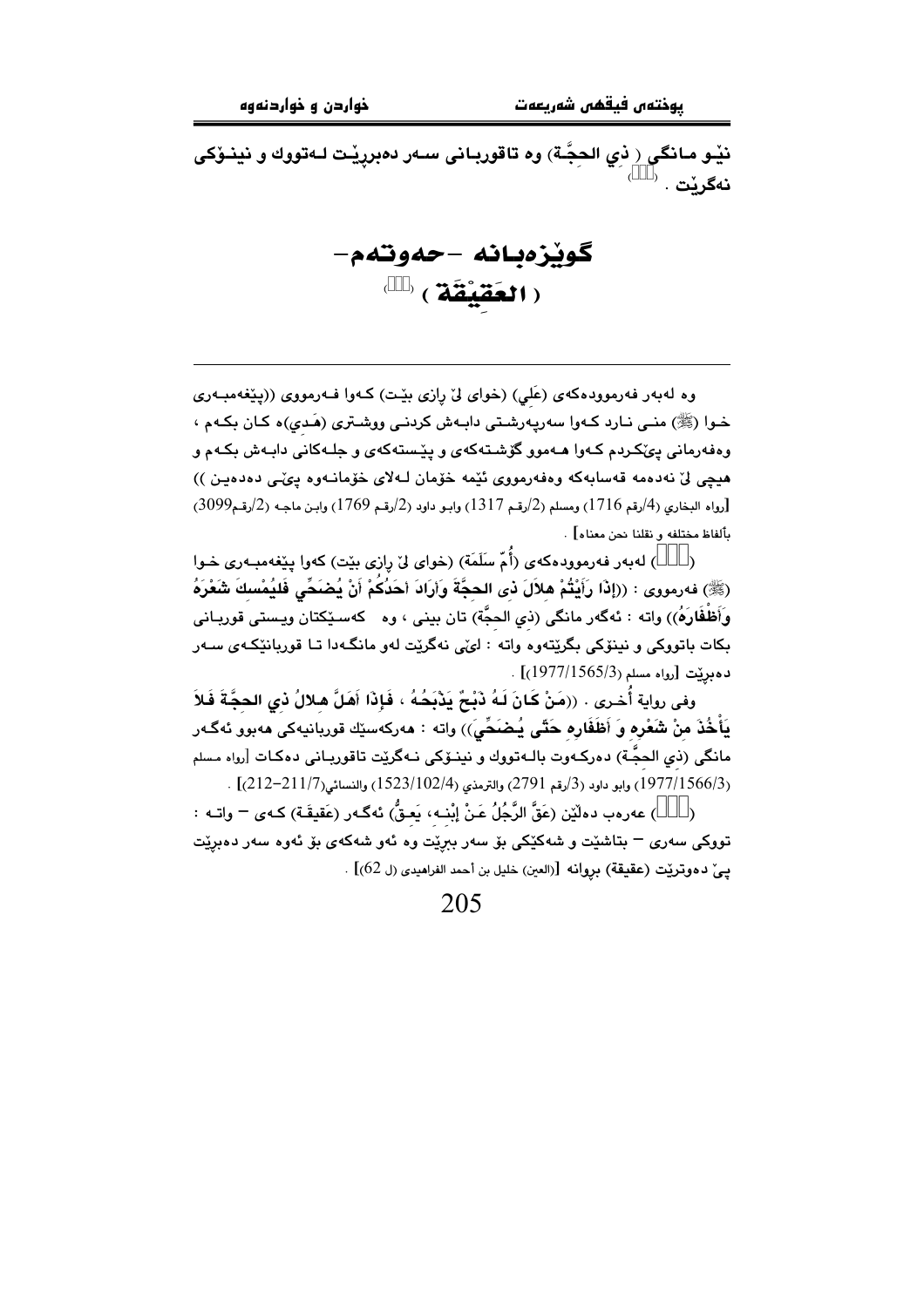نێـو مـانگی ( ذي الحجَّـة) وه تاقوربـانی سـەر دەبڕێـت لـەتووك و نینـۆكی نەگرێت . [...]

# گوێزەبـانە –حەوتـەم–
## ( العَقِيْقَة ) [...]

---

وه لەبەر فەرموودەكەی (عَلي) (خوای لێ ڕازی بێـت) كـەوا فـەرمووی ((پێغەمبـەری خـوا (ﷺ) منـی نـارد كـەوا سەرپەرشـتی دابـەش كردنـی ووشـتری (هَـدي)ە كـان بكـەم ، وەفەرمانی پێكـردم كـەوا هـەموو گۆشـتەكەی و پێـستەكەی و جلـەكانی دابـەش بكـەم و هیچی لێ نەدەمە قەسابەكە وەفەرمووی ئێمە خۆمان لـەلای خۆمانـەوە پێـی دەدەیـن )) [رواه البخاري (4/رقم 1716) ومسلم (2/رقم 1317) وابـو داود (2/رقـم 1769) وابـن ماجـه (2/رقـم3099) بألفاظ مختلفه و نقلنا نحن معناه] .

([...]) لەبەر فەرموودەكەی (أُمّ سَلَمَة) (خوای لێ ڕازی بێت) كەوا پێغەمبـەری خـوا (ﷺ) فەرمووی : **((إِذَا رَأَيْتُمْ هِلاَلَ ذِي الحِجَّةَ وَأَرَادَ أَحَدُكُمْ أَنْ يُضَحِّي فَلْيُمْسِكَ شَعْرَهُ وَأَظْفَارَهُ))** واتە : ئەگەر مانگی (ذي الحجَّة) تان بینی ، وە كەسێكتان ویـستی قوربـانی بكات باتووكی و نینۆكی بگرێتەوە واتە : لێی نەگرێت لەو مانگـەدا تـا قوربانیێكـەی سـەر دەبڕێت [رواه مسلم (1977/1565/3)] .

وفي رواية أُخـرى . **((مَنْ كَانَ لَهُ ذِبْحٌ يَذْبَحُهُ ، فَإِذَا أَهَلَّ هِلالُ ذِي الحِجَّةَ فَلاَ يَأْخُذَ مِنْ شَعْرِهِ وَ أَظْفَارِهِ حَتّى يُضَحِّيَ))** واتە : هەركەسێك قوربانیەكی هەبوو ئەگـەر مانگی (ذي الحجَّـة) دەركـەوت بالـەتووك و نینـۆكی نـەگرێت تاقوربـانی دەكـات [رواه مسلم (1977/1566/3) وابو داود (3/رقم 2791) والترمذي (1523/102/4) والنسائي(7/211–212)] .

([...]) عەرەب دەڵێن (عَقَّ الرَّجُلُ عَنْ إِبْنِهِ، يَعُقُّ) ئەگـەر (عَقيقَـة) كـەی – واتـە : تووكی سەری – بتاشێت و شەكێكی بۆ سەر ببڕێت وە ئەو شەكەی بۆ ئەوە سەر دەبڕێت پێ دەوترێت (عقيقة) بڕوانە [(العين) خليل بن أحمد الفراهيدي (ل 62)] .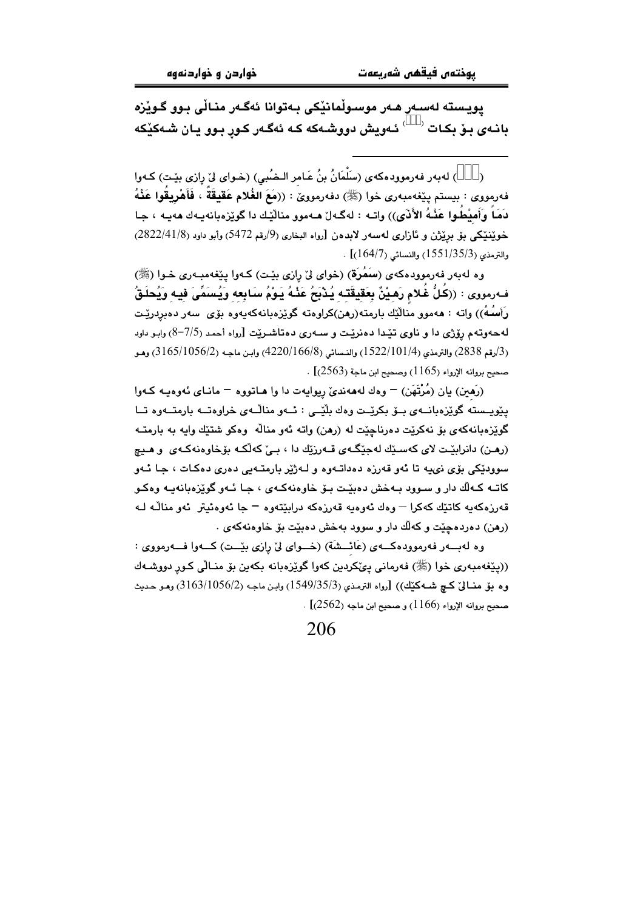**پويسته لهسهر ههر موسولمانێكی بهتوانا ئهگهر منالی بوو گوێزه بانهی بۆ بكات ([ ]) ئهویش دووشهكه كه ئهگهر كوڕ بوو یان شهكێكه**

---

([ ]) لهبهر فهرموودهكهی (سَلْمَانُ بنُ عَامِر الـضُبي) (خـوای لێ ڕازی بێـت) كـهوا فهرمووی : بیستم پێغهمبهری خوا (ﷺ) دهفهرمووێ : ((مَعَ الغُلام عَقيقَةٌ ، فَأَهْرِيقُوا عَنْهُ دَمَاً وَأَمِيطُوا عَنْهُ الأَذَى)) واتـه : لهگـهڵ هـهموو منالێك هـهیه گوێزهبانهیـهك هـهیه ، جـا خوێنێكی بۆ بڕێژن و ئازاری لهسهر لابدهن [رواه البخاري (9/رقم 5472) وأبو داود (2822/41/8) والترمذي (1551/35/3) والنسائي (164/7)] .

وه لهبهر فهرموودهكهی (سَمُرَة) (خوای لێ ڕازی بێـت) كـهوا پێغهمبـهری خـوا (ﷺ) فـهرمووی : ((كُلُّ غُلامٍ رَهِيْنٌ بِعَقِيقَتِهِ يُذْبَحُ عَنْهُ يَوْمَ سَابِعِهِ وَيُسَمَّى فِيهِ وَيُحلَقُ رَأْسُهُ)) واته : ههموو منالێك بارمته(رهن)كراوهته گوێزهبانهكهیهوه بۆی سهر دهبڕدرێت لهحهوتهم ڕۆژی دا و ناوی تێدا دهنرێت و سهری دهتاشرێت [رواه أحمد (7/5-8) وابـو داود (3/رقم 2838) والترمذي (1522/101/4) والنسائي (4220/166/8) وابن ماجه (3165/1056/2) وهـو صحيح بروانه الإرواء (1165) وصحيح ابن ماجة (2563)] .

(رَهين) یان (مُرْتَهَن) – وهك لهههندێ ڕیوایهت دا وا هـاتووه – مانـای ئهوهیـه كـهوا پێویـسته گوێزهبانـهی بـۆ بكرێـت وهك بڵێـی : ئـهو منالـهی خراوهتـه بارمتـهوه تـا گوێزهبانهكهی بۆ نهكرێت دهرناچێت له (رهن) واته ئهو مناڵه وهكو شتێك وایه به بارمتـه (رهـن) دانرابێـت لای كهسـێك لهجێگـهی قـهرزێك دا ، بـێ كهڵكـه بۆخاوهنهكـهی و هـیچ سوودێكی بۆی نیيه تا ئهو قهرزه دهداتـهوه و لـهژێر بارمتـهیی دهری دهكـات ، جـا ئـهو كاتـه كـهڵك دار و سـوود بـهخش دهبێـت بـۆ خاوهنهكـهی ، جـا ئـهو گوێزهبانهیـه وهكـو قهرزهكهیه كاتێك كهكرا – وهك ئهوهیه قهرزهكه درابێتهوه – جا ئهوهئیتر ئهو منالـه لـه (رهن) دهردهچێت و كهڵك دار و سوود بهخش دهبێت بۆ خاوهنهكهی .

وه لهبــهر فهرموودهكــهی (عَائِــشَة) (خــوای لێ ڕازی بێــت) كــهوا فــهرمووی : ((پێغهمبهری خوا (ﷺ) فهرمانی پێكردین كهوا گوێزهبانه بكهین بۆ منـالی كـوڕ دووشـهك وه بۆ منـالێ كـچ شـهكێك)) [رواه الترمذي (1549/35/3) وابن ماجه (3163/1056/2) وهـو حـديث صحيح بروانه الإرواء (1166) و صحيح ابن ماجه (2562)] .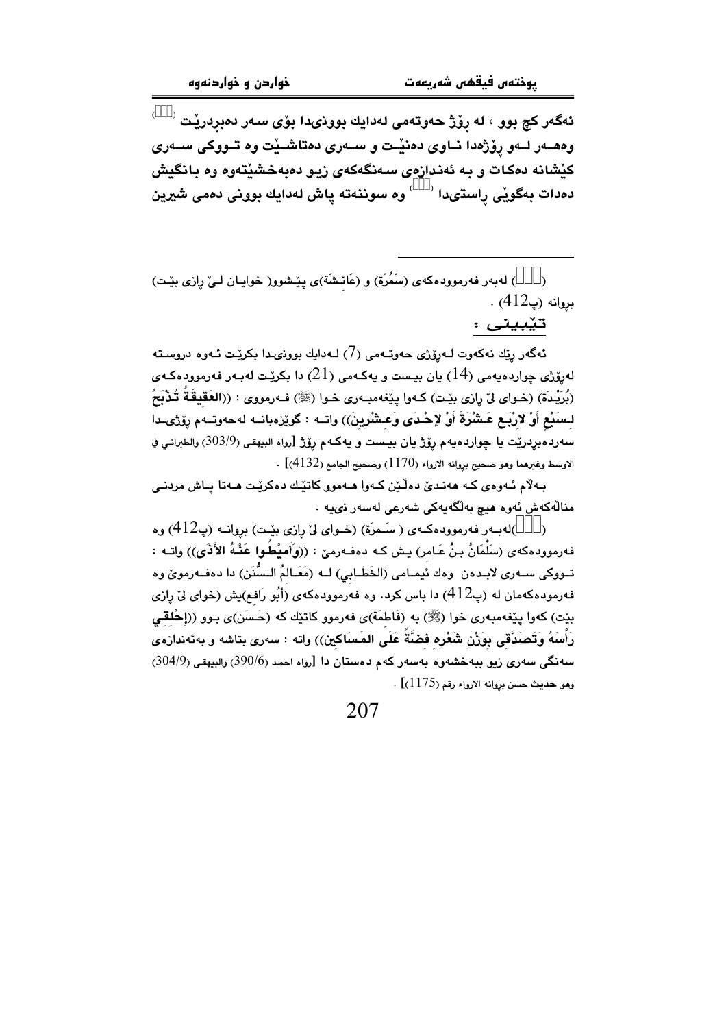ئەگەر کچ بوو ، لە ڕۆژ حەوتەمی لەدایك بوونیدا بۆی سەر دەبردرێت [ ] وەهەر لەو ڕۆژەدا ناوی دەنێت و سەری دەتاشێت وە تووکی سەری کێشانە دەکات و بە ئەندازەی سەنگەکەی زیو دەبەخشێتەوە وە بانگیش دەدات بەگوێی ڕاستیدا [ ] وە سوننەتە پاش لەدایك بوونی دەمی شیرین

---

( ) لەبەر فەرموودەکەی (سَمُرَة) و (عَائِشَة)ی پێشوو( خوایان لێ ڕازی بێت) بروانە (پ412) .

**تێبینی :**

ئەگەر ڕێك نەکەوت لەڕۆژی حەوتەمی (7) لەدایك بوونیدا بکرێت ئەوە دروستە لەڕۆژی چواردەیەمی (14) یان بیست و یەکەمی (21) دا بکرێت لەبەر فەرموودەکەی (بُرَیْدَة) (خوای لێ ڕازی بێت) کەوا پێغەمبەری خوا (ﷺ) فەرمووی : ((**العَقِيقَةُ تُذْبَحُ لِسَبْعٍ أَوْ لأرْبَعَ عَشْرَةَ أَوْ لإحْدَى وَعِشْرِينَ**)) واتە : گوێزەبانە لەحەوتەم ڕۆژیدا سەردەبردرێت یا چواردەیەم ڕۆژ یان بیست و یەکەم ڕۆژ [رواه البيهقي (303/9) والطبراني في الاوسط وغيرهما وهو صحيح بروانه الارواء (1170) وصحيح الجامع (4132)] .

بەڵام ئەوەی کە هەندێ دەڵێن کەوا هەموو کاتێك دەکرێت هەتا پاش مردنی منداڵەکەش ئەوە هیچ بەڵگەیەکی شەرعی لەسەر نییە .

( )لەبەر فەرموودەکەی ( سَمرَة) (خوای لێ ڕازی بێت) بروانە (پ412) وە فەرموودەکەی (سَلْمَانُ بنُ عَامر) یش کە دەفەرمێ : ((**وَأَمِيْطُوا عَنْهُ الأذَى**)) واتە : تووکی سەری لابدەن وەك ئیمامی (الخَطَابِي) لە (مَعَالمُ السُّنَن) دا دەفەرموێ وە فەرموودەکەمان لە (پ412) دا باس کرد. وە فەرموودەکەی (أَبُو رَافِع)یش (خوای لێ ڕازی بێت) کەوا پێغەمبەری خوا (ﷺ) بە (فَاطِمَة)ی فەرموو کاتێك کە (حَسَن)ی بوو ((**إحْلِقِي رَأْسَهُ وَتَصَدَّقِي بِوَزْنِ شَعْرِهِ فِضَّةً عَلَى المَسَاكِين**)) واتە : سەری بتاشە و بەئەندازەی سەنگی سەری زیو ببەخشەوە بەسەر کەم دەستان دا [رواه احمد (390/6) والبيهقي (304/9) وهو حديث حسن بروانه الارواء رقم (1175)] .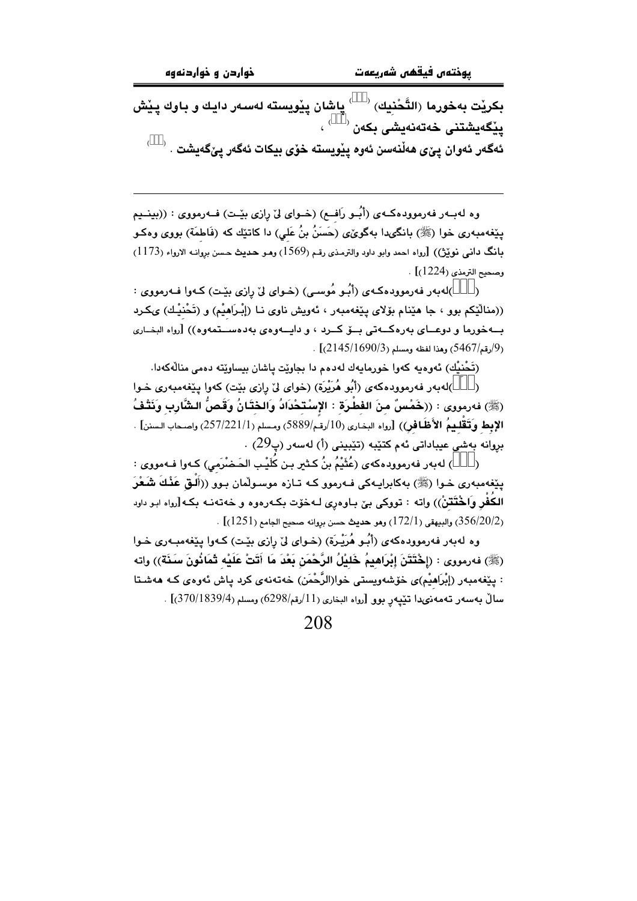بکرێت بەخورما (**التَّحْنِيك**) ([ ]) پاشان پێویستە لەسەر دایك و باوك پێش پێگەیشتنی خەتەنەیشی بکەن ([ ])،

ئەگەر ئەوان پێی هەڵنەسن ئەوە پێویستە خۆی بیکات ئەگەر پێگەیشت. ([ ])

---

وە لەبەر فەرموودەکەی (أَبُـو رَافِـع) (خـوای لێ ڕازی بێـت) فـەرمووی : ((بینـیم پێغەمبەری خوا (ﷺ) بانگیدا بەگوێی (حَسَنُ بنُ عَلي) دا کاتێك کە (فَاطمَة) بووی وەکو بانگ دانی نوێژ)) [رواه احمد وابو داود والترمذي رقم (1569) وهـو حديث حسن بروانـه الارواء (1173) وصحيح الترمذي (1224)] .

([ ])لەبەر فەرموودەکەی (أَبُـو مُوسـى) (خـوای لێ ڕازی بێـت) کـەوا فـەرمووی : ((منالێکم بوو ، جا هێنام بۆلای پێغەمبەر ، ئەویش ناوی نـا (إِبْـرَاهِيْم) و (تَحْنِيْـك) ی کـرد بـــەخورما و دوعـــای بەرەکـــەتی بـــۆ کـــرد ، و دایـــەوەی بەدەســـتمەوە)) [رواه البخـاري (9/رقم/5467) وهذا لفظه ومسلم (2145/1690/3)] .

(تَحْنِيْك) ئەوەیە کەوا خورمایەك لەدەم دا بجاوێت پاشان بیساوێتە دەمی منالەکەدا.

([ ])لەبەر فەرموودەکەی (أَبُو هُرَيْرَة) (خوای لێ ڕازی بێت) کەوا پێغەمبەری خـوا (ﷺ) فەرمووی : ((**خَمْسٌ مِنَ الفِطْرَةِ : الإِسْتِحْدَادُ وَالخِتَانُ وَقَصُّ الشَّارِبِ وَنَتْفُ الإِبِطِ وَتَقْلِيمُ الأَظَافِرِ**)) [رواه البخـاري (10/رقم/5889) ومسلم (257/221/1) واصحاب السنن] . بروانە بەشی عیباداتی ئەم کتێبە (تێبینی (أ) لەسەر (پ29) .

([ ]) لەبەر فەرموودەکەی (عُثَيْمُ بنُ كثير بن كُلَيْب الحَضْرَمي) کـەوا فـەمووی : پێغەمبەری خـوا (ﷺ) بەکابرایـەکی فـەرموو کـە تـازە موسـوڵمان بـوو ((**أَلْقِ عَنْكَ شَعْرَ الكُفْرِ وَاخْتَتِنْ**)) واتە : تووکی بێ بـاوەڕی لـەخۆت بکـەرەوە و خەتەنـە بکـە[رواه ابـو داود (356/20/2) والبيهقي (172/1) وهو حديث حسن بروانه صحيح الجامع (1251)] .

وە لەبەر فەرموودەکەی (أَبُـو هُرَيْـرَة) (خـوای لێ ڕازی بێـت) کـەوا پێغەمبـەری خـوا (ﷺ) فەرمووی : ((**إِخْتَتَنَ إِبْرَاهِيمُ خَلِيْلُ الرَّحْمَنِ بَعْدَ مَا أَتَتْ عَلَيْهِ ثَمَانُونَ سَنَةً**)) واتە : پێغەمبەر (إِبْرَاهِيْم)ی خۆشەویستی خوا(الرَّحْمَن) خەتەنەی کرد پاش ئەوەی کـە هەشـتا ساڵ بەسەر تەمەنیدا تێپەڕ بوو [رواه البخاري (11/رقم/6298) ومسلم (370/1839/4)] .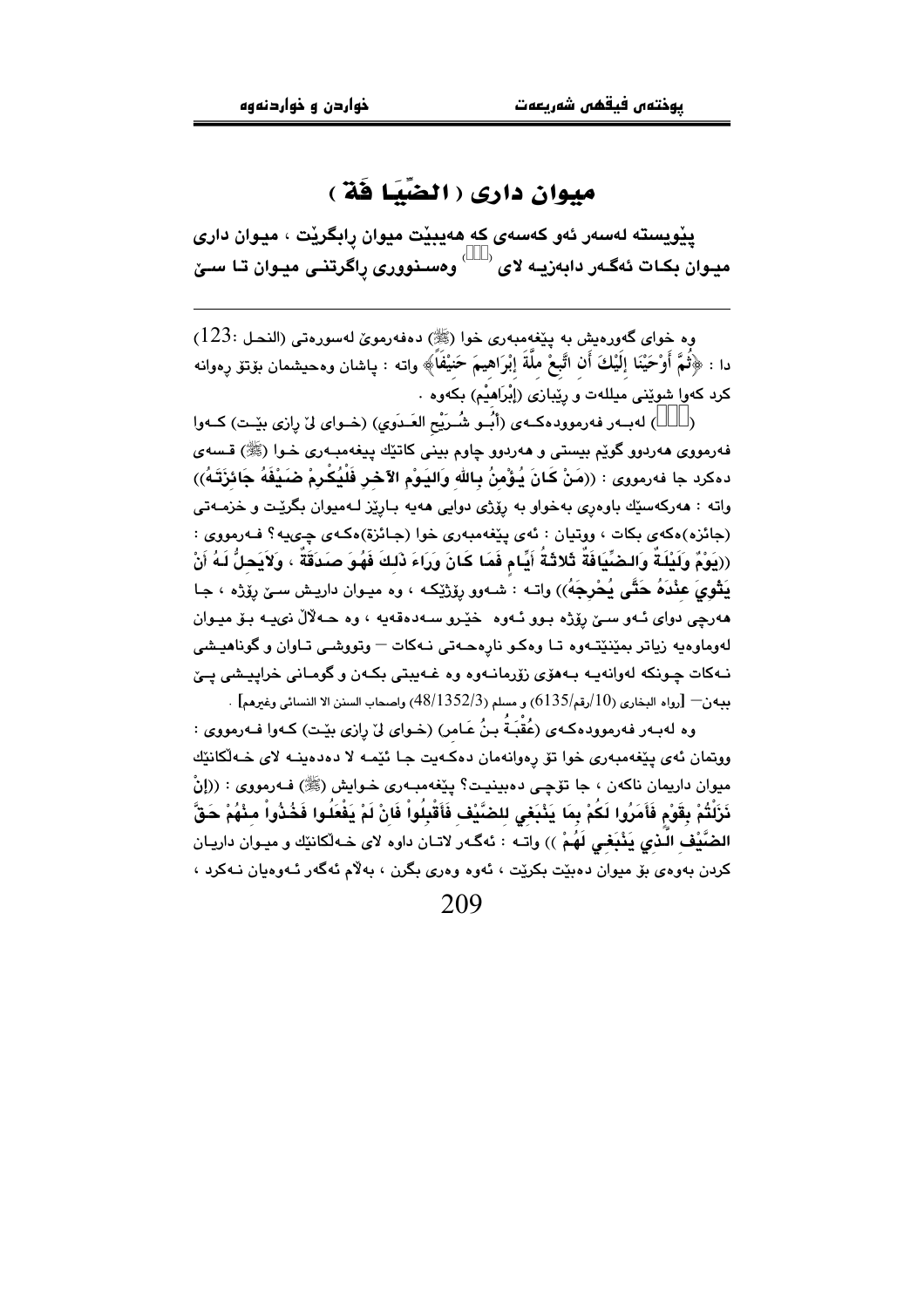# میوان داری ( الضِّيَا فَة )

**پێویسته لەسەر ئەو كەسەی كە هەیبێت میوان ڕابگرێت ، میوان داری میـوان بكـات ئەگـەر دابەزیـە لای ( ) وەسـنووری ڕاگرتنـی میـوان تـا سـێ**

---

وە خوای گەورەیش بە پێغەمبەری خوا (ﷺ) دەفەرموێ لەسورەتی (النحل :123) دا : ﴿ثُمَّ أَوْحَيْنَا إِلَيْكَ أَن اتَّبِعْ مِلَّةَ إِبْرَاهِيمَ حَنِيْفًا﴾ واتە : پاشان وەحیشمان بۆتۆ ڕەوانە كرد كەوا شوێنی میللەت و ڕێبازی (إبْرَاهِيْم) بكەوە .

( ) لەبـەر فەرموودەكـەی (أَبُـو شُـرَيْح العَـدَوِي) (خـوای لێ ڕازی بێـت) كـەوا فەرمووی هەردوو گوێم بیستی و هەردوو چاوم بینی كاتێك پێغەمبـەری خـوا (ﷺ) قـسەی دەكرد جا فەرمووی : ((مَنْ كَانَ يُؤْمِنُ بِالله وَاليَوْمِ الآخِرِ فَلْيُكْرِمْ ضَيْفَهُ جَائِزَتَهُ)) واتە : هەركەسێك باوەڕی بەخواو بە ڕۆژی دوایی هەیە بـاڕێز لـەمیوان بگرێـت و خزمـەتی (جائزه)ەكەی بكات ، ووتیان : ئەی پێغەمبەری خوا (جـائزة)ەكـەی چـی‌یە؟ فـەرمووی : ((يَوْمٌ وَلَيْلَةٌ وَالضِّيَافَةُ ثَلاثَةُ أَيَّامٍ فَمَا كَانَ وَرَاءَ ذَلِكَ فَهُوَ صَدَقَةٌ ، وَلاَيَحِلُّ لَهُ أَنْ يَثْوِيَ عِنْدَهُ حَتَّى يُحْرِجَهُ)) واتـە : شـەوو ڕۆژێكـە ، وە میـوان داریـش سـێ ڕۆژە ، جـا هەرچی دوای ئـەو سـێ ڕۆژە بـوو ئـەوە خێـرو سـەدەقەیە ، وە حـەڵاڵ نی‌یـە بـۆ میـوان لەوماوەیە زیاتر بمێنێتـەوە تـا وەكـو نارەحـەتی نـەكات – وتووشـی تـاوان و گوناهیـشی نـەكات چـونكە لەوانەیـە بـەهۆی زۆرمانـەوە وە غـەیبەتی بكـەن و گومـانی خراپیـشی پـێ ببەن– [رواه البخاري (10/رقم/6135) و مسلم (48/1352/3) واصحاب السنن الا النسائي وغيرهم] .

وە لەبـەر فەرموودەكـەی (عُقْبَـةُ بـنُ عَـامِر) (خـوای لێ ڕازی بێـت) كـەوا فـەرمووی : ووتمان ئەی پێغەمبەری خوا تۆ ڕەوانەمان دەكەیت جـا ئێمـە لا دەدەینـە لای خـەڵكانێك میوان داریمان ناكەن ، جا تۆچـی دەبینیـت؟ پێغەمبـەری خـوایش (ﷺ) فـەرمووی : ((إِنْ نَزَلْتُمْ بِقَوْمٍ فَأَمَرُوا لَكُمْ بِمَا يَنْبَغِي لِلضَّيْفِ فَاقْبَلُوا فَإِنْ لَمْ يَفْعَلُوا فَخُذُوا مِنْهُمْ حَقَّ الضَّيْفِ الَّذِي يَنْبَغِي لَهُمْ )) واتـە : ئەگـەر لاتـان داوە لای خـەڵكانێك و میـوان داریـان كردن بەوەی بۆ میوان دەبێت بكرێت ، ئەوە وەری بگرن ، بەڵام ئەگەر ئـەوەیان نـەكرد ،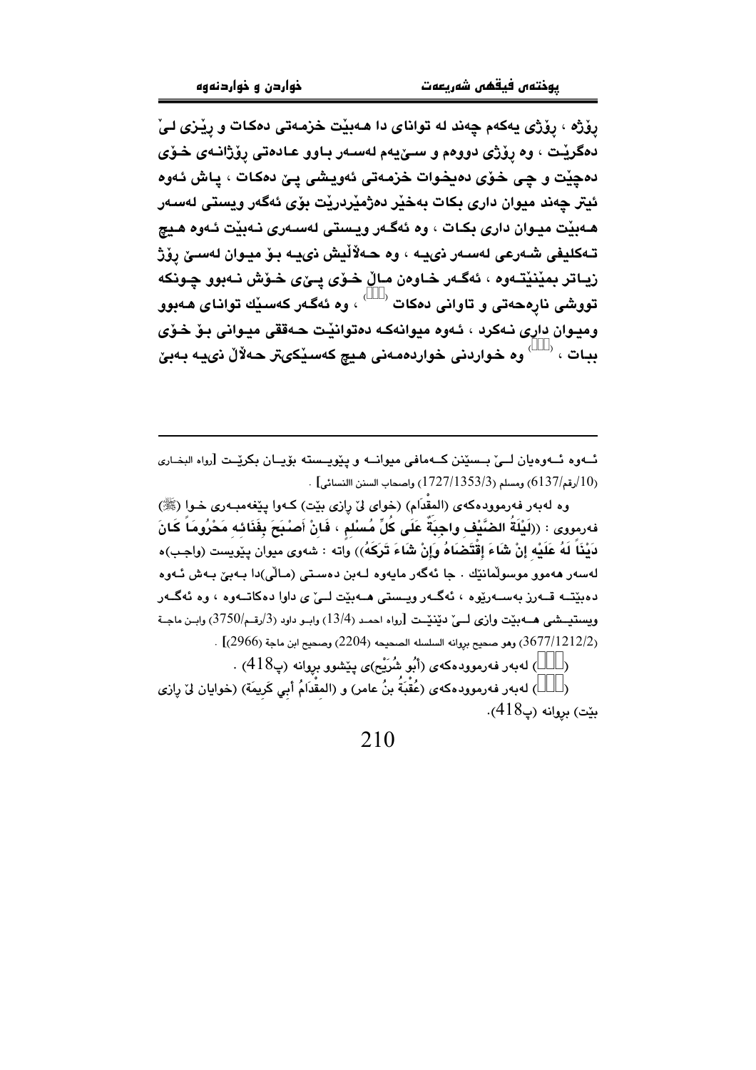**ڕۆژە ، ڕۆژی یەکەم چەند لە توانای دا هەبێت خزمەتی دەکات و ڕێزی لێ دەگرێت ، وە ڕۆژی دووەم و سێیەم لەسەر باوو عادەتی ڕۆژانەی خۆی دەچێت و چی خۆی دەیخوات خزمەتی ئەویشی پێ دەکات ، پاش ئەوە ئیتر چەند میوان داری بکات بەخێر دەژمێردرێت بۆی ئەگەر ویستی لەسەر هەبێت میوان داری بکات ، وە ئەگەر ویستی لەسەری نەبێت ئەوە هیچ تەکلیفی شەرعی لەسەر نییە ، وە حەڵاڵیش نییە بۆ میوان لەسێ ڕۆژ زیاتر بمێنێتەوە ، ئەگەر خاوەن ماڵ خۆی پێی خۆش نەبوو چونکە تووشی نارەحەتی و تاوانی دەکات ()، وە ئەگەر کەسێك توانای هەبوو ومیوان داری نەکرد ، ئەوە میوانەکە دەتوانێت حەققی میوانی بۆ خۆی ببات ، () وە خواردنی خواردەمەنی هیچ کەسێکیتر حەڵاڵ نییە بەبێ**

---

ئەوەیان لێ بسێنن کەمافی میوانە و پێویستە بۆیان بکرێت [رواه البخاری (10/رقم/6137) ومسلم (3/1353/1727) واصحاب السنن االنسائی] .

وە لەبەر فەرموودەکەی (المقْدَام) (خوای لێ ڕازی بێت) کەوا پێغەمبەری خوا (ﷺ) فەرمووی : ((**لَيْلَةُ الضَّيْفِ واجِبَةٌ عَلَى كُلِّ مُسْلِمٍ ، فَإنْ أَصْبَحَ بِفَنَائِهِ مَحْرُوماً كَانَ دَيْناً لَهُ عَلَيْهِ إنْ شَاءَ إقْتَضَاهُ وَإِنْ شَاءَ تَرَكَهُ**)) واتە : شەوی میوان پێویست (واجب)ە لەسەر هەموو موسوڵمانێك . جا ئەگەر مایەوە لەبن دەستی (ماڵی)دا بەبێ بەش ئەوە دەبێتە قەرز بەسەریەوە ، ئەگەر ویستی هەبێت لێ ی داوا دەکاتەوە ، وە ئەگەر ویستیشی هەبێت وازی لێ دێنێت [رواه احمد (4/13) وابو داود (3/رقم/3750) وابن ماجة (2/1212/3677) وهو صحیح بروانه السلسله الصحیحه (2204) وصحیح ابن ماجة (2966)] .

() لەبەر فەرموودەکەی (أَبُو شُرَيْح)ی پێشوو بڕوانە (پ418) .

() لەبەر فەرموودەکەی (عُقْبَةُ بنُ عامر) و (المِقْدَامُ أبِي كَرِيمَة) (خوایان لێ ڕازی بێت) بڕوانە (پ418).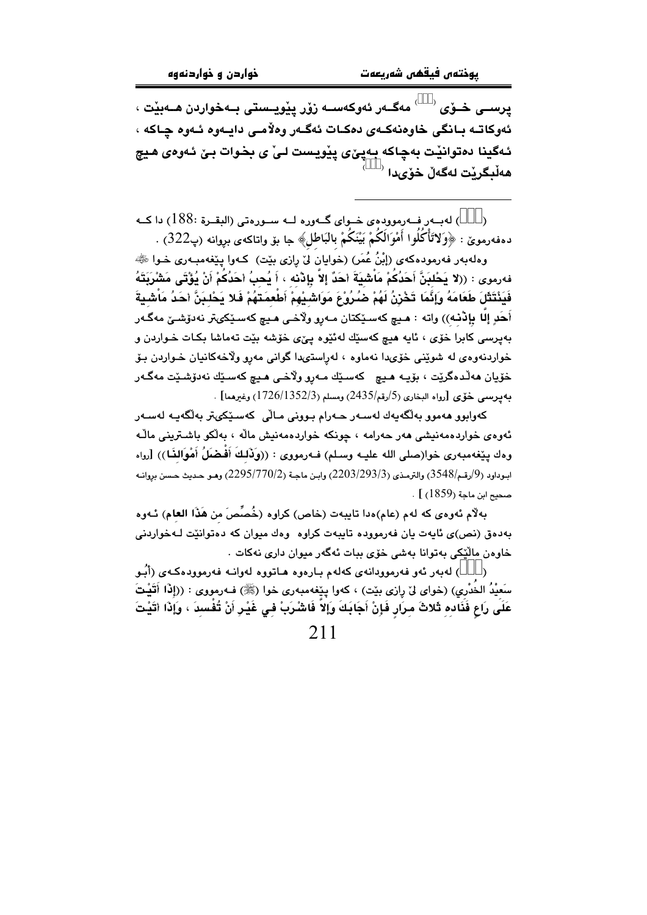**پرسـی خـۆی ([...]) مەگـەر ئەوکەسـە زۆر پێویـستی بـەخواردن هـەبێت ، ئەوکاتـە بـانگی خاوەنەکـەی دەکـات ئەگـەر وەڵامـی دایـەوە ئـەوە چـاکە ، ئـەگینا دەتوانێت بەچاکە بـەپێی پێویـست لـێ ی بخوات بـێ ئـەوەی هـیچ هەڵبگرێت لەگەڵ خۆیدا ([...])**

---

([...]) لەبـەر فـەرموودەی خـوای گـەورە لـە سـورەتی (البقـرة :188) دا کـە دەفەرموێ : ﴿وَلاتَأْكُلُوا أَمْوَالَكُمْ بَيْنَكُمْ بالبَاطِلِ﴾ جا بۆ واتاکەی بڕوانە (پ322) .

وەلەبەر فەرمودەکەی (إبْنُ عُمَر) (خوایان لێ ڕازی بێت) کـەوا پێغەمبـەری خـوا ﷺ فەرموی : ((لا يَحْلِبَنَّ أَحَدُكُمْ مَاشِيَةَ أَحَدٍ إلاَّ بإذْنه ، أَ يُحِبُ أحدُكُمْ أَنْ يُؤْتَى مَشْرَبَتَهُ فَيَنْتَثِلَ طعَامَهُ وَإنَّمَا تَخْزِنُ لَهُمْ ضُرُوْعُ مَوَاشِيْهِمْ أَطْعِمَتَهُمْ فَلا يَحْلِبَنَّ أَحَدُ مَاشِيةَ أَحَدٍ إلَّا بإذْنه)) واتە : هـیچ کەسـێکتان مـەڕو وڵاخـی هـیچ کەسـێکیتر نەدۆشـێ مەگـەر بەپرسی کابرا خۆی ، ئایە هیچ کەسێك لەئێوە پێی خۆشە بێت تەماشا بکـات خـواردن و خواردنەوەی لە شوێنی خۆیدا نەماوە ، لەڕاستیدا گوانی مەڕو وڵاخەکانیان خـواردن بـۆ خۆیان هەڵدەگرێت ، بۆیـە هـیچ کەسـێك مـەڕو وڵاخـی هـیچ کەسـێك نەدۆشـێت مەگـەر بەپرسی خۆی [رواه البخاري (5/رقم/2435) ومسلم (1726/1352/3) وغيرهما] .

کەوابوو هەموو بەڵگەیەك لەسـەر حـەرام بـوونی مـاڵی کەسـێکیتر بەڵگەیـە لەسـەر ئەوەی خواردەمەنیشی هەر حەرامە ، چونکە خواردەمەنیش ماڵە ، بەڵکو باشـترینی ماڵـە وەك پێغەمبەری خوا(صلى الله عليه وسلم) فـەرمووی : ((وَذَلِكَ أَفْضَلُ أَمْوَالنَا)) [رواه ابوداود (9/رقم/3548) والترمذي (2203/293/3) وابن ماجة (2295/770/2) وهو حديث حسن بروانه صحيح ابن ماجة (1859) ] .

بەڵام ئەوەی کە لەم (عام)ەدا تایبەت (خاص) کراوە (خُصِّصَ من هَذَا العام) ئـەوە بەدەق (نص)ی ئایەت یان فەرموودە تایبەت کراوە وەك میوان کە دەتوانێت لـەخواردنی خاوەن ماڵێکی بەتوانا بەشی خۆی ببات ئەگەر میوان داری نەکات .

([...]) لەبەر ئەو فەرموودانەی کەلەم بـارەوە هـاتووە لەوانـە فەرموودەکـەی (أَبُو سَعِيْدُ الخُدْرِي) (خوای لێ ڕازی بێت) ، کەوا پێغەمبەری خوا (ﷺ) فـەرمووی : ((إذَا أتَيْتَ عَلَى رَاعٍ فَنَادِهِ ثلاثَ مِرَارٍ فَإنْ أَجَابَكَ وَإلاَّ فَاشْرَبْ في غَيْرِ أَنْ تُفْسِدَ ، وَإذَا أتَيْتَ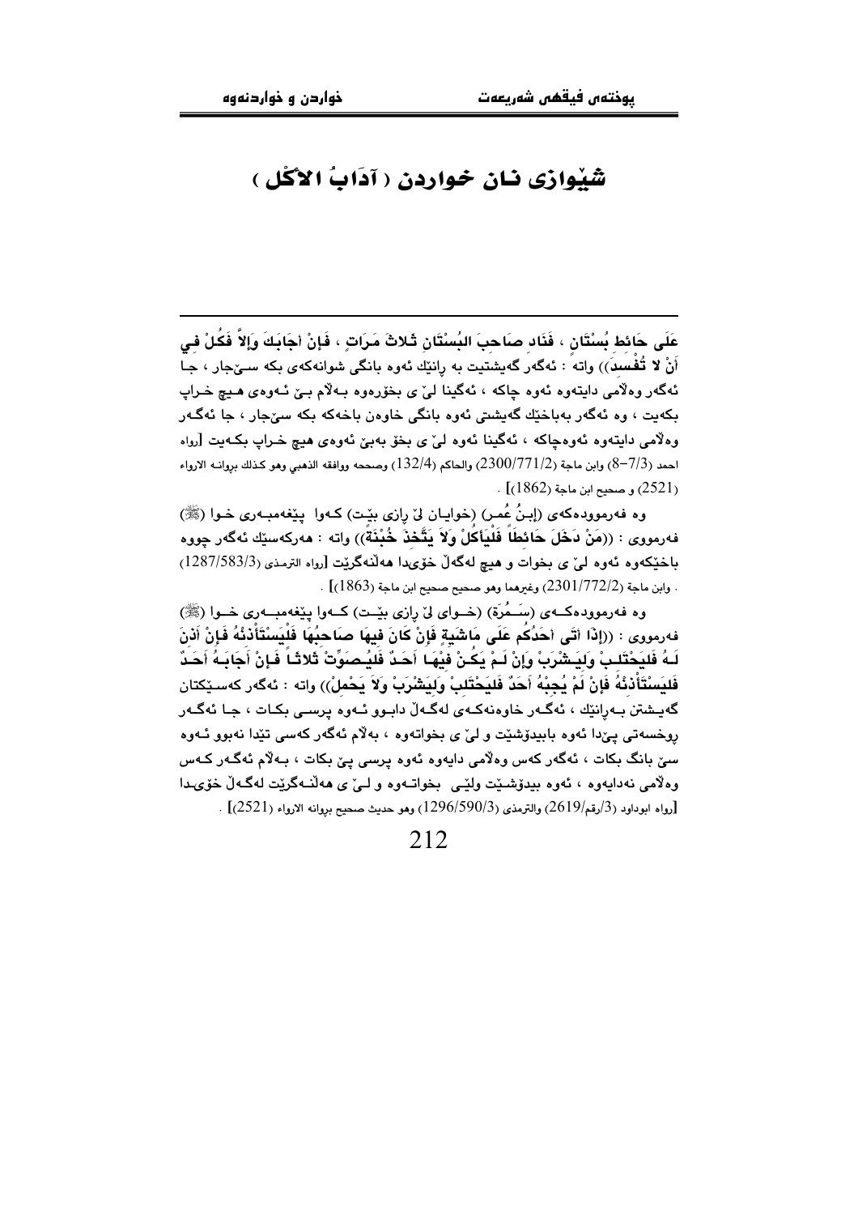# شێوازی نان خواردن ( آدَابُ الأكْل )

عَلَى حَائط بُسْتَانٍ ، فَنَاد صَاحِبَ البُسْتَانِ ثَلاثَ مَرَاتٍ ، فَإنْ أجَابَكَ وَإلاَّ فَكُلْ في أَنْ لا تُفْسدَ)) واته : ئەگەر گەیشتیت بە ڕانێك ئەوە بانگی شوانەكەی بكە سێجار ، جا ئەگەر وەڵامی دایتەوە ئەوە چاكە ، ئەگینا لێ ی بخۆرەوە بەڵام بێ ئـەوەی هـیچ خـراپ بكەیت ، وە ئەگەر بەباخێك گەیشتی ئەوە بانگی خاوەن باخەكە بكە سێجار ، جا ئەگەر وەڵامی دایتەوە ئەوەچاكە ، ئەگینا ئەوە لێ ی بخۆ بەبێ ئەوەی هیچ خـراپ بكـەیت [رواه احمد (3/7-8) وابن ماجة (2300/771/2) والحاكم (132/4) وصححه ووافقه الذهبي وهو كذلك بروانه الارواء (2521) و صحيح ابن ماجة (1862)] .

وە فەرموودەكەی (إبـنُ عُمـر) (خوایـان لێ ڕازی بێـت) كـەوا پێغەمبـەری خـوا (ﷺ) فەرمووی : ((مَنْ دَخَلَ حَائطاً فَلْيَأكُلْ وَلاَ يَتَّخذْ خُبْنَةً)) واتە : هەركەسێك ئەگەر چووە باخێكەوە ئەوە لێ ی بخوات و هیچ لەگەڵ خۆیدا هەڵنەگرێت [رواه الترمذي (1287/583/3) وابن ماجة (2301/772/2) وغيرهما وهو صحيح صحيح ابن ماجة (1863)] .

وە فەرموودەكـەی (سَـمُرَة) (خـوای لێ ڕازی بێـت) كـەوا پێغەمبـەری خـوا (ﷺ) فەرمووی : ((إذَا أتَى أحَدُكُم عَلَى مَاشيَةٍ فَإنْ كَانَ فيهَا صَاحبُهَا فَلْيَسْتَأْذنْهُ فَإنْ أذنَ لَـهُ فَلْيَحْتَلـبْ وَلْيَـشْرَبْ وَإنْ لَـمْ يَكُـنْ فيْهَـا أحَـدٌ فَلْيُـصَوِّتْ ثَلاثـاً فَـإنْ أجَابَـهُ أحَـدٌ فَلْيَسْتَأْذنْهُ فَإنْ لَمْ يُجبْهُ أحَدٌ فَلْيَحْتَلبْ وَلْيَشْرَبْ وَلاَ يَحْملْ)) واتە : ئەگەر كەسێكتان گەیشتن بـەڕانێك ، ئەگـەر خاوەنەكـەی لەگـەڵ دابـوو ئـەوە پرسـی بكـات ، جـا ئەگـەر ڕوخسەتی پێدا ئەوە بابیدۆشێت و لێ ی بخواتەوە ، بەڵام ئەگەر كەسی تێدا نەبوو ئـەوە سێ بانگ بكات ، ئەگەر كەس وەڵامی دایەوە ئەوە پرسی پێ بكات ، بـەڵام ئەگـەر كـەس وەڵامی نەدایەوە ، ئەوە بیدۆشـێت ولێـی بخواتـەوە و لـێ ی هەڵنـەگرێت لەگـەڵ خۆیـدا [رواه ابوداود (3/رقم/2619) والترمذي (1296/590/3) وهو حديث صحيح بروانه الارواء (2521)] .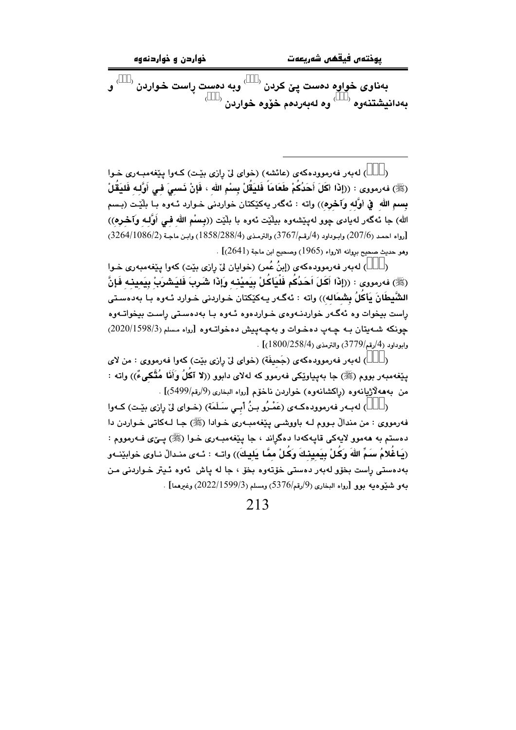بەناوی خواوە دەست پێ کردن (□) وبە دەست ڕاست خواردن (□) و بەدانیشتنەوە (□) وە لەبەردەم خۆوە خواردن (□)

---

(□) لەبەر فەرموودەکەی (عائشە) (خوای لێ ڕازی بێت) کەوا پێغەمبەری خوا (ﷺ) فەرمووی : ((**إذَا أكَلَ أَحَدُكُمْ طَعَاماً فَليَقُلْ بِسْمِ اللهِ ، فَإنْ نَسِيَ فِي أَوَّلِهِ فَليَقُلْ بِسمِ اللَّهِ فِي أوَّلِهِ وَآخِرِهِ**)) واتە : ئەگەر یەکێکتان خواردنی خوارد ئەوە با بڵێت (بسم الله) جا ئەگەر لەیادی چوو لەپێشەوە بیڵێت ئەوە با بڵێت ((**بِسْمِ اللهِ فِي أَوَّلِهِ وَآخِرِهِ**)) [رواه احمد (207/6) وابوداود (4/رقم/3767) والترمذي (1858/288/4) وابن ماجة (3264/1086/2) وهو حديث صحيح بروانە الارواء (1965) وصحيح ابن ماجة (2641)] .

(□) لەبەر فەرموودەکەی (إبنُ عُمر) (خوایان لێ ڕازی بێت) کەوا پێغەمبەری خوا (ﷺ) فەرمووی : ((**إذَا أَكَلَ اَحَدُكُم فَلْيَأكُلْ بِيَمِيْنِهِ وَإذَا شَرِبَ فَليَشْرَبْ بِيَمِينِهِ فَإنَّ الشَّيطَانَ يَأكُلُ بِشِمَالِهِ**)) واتە : ئەگەر یەکێکتان خواردنی خوارد ئەوە با بەدەستی ڕاست بیخوات وە ئەگەر خواردنەوەی خواردەوە ئەوە با بەدەستی ڕاست بیخواتەوە چونکە شەیتان بە چەپ دەخوات و بەچەپیش دەخواتەوە [رواه مسلم (2020/1598/3) وابوداود (4/رقم/3779) والترمذي (1800/258/4)] .

(□) لەبەر فەرموودەکەی (جَحيفَة) (خوای لێ ڕازی بێت) کەوا فەرمووی : من لای پێغەمبەر بووم (ﷺ) جا بەپیاوێکی فەرموو کە لەلای دابوو ((**لا آكُلُ وَأنَا مُتَّكِىءٌ**)) واتە : من بەهەڵاژیانەوە (ڕاکشانەوە) خواردن ناخۆم [رواه البخاري (9/رقم/5499)] .

(□) لەبەر فەرموودەکەی (عَمْرُو بنُ أبِي سَلَمَة) (خوای لێ ڕازی بێت) کەوا فەرمووی : من منداڵ بووم لە باوەشی پێغەمبەری خوادا (ﷺ) جا لەکاتی خواردن دا دەستم بە هەموو لایەکی قاپەکەدا دەگێڕاند ، جا پێغەمبەری خوا (ﷺ) پێی فەرمووم : (**يَاغُلامُ سَمِّ اللهَ وَكُلْ بِيَمِينِكَ وَكُلْ مِمَّا يَلِيكَ**)) واتە : ئەی منداڵ ناوی خوابێنەو بەدەستی ڕاست بخۆ لەبەر دەستی خۆتەوە بخۆ ، جا لە پاش ئەوە ئیتر خواردنی من بەو شێوەیە بوو [رواه البخاري (9/رقم/5376) ومسلم (2022/1599/3) وغيرهما] .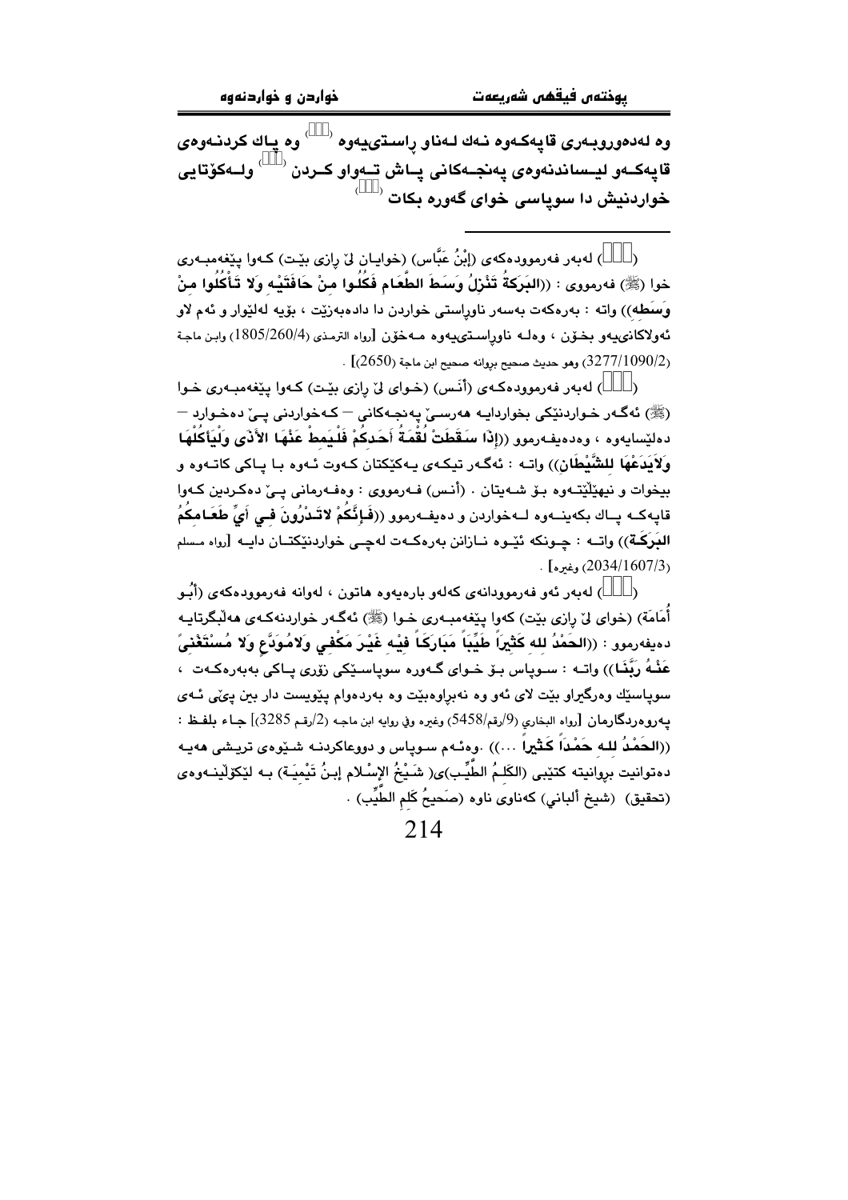وە لەدەوروبەری قاپەکەوە نەك لەناو ڕاستىيەوە (□□□) وە پاك كردنەوەی قاپەکەو ليساندنەوەی پەنجەكانی پاش تەواو كردن (□□□) ولەكۆتايی خواردنيش دا سوپاسی خوای گەورە بكات (□□□)

---

(□□□) لەبەر فەرموودەكەی (إبْنُ عَبَّاس) (خوايان لێ ڕازی بێت) كەوا پێغەمبەری خوا (ﷺ) فەرمووی : ((**البَرَكَةُ تَنْزِلُ وَسَطَ الطَّعَامِ فَكُلُوا مِنْ حَافَتَيْهِ وَلا تَأْكُلُوا مِنْ وَسَطِهِ**)) واتە : بەرەكەت بەسەر ناوڕاستی خواردن دا دادەبەزێت ، بۆیە لەلێوار و ئەم لاو ئەولاكانىيەو بخۆن ، وەلە ناوڕاستىيەوە مەخۆن [رواه الترمذي (1805/260/4) وابن ماجة (3277/1090/2) وهو حديث صحيح بروانە صحيح ابن ماجة (2650)] .

(□□□) لەبەر فەرموودەكەی (أنس) (خوای لێ ڕازی بێت) كەوا پێغەمبەری خوا (ﷺ) ئەگەر خواردنێكی بخواردایە هەرسێ پەنجەكانی – كەخواردنی پێ دەخوارد – دەلێسايەوە ، وەدەيفەرموو ((**إذَا سَقَطَتْ لُقْمَةُ أحَدِكُمْ فَلْيَمِطْ عَنْهَا الأذَى وَلْيَأكُلْهَا وَلايَدَعْهَا للشَّيْطَانِ**)) واتە : ئەگەر تيكەی يەكێكتان كەوت ئەوە بـا پاكی كاتەوە و بيخوات و نيهێڵێتەوە بۆ شەيتان . (أنس) فەرمانی پێ دەكردين كەوا قاپەكە پاك بكەينەوە لەخواردن و دەيفەرموو ((**فَإنَّكُمْ لاتَدْرُونَ فِي أيِّ طَعَامِكُمُ البَرَكَةُ**)) واتە : چونكە ئێوە نازانن بەرەكەت لەچی خواردنێكتان دايە [رواه مسلم (2034/1607/3) وغيره] .

(□□□) لەبەر ئەو فەرموودانەی كەلەو بارەيەوە هاتون ، لەوانە فەرموودەكەی (أبُو أُمَامَة) (خوای لێ ڕازی بێت) كەوا پێغەمبەری خوا (ﷺ) ئەگەر خواردنەكەی هەڵبگرتايە دەيفەرموو : ((**الحَمْدُ لله كَثِيراً طَيِّباً مَبَارَكاً فيه غَيْرَ مَكْفِي ولامُوَدَّعٍ وَلا مُسْتَغْنيً عَنْهُ رَبَّنَا**)) واتە : سوپاس بۆ خوای گەورە سوپاسێكی زۆری پاكی بەبەرەكەت ، سوپاسێك وەرگێراو بێت لای ئەو وە نەبڕاوەبێت وە بەردەوام پێویست دار بین پێی ئەی پەروەردگارمان [رواه البخاري (9/رقم/5458) وغيره وفي رواية ابن ماجه (2/رقم 3285)] جاء بلفظ : ((**الحَمْدُ لله حَمْداً كَثِيراً** ...)) .وەئەم سوپاس و دووعاكردنە شێوەی تريشی هەيە دەتوانيت بڕوانيتە كتێبی (الكَلِمُ الطَّيِّب)ی( شَيْخُ الإسْلام إبنُ تَيْمِيَة) بە لێكۆڵينەوەی (تحقيق) (شيخ ألباني) كەناوی ناوە (صَحِيحُ كَلِمِ الطَّيِّب) .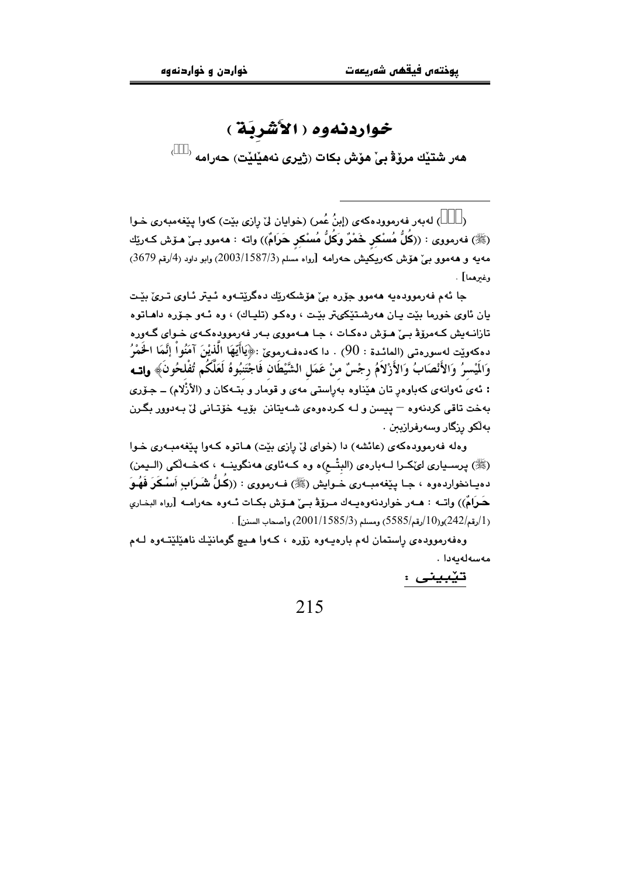# خواردنەوە ( الأَشْرِبَة )

## هەر شتێك مرۆڤ بێ هۆش بكات (ژیری نەهێڵێت) حەرامە [ ]

---

( ) لەبەر فەرموودەكەی (إِبنُ عُمر) (خوایان لێ ڕازی بێت) كەوا پێغەمبەری خـوا (ﷺ) فەرمووی : ((**كُلُّ مُسْكِرٍ خَمْرٌ وَكُلُّ مُسْكِرٍ حَرَامٌ**)) واتە : هەموو بـێ هـۆش كـەرێك مەیە و هەموو بێ هۆش كەریكیش حەرامە [رواه مسلم (2003/1587/3) وابو داود (4/رقم 3679) وغیرهما] .

جا ئەم فەرموودەیە هەموو جۆرە بێ هۆشكەرێك دەگرێتـەوە ئـیتر ئـاوی تـرێ بێـت یان ئاوی خورما بێت یـان هەرشـتێكیتر بێـت ، وەكـو (تلیـاك) ، وە ئـەو جـۆرە داهـاتوە تازانـەیش كـەمرۆڤ بـێ هـۆش دەكـات ، جـا هـەمووی بـەر فەرموودەكـەی خـوای گـەورە دەكەوێت لەسورەتی (المائدة : 90) . دا كەدەفـەرموێ :﴿**يَاأَيُّهَا الَّذِيْنَ آمَنُواْ إِنَّمَا الخَمْرُ وَالْمَيْسرُ وَالأَنْصَابُ وَالأَزْلاَمُ رِجْسٌ مِنْ عَمَلِ الشَّيْطَانِ فَاجْتَنِبُوهُ لَعَلَّكُم تُفْلِحُونَ**﴾ **واتـە** : ئەی ئەوانەی كەباوەڕ تان هێناوە بەڕاستی مەی و قومار و بتـەكان و (الأَزْلام) – جـۆری بەخت تاقی كردنەوە – پیسن و لـە كـردەوەی شـەیتانن بۆیـە خۆتـانی لێ بـەدوور بگـرن بەڵكو ڕزگار وسەرفرازبن .

وەلە فەرموودەكەی (عائشە) دا (خوای لێ ڕازی بێت) هـاتوە كـەوا پێغەمبـەری خـوا (ﷺ) پرسـیاری لێكـرا لـەبارەی (البِتْـع)ە وە كـەئاوی هەنگوینـە ، كەخـەڵكی (الـیمن) دەیـانخواردەوە ، جـا پێغەمبـەری خـوایش (ﷺ) فـەرمووی : ((**كُلُّ شَـرَابٍ أَسْـكَرَ فَهُـوَ حَـرَامٌ**)) واتـە : هـەر خواردنەوەیـەك مـرۆڤ بـێ هـۆش بكـات ئـەوە حەرامـە [رواه البخاري (1/رقم242)و(10/رقم5585) ومسلم (2001/1585/3) وأصحاب السنن] .

وەفەرموودەی ڕاستمان لەم بارەیـەوە زۆرە ، كـەوا هـیچ گومانێك ناهێڵێتـەوە لـەم مەسەلەیەدا .

**تێبینی :**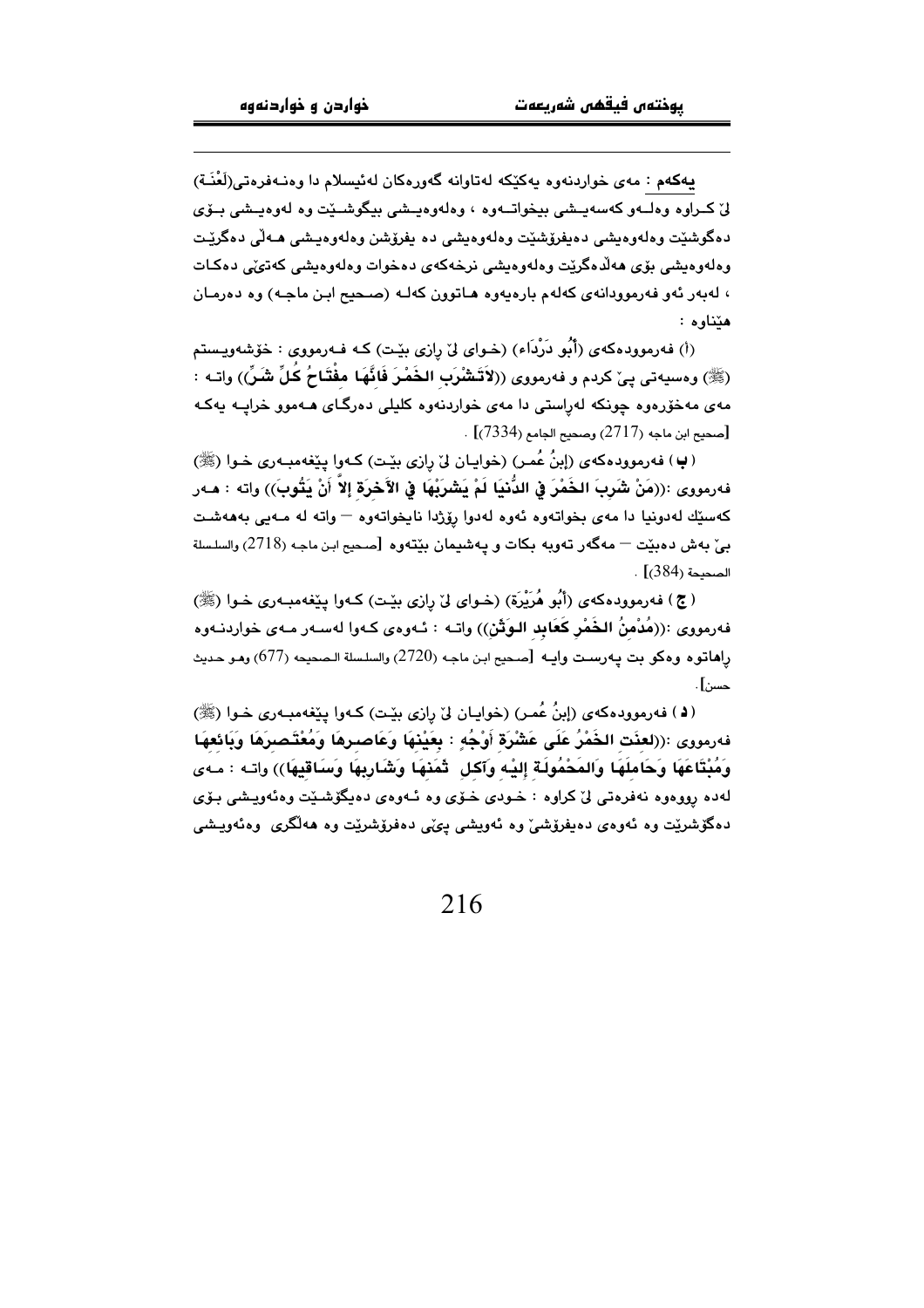**یەكەم** : مەی خواردنەوە یەكێكە لەتاوانە گەورەكان لەئیسلام دا وەنـەفرەتی(لَعْنَـة) لێ كـراوە وەلـەو كەسەیـشی بیخواتـەوە ، وەلەوەیـشی بیگوشـێت وە لەوەیـشی بـۆی دەگوشێت وەلەوەیشی دەیفرۆشێت وەلەوەیشی دە یفرۆشن وەلەوەیـشی هـەڵی دەگرێـت وەلەوەیشی بۆی هەڵدەگرێت وەلەوەیشی نرخەكەی دەخوات وەلەوەیشی كەتێی دەكـات ، لەبەر ئەو فەرموودانەی كەلەم بارەیەوە هـاتوون كەلـە (صـحیح ابـن ماجـە) وە دەرمـان هێناوە :

(أ) فەرموودەكەی (أَبُو دَرْدَاء) (خـوای لێ ڕازی بێـت) كـە فـەرمووی : خۆشەویـستم (ﷺ) وەسیەتی پیێ كردم و فەرمووی ((**لاَتَشْرَبِ الخَمْرَ فَإنَّهَا مِفْتَاحُ كُلِّ شَرٍّ**)) واتـە : مەی مەخۆرەوە چونكە لەڕاستی دا مەی خواردنەوە كلیلی دەرگـای هـەموو خراپـە یەكـە [صحیح ابن ماجه (2717) وصحیح الجامع (7334)] .

( **ب** ) فەرموودەكەی (إبنُ عُمـر) (خوایـان لێ ڕازی بێـت) كـەوا پێغەمبـەری خـوا (ﷺ) فەرمووی :((**مَنْ شَرِبَ الخَمْرَ فِي الدُّنيَا لَمْ يَشرَبْهَا فِي الآخِرَةِ إلاَّ أَنْ يَتُوبَ**)) واتە : هـەر كەسێك لەدونیا دا مەی بخواتەوە ئەوە لەدوا ڕۆژدا نایخواتەوە – واتە لە مـەیی بەهەشـت بیێ بەش دەبێت – مەگەر تەوبە بكات و پەشیمان بێتەوە [صحیح ابن ماجه (2718) والسلسلة الصحیحة (384)] .

( **ج** ) فەرموودەكەی (أَبُو هُرَيْرَة) (خـوای لێ ڕازی بێـت) كـەوا پێغەمبـەری خـوا (ﷺ) فەرمووی :((**مُدْمِنُ الخَمْرِ كَعَابِدِ الوَثَنِ**)) واتـە : ئـەوەی كـەوا لەسـەر مـەی خواردنـەوە ڕاهاتوە وەكو بت پەرسـت وایـە [صحیح ابن ماجه (2720) والسلسلة الصحیحه (677) وهـو حـدیث حسن].

( **د** ) فەرموودەكەی (إبنُ عُمـر) (خوایـان لێ ڕازی بێـت) كـەوا پێغەمبـەری خـوا (ﷺ) فەرمووی :((**لعنَت الخَمْرُ عَلَى عَشْرَةِ أَوْجُهٍ : بِعَيْنِهَا وَعَاصِرِهَا وَمُعْتَصِرِهَا وَبَائِعِهَا وَمُبْتَاعِهَا وَحَامِلِهَا وَالمَحْمُولَةِ إلِيْهِ وَآكِلِ ثَمَنِهَا وَشَارِبِهَا وَسَاقِيهَا**)) واتـە : مـەی لەدە ڕووەوە نەفرەتی لێ كراوە : خـودی خـۆی وە ئـەوەی دەیگوشـێت وەئەویـشی بـۆی دەگوشرێت وە ئەوەی دەیفرۆشیێ وە ئەویشی پیێی دەفرۆشرێت وە هەڵگری وەئەویـشی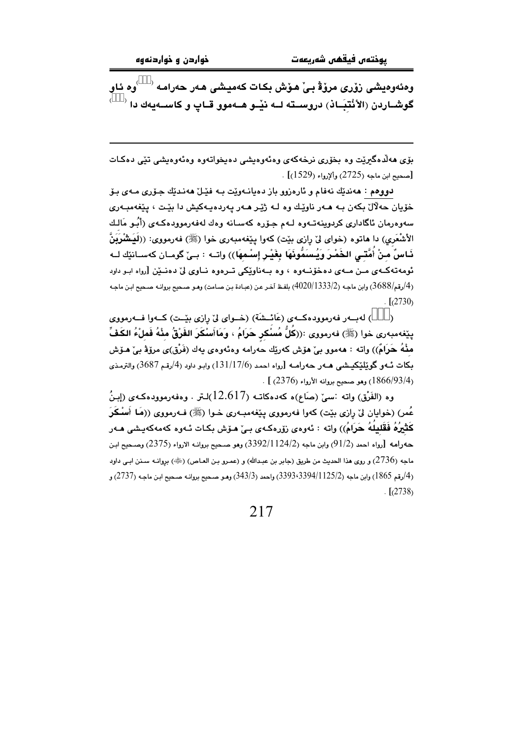وەئەوەیشی زۆری مرۆڤ بێ هۆش بکات کەمیشی هەر حەرامە (   ) وە ئاو گوشـاردن (الأَنْتِبَـاذ) دروسـتە لـە نێـو هـەموو قـاپ و کاسـەیەك دا (   )

---

بۆی هەڵدەگیرێت وە بخۆری نرخەکەی وەئەوەیشی دەیخواتەوە وەئەوەیشی تێی دەکات [صحيح ابن ماجه (2725) والإرواء (1529)] .

**دووەم** : هەندێك نەفام و ئارەزوو باز دەیانـەوێت بـە فێـڵ هەنـدێك جـۆری مـەی بـۆ خۆیان حەڵاڵ بکەن بـە هـەر ناوێـك وە لـە ژێـر هـەر پەردەیـەکیش دا بێـت ، پێغەمبـەری سەوەرمان ئاگاداری کردوینەتـەوە لـەم جـۆرە کەسـانە وەك لەفەرموودەکـەی (أَبُـو مَالِـك الأَشْعَرِي) دا هاتوه (خوای لێ ڕازی بێت) کەوا پێغەمبەری خوا (ﷺ) فەرمووی: ((**لَيَشْرَبَنَّ نَـاسٌ مِـنْ أُمَّتِـي الخَمْـرَ وَيُسَمُّونَهَا بِغَيْـرِ إِسْـمِهَا**)) واتـە : بـێ گومـان کەسـانێك لـە ئومەتەکـەی مـن مـەی دەخۆنـەوە ، وە بـەناوێکی تـرەوە نـاوی لێ دەنـێن [رواه ابـو داود (4/رقم/3688) وابن ماجه (4020/1333/2) بلفظ آخر عن (عبادة بن صامت) وهو صحيح بروانه صحيح ابن ماجه (2730)] .

(   ) لەبـەر فەرموودەکـەی (عَائِـشَة) (خـوای لێ ڕازی بێـت) کـەوا فـەرمووی پێغەمبەری خوا (ﷺ) فەرمووی :((**كُلُّ مُسْكِرٍ حَرَامٌ ، وَمَاأَسْكَرَ الفَرْقُ مِنْهُ فَمِلْءُ الكَفِّ مِنْهُ حَرَامٌ**)) واتە : هەموو بێ هۆش کەرێك حەرامە وەئەوەی یەك (فَرْق)ی مرۆڤ بێ هـۆش بکات ئـەو گوێلێکیـشی هـەر حەرامـە [رواه احمد (131/17/6) وابـو داود (4/رقـم 3687) والترمـذي (1866/93/4) وهو صحيح بروانه الأرواء (2376) ] .

وە (الفَرْق) واتە :سێ (صَاع)ە کەدەکاتـە (12.617)لـتر . وەفەرموودەکـەی (إِبـنُ عُمر) (خوایان لێ ڕازی بێت) کەوا فەرمووی پێغەمبـەری خـوا (ﷺ) فـەرمووی ((**مَا أَسْكَرَ كَثِيرُهُ فَقَلِيلُهُ حَرَامٌ**)) واتە : ئەوەی زۆرەکـەی بـێ هـۆش بکـات ئـەوە کەمەکەیـشی هـەر حەرامە [رواه احمد (91/2) وابن ماجه (3392/1124/2) وهو صحيح بروانه الارواء (2375) وصحيح ابـن ماجه (2736) و روى هذا الحديث من طريق (جابر بن عبدالله) و (عمرو بن العاص) (ﷺ) بروانـه سنن ابـى داود (4/رقم 1865) وابن ماجه (3393،3394/1125/2) واحمد (343/3) وهـو صحيح بروانـه صحيح ابـن ماجـه (2737) و (2738)] .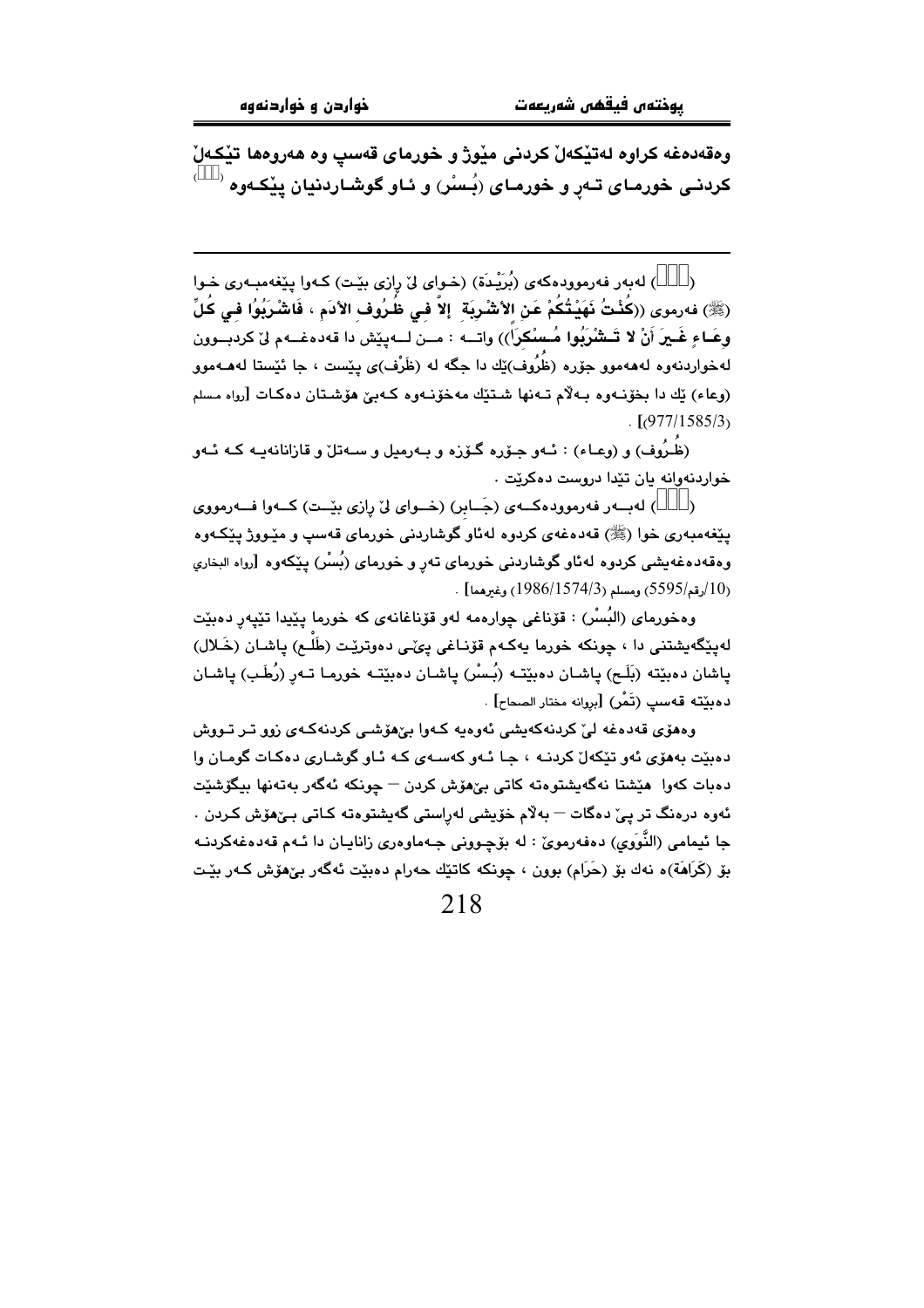وەقەدەغە کراوە لەتێکەڵ کردنی مێوژ و خورمای قەسپ وە هەروەها تێکەڵ کردنی خورمای تەڕ و خورمای (بُسْر) و ئاو گوشاردنیان پێکەوە [   ]

---

([   ]) لەبەر فەرموودەکەی (بُرَیْدَة) (خوای لێ ڕازی بێت) کەوا پێغەمبەری خوا (ﷺ) فەرموی ((**كُنْتُ نَهَيْتُكُمْ عَنِ الأَشْرِبَةِ إلاَّ فِي ظُرُوفِ الأَدَمِ ، فَاشْرَبُوا فِي كُلِّ وِعَاءٍ غَيرَ أَنْ لا تَشْرَبُوا مُسْكِرَاً**)) واتە : من لەپێش دا قەدەغەم لێ کردبوون لەخواردنەوە لەهەموو جۆرە (ظُرُوف)ێك دا جگە لە (ظَرْف)ی پێست ، جا ئێستا لەهەموو (وعاء) ێك دا بخۆنەوە بەڵام تەنها شتێك مەخۆنەوە کەبێ هۆشتان دەکات [رواه مسلم (977/1585/3)] .

(ظُرُوف) و (وعاء) : ئەو جۆرە گۆزە و بەرمیل و سەتڵ و قازانانەیە کە ئەو خواردنەوانە یان تێدا دروست دەکرێت .

([   ]) لەبەر فەرموودەکەی (جَابر) (خوای لێ ڕازی بێت) کەوا فەرمووی پێغەمبەری خوا (ﷺ) قەدەغەی کردوە لەئاو گوشاردنی خورمای قەسپ و مێووژ پێکەوە وەقەدەغەیشی کردوە لەئاو گوشاردنی خورمای تەڕ و خورمای (بُسْر) پێکەوە [رواه البخاري (10/رقم/5595) ومسلم (1986/1574/3) وغیرهما] .

وەخورمای (البُسْر) : قۆناغی چوارەمە لەو قۆناغانەی کە خورما پێیدا تێپەڕ دەبێت لەپێگەیشتنی دا ، چونکە خورما یەکەم قۆناغی پێی دەوترێت (طَلْع) پاشان (خَلال) پاشان دەبێتە (بَلَح) پاشان دەبێتە (بُسْر) پاشان دەبێتە خورما تەڕ (رُطَب) پاشان دەبێتە قەسپ (تَمْر) [بڕوانە مختار الصحاح] .

وەهۆی قەدەغە لێ کردنەکەیشی ئەوەیە کەوا بێهۆشی کردنەکەی زوو تر تووش دەبێت بەهۆی ئەو تێکەڵ کردنە ، جا ئەو کەسەی کە ئاو گوشاری دەکات گومان وا دەبات کەوا هێشتا نەگەیشتوەتە کاتی بێهۆش کردن – چونکە ئەگەر بەتەنها بیگۆشێت ئەوە درەنگ تر پێ دەگات – بەڵام خۆیشی لەڕاستی گەیشتوەتە کاتی بێهۆش کردن . جا ئیمامی (النَّوَوِي) دەفەرموێ : لە بۆچوونی جەماوەری زانایان دا ئەم قەدەغەکردنە بۆ (كَرَاهَة)ە نەك بۆ (حَرَام) بوون ، چونکە کاتێك حەرام دەبێت ئەگەر بێهۆش کەر بێت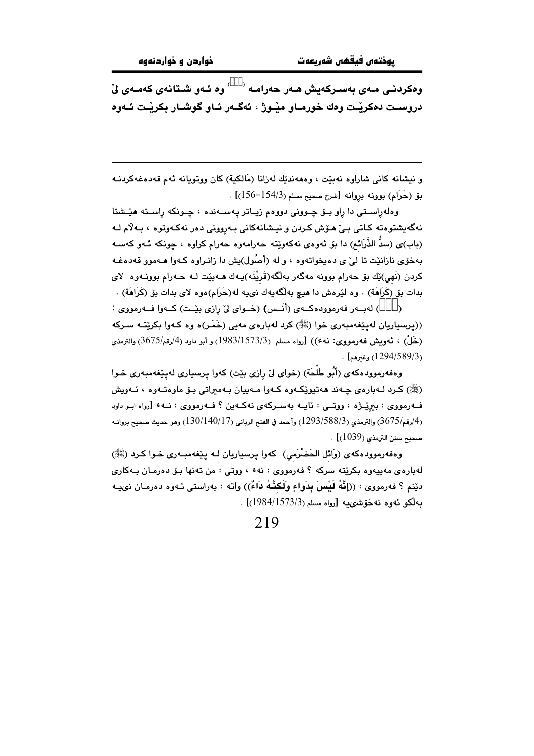**وەكردنـی مـەی بەسـركەیش هـەر حەرامـە ⁽⁾ وە ئـەو شـتانەی كەمـەی لێ دروسـت دەكرێـت وەك خورمـاو مێـوژ ، ئەگـەر ئـاو گوشـار بكرێـت ئـەوە**

---

و نیشانە كانی شاراوە نەبێت ، وەهەندێك لەزانا (مَالكية) كان ووتویانە ئەم قەدەغەكردنـە بۆ (حَرَام) بوونە بروانە [شرح صحيح مسلم (3/154-156)] .

وەلەراسـتی دا راو بـۆ چـوونی دووەم زیـاتر پەسـەندە ، چـونكە راسـتە هێـشتا نەگەیشتووەتە كـاتی بـێ هـۆش كـردن و نیـشانەكانی بـەرووونی دەر نەكـەوتوە ، بـەلاّم لـە (باب)ی (سدُّ الذَّرَائع) دا بۆ ئەوەی نەكەوێتە حەرامەوە حەرام كراوە ، چونكە ئـەو كەسـە بەخۆی نازانێت تا لێ ی دەیخواتەوە ، و لە (أصُول)یش دا زانـراوە كـەوا هـەموو قەدەغـە كردن (نَهي)ێك بۆ حەرام بوونە مەگەر بەڵگە(قَرِيْنَه)یـەك هـەبێت لـە حـەرام بوونـەوە لای بدات بۆ (كَرَاهَة) . وە لێرەش دا هیچ بەڵگەیەك نیـیە لە(حَرَام)ەوە لای بدات بۆ (كَرَاهَة) .

(⁽⁾) لەبــەر فەرموودەكــەی (أنَــس) (خــوای لێ رازی بێــت) كــەوا فــەرمووی : ((پرسیاریان لەپێغەمبەری خوا (ﷺ) كرد لەبارەی مەیی (خَمَـر)ە وە كـەوا بكرێتـە سـركە (خَلْ) ، ئەویش فەرمووی: نەء)) [رواه مسلم (3/1573/1983) و أبو داود (4/رقم/3675) والترمذي (3/589/1294) وغيرهم] .

وەفەرموودەكەی (أبُو طَلْحَة) (خوای لێ رازی بێت) كەوا پرسیاری لەپێغەمبەری خـوا (ﷺ) كـرد لـەبارەی چـەند هەتیوێكـەوە كـەوا مـەییان بـەمیراتی بـۆ ماوەتـەوە ، ئـەویش فــەرمووی : بیرێــژە ، ووتــی : ئایــە بەســركەی نەكــەین ؟ فــەرمووی : نــەء [رواه ابـو داود (4/رقم/3675) والترمذي (3/588/1293) وأحمد في الفتح الرباني (17/140/130) وهو حديث صحيح بروانـە صحيح سنن الترمذي (1039)] .

وەفەرموودەكەی (وَائل الحَضْرَمِي) كەوا پرسیاریان لـە پێغەمبـەری خـوا كـرد (ﷺ) لەبارەی مەییەوە بكرێتە سركە ؟ فەرمووی : نەء ، ووتی : من تەنها بـۆ دەرمـان بـەكاری دێنم ؟ فەرمووی : ((**إنَّهُ لَيْسَ بِدَوَاءٍ وَلَكِنَّهُ دَاءٌ**)) واتە : بەراستی ئـەوە دەرمـان نیـیە بەڵكو ئەوە نەخۆشییە [رواه مسلم (3/1573/1984)] .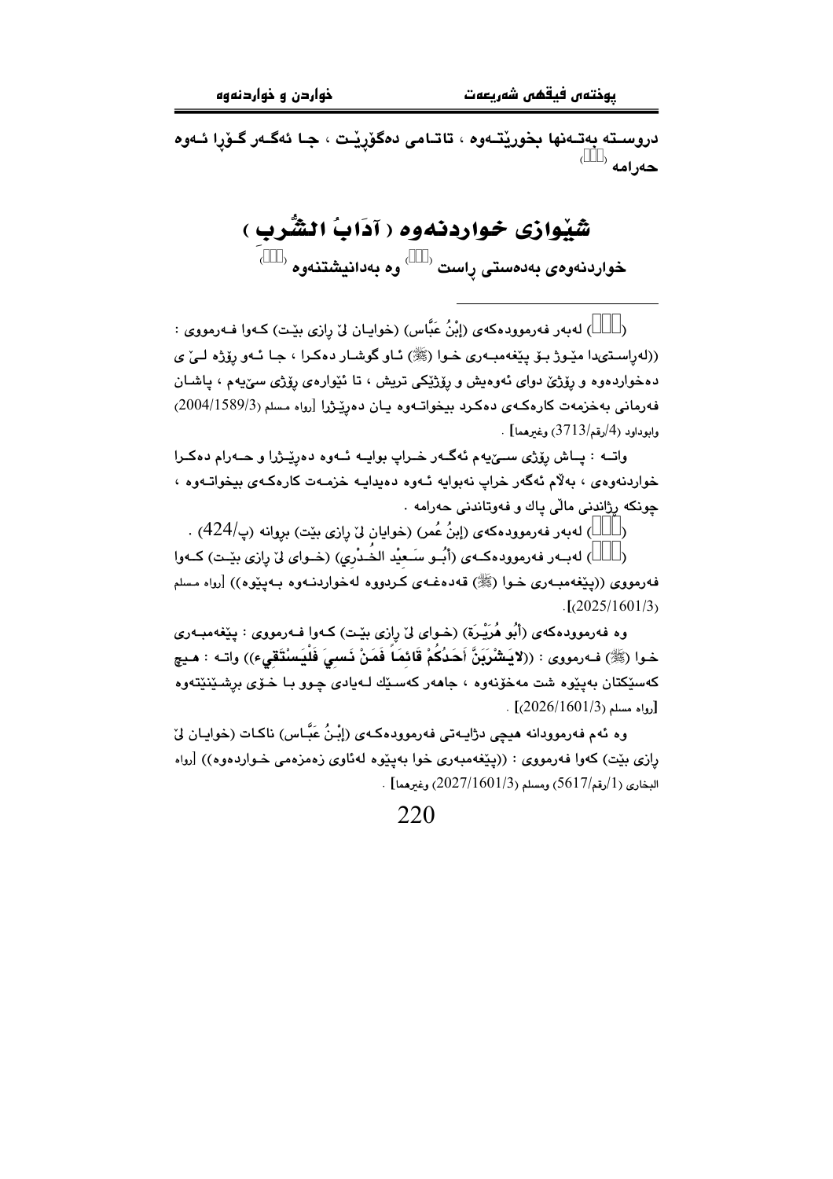دروسـتە بەتـەنها بخورێتـەوە ، تاتـامی دەگۆڕێـت ، جـا ئەگـەر گـۆڕا ئـەوە حەرامە ([]) 

## شێوازی خواردنەوە ( آدَابُ الشُّرب )

### خواردنەوەی بەدەستی ڕاست ([]) وە بەدانیشتنەوە ([])

---

([]) لەبەر فەرموودەکەی (إِبْنُ عَبَّاس) (خوایـان لێ ڕازی بێت) کـەوا فـەرمووی : ((لەڕاستیدا مێـوژ بـۆ پێغەمبـەری خـوا (ﷺ) ئـاو گوشـار دەکـرا ، جـا ئـەو ڕۆژە لـێ ی دەخواردەوە و ڕۆژێ دوای ئەوەیش و ڕۆژێکی تریش ، تا ئێوارەی ڕۆژی سێیەم ، پاشـان فەرمانی بەخزمەت کارەکـەی دەکـرد بیخواتـەوە یـان دەرێـژرا [رواه مسلم (2004/1589/3) وابوداود (4/رقم/3713) وغيرهما] .

واتـە : پـاش ڕۆژی سـێیەم ئەگـەر خـراپ بوایـە ئـەوە دەرێـژرا و حـەرام دەکـرا خواردنەوەی ، بەڵام ئەگەر خراپ نەبوایە ئـەوە دەیدایـە خزمـەت کارەکـەی بیخواتـەوە ، چونکە ڕژاندنی ماڵی پاك و فەوتاندنی حەرامە .

([]) لەبەر فەرموودەکەی (إِبنُ عُمر) (خوایان لێ ڕازی بێت) بڕوانە (پ/424) .

([]) لەبـەر فەرموودەکـەی (أَبُـو سَـعِيْد الخُـدْرِي) (خـوای لێ ڕازی بێـت) کـەوا فەرمووی ((پێغەمبـەری خـوا (ﷺ) قەدەغـەی کـردووە لەخواردنـەوە بـەپێوە)) [رواه مسلم (2025/1601/3)].

وە فەرموودەکەی (أَبُو هُرَيْـرَة) (خـوای لێ ڕازی بێـت) کـەوا فـەرمووی : پێغەمبـەری خـوا (ﷺ) فـەرمووی : ((**لايَـشْرَبَنَّ أَحَدُكُمْ قَائِمَاً فَمَنْ نَسِيَ فَلْيَسْتَقِيء**)) واتـە : هـیچ کەسێکتان بەپێوە شت مەخۆنەوە ، جاهەر کەسێك لـەیادی چـوو بـا خـۆی بڕشـێنێتەوە [رواه مسلم (2026/1601/3)] .

وە ئەم فەرموودانە هیچی دژایـەتی فەرموودەکـەی (إِبْـنُ عَبَّـاس) ناکـات (خوایـان لێ ڕازی بێت) کەوا فەرمووی : ((پێغەمبەری خوا بەپێوە لەئاوی زەمزەمی خـواردەوە)) [رواه البخاري (1/رقم/5617) ومسلم (2027/1601/3) وغيرهما] .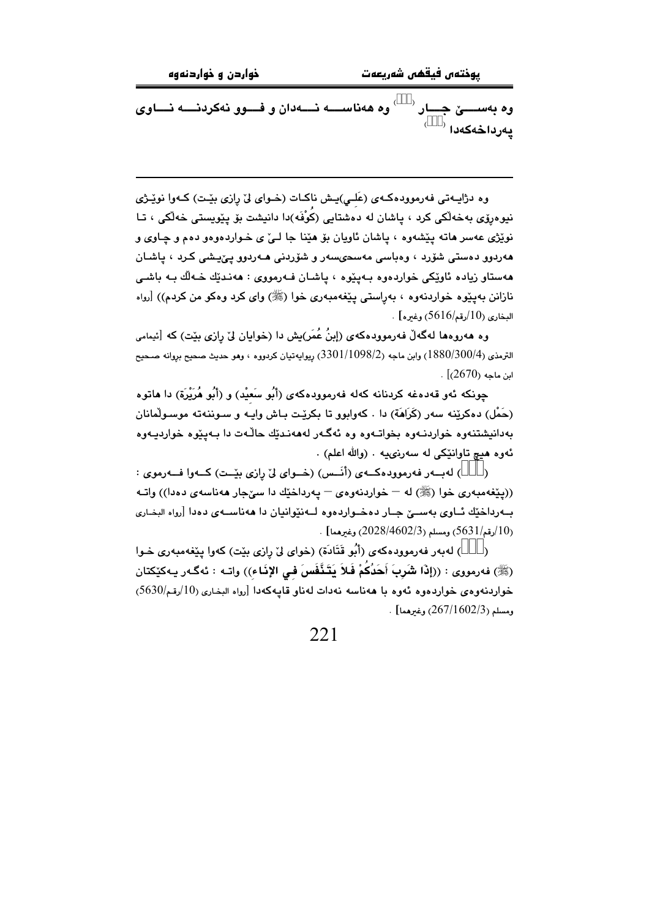وە بەسـێ جـار (⁽⁾) وە هەناسـە نـەدان و فـوو نەكردنـە نـاوی پەرداخەكەدا (⁽⁾)

---

وە دژایـەتی فەرموودەكـەی (عَلـي)یـش ناكـات (خـوای لێ رازی بێـت) كـەوا نوێـژی نیوەڕۆی بەخەڵكی كرد ، پاشان لە دەشتایی (كُوْفَە)دا دانیشت بۆ پێویستی خەڵكی ، تـا نوێژی عەسر هاتە پێشەوە ، پاشان ئاویان بۆ هێنا جا لـێ ی خـواردەوەو دەم و چـاوی و هەردوو دەستی شۆرد ، وەباسی مەسحیسەر و شۆردنی هـەردوو پـێـیشی كـرد ، پاشـان هەستاو زیادە ئاوێكی خواردەوە بـەپێوە ، پاشـان فـەرمووی : هەنـدێك خـەڵك بـە باشـی نازانن بەپێوە خواردنەوە ، بەڕاستی پێغەمبەری خوا (ﷺ) وای كرد وەكو من كردم)) [رواه البخاري (10/رقم/5616) وغيره] .

وە هەروەها لەگەڵ فەرموودەكەی (إبنُ عُمَر)یش دا (خوایان لێ رازی بێت) كە [ئیمامی الترمذي (1880/300/4) وابن ماجه (3301/1098/2) ریوایەتیان كردووە ، وهو حديث صحيح بروانە صحيح ابن ماجه (2670)] .

چونكە ئەو قەدەغە كردنانە كەلە فەرموودەكەی (أَبُو سَعِيْد) و (أَبُو هُرَيْرَة) دا هاتوە (حَمْل) دەكرێنە سەر (كَرَاهَة) دا . كەوابوو تا بكرێت بـاش وایـە و سـوننەتە موسـوڵمانان بەدانیشتنەوە خواردنـەوە بخواتـەوە وە ئەگـەر لەهەنـدێك حاڵـەت دا بـەپێوە خواردیـەوە ئەوە هیچ تاوانێكی لە سەرنییە . (والله اعلم) .

(⁽⁾) لەبـەر فەرموودەكـەی (أَنَـس) (خـوای لێ رازی بێـت) كـەوا فـەرموی : ((پێغەمبەری خوا (ﷺ) لە – خواردنەوەی – پەرداخێك دا سێجار هەناسەی دەدا)) واتـە بـەرداخێك ئـاوی بەسـێ جـار دەخـواردەوە لـەنێوانیان دا هەناسـەی دەدا [رواه البخاري (10/رقم/5631) ومسلم (2028/4602/3) وغيرهما] .

(⁽⁾) لەبەر فەرموودەكەی (أَبُو قَتَادَة) (خوای لێ رازی بێت) كەوا پێغەمبەری خـوا (ﷺ) فەرمووی : ((**إِذَا شَرِبَ أَحَدُكُمْ فَلاَ يَتَنَفَّسَ فِي الإِنَاءِ**)) واتـە : ئەگـەر یـەكێكتان خواردنەوەی خواردەوە ئەوە با هەناسە نەدات لەناو قاپەكەدا [رواه البخاري (10/رقم/5630) ومسلم (267/1602/3) وغيرهما] .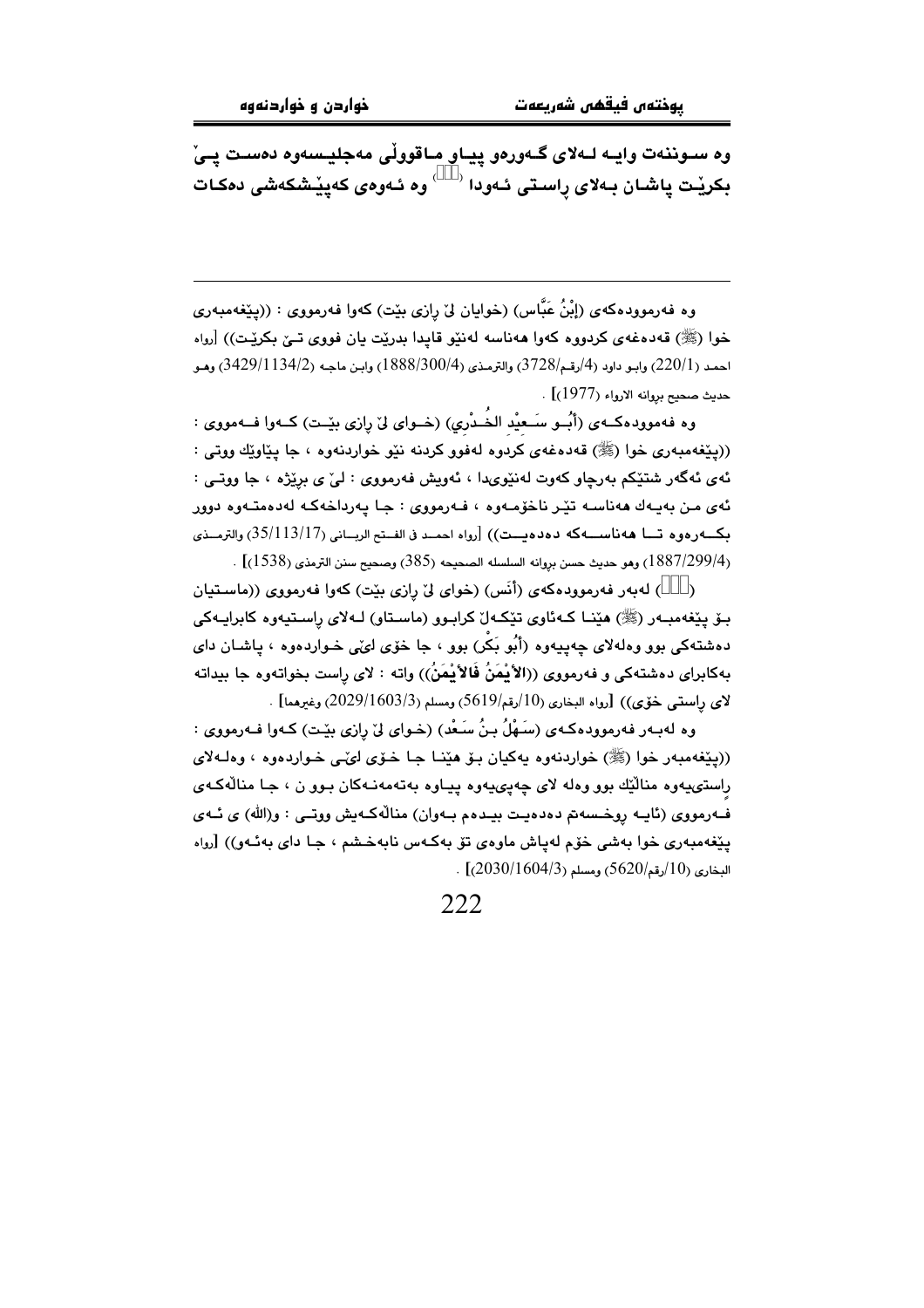وه سوننەت وایە لەلای گەورەو پیاو ماقووڵی مەجلیسەوە دەست پێ بکرێت پاشان بەلای ڕاستی ئەودا (   ) وە ئەوەی کەپێشکەشی دەکات

---

وە فەرموودەکەی (إِبْنُ عَبَّاس) (خوایان لێ ڕازی بێت) کەوا فەرمووی : ((پێغەمبەری خوا (ﷺ) قەدەغەی کردووە کەوا هەناسە لەنێو قاپدا بدرێت یان فووی تێ بکرێت)) [رواه احمد (220/1) وابو داود (4/رقم/3728) والترمذي (1888/300/4) وابن ماجه (3429/1134/2) وهو حديث صحيح برواته الارواء (1977)] .

وە فەرموودەکەی (أَبُو سَعِيْد الخُدْرِي) (خوای لێ ڕازی بێت) کەوا فەرمووی : ((پێغەمبەری خوا (ﷺ) قەدەغەی کردوە لەفوو کردنە نێو خواردنەوە ، جا پیاوێك ووتی : ئەی ئەگەر شتێکم بەرچاو کەوت لەنێویدا ، ئەویش فەرمووی : لێ ی بڕێژە ، جا ووتی : ئەی من بەیەك هەناسە تێر ناخۆمەوە ، فەرمووی : جا پەرداخەکە لەدەمتەوە دوور بکەرەوە تا هەناسەکە دەدەیت)) [رواه احمد في الفتح الرباني (35/113/17) والترمذي (1887/299/4) وهو حديث حسن برواته السلسله الصحيحه (385) وصحيح سنن الترمذي (1538)] .

(   ) لەبەر فەرموودەکەی (أَنَس) (خوای لێ ڕازی بێت) کەوا فەرمووی ((ماستیان بۆ پێغەمبەر (ﷺ) هێنا کەئاوی تێکەڵ کرابوو (ماستاو) لەلای ڕاستیەوە کابرایەکی دەشتەکی بوو وەلەلای چەپیەوە (أَبُو بَكْر) بوو ، جا خۆی لێی خواردەوە ، پاشان دای بەکابرای دەشتەکی و فەرمووی ((**الأَيْمَنُ فَالأَيْمَنُ**)) واتە : لای ڕاست بخواتەوە جا بیداتە لای ڕاستی خۆی)) [رواه البخاري (10/رقم/5619) ومسلم (2029/1603/3) وغيرهما] .

وە لەبەر فەرموودەکەی (سَهْلُ بنُ سَعْد) (خوای لێ ڕازی بێت) کەوا فەرمووی : ((پێغەمبەر خوا (ﷺ) خواردنەوە یەکیان بۆ هێنا جا خۆی لێی خواردەوە ، وەلەلای ڕاستییەوە منداڵێك بوو وەلە لای چەپیەوە پیاوە بەتەمەنەکان بوو ن ، جا منداڵەکەی فەرمووی (ئایە ڕوخسەتم دەدەیت بیدەم بەوان) منداڵەکەیش ووتی : و(الله) ی ئەی پێغەمبەری خوا بەشی خۆم لەپاش ماوەی تۆ بەکەس نابەخشم ، جا دای بەئەو)) [رواه البخاري (10/رقم/5620) ومسلم (2030/1604/3)] .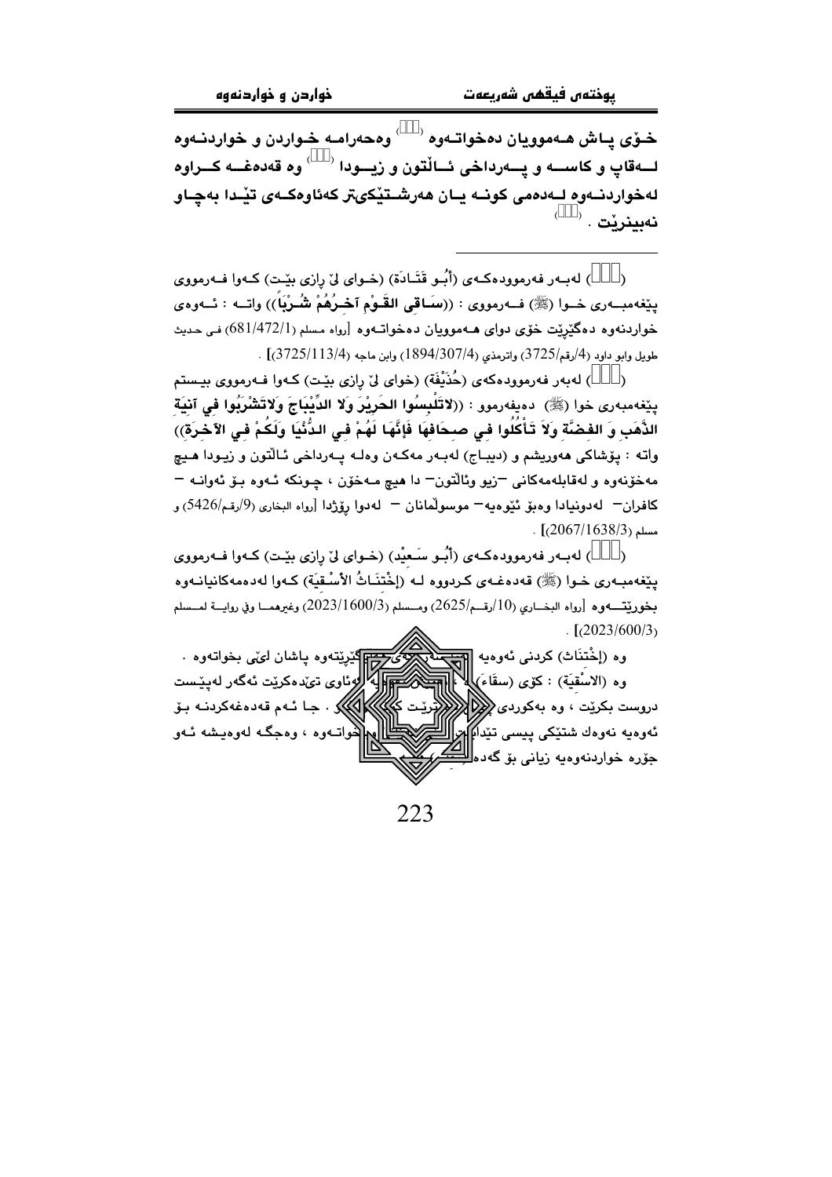خـۆی پـاش هـەموویان دەخواتــەوە ( ) وەحەرامـە خـواردن و خواردنـەوە لـــەقاپ و کاســـە و پـــەرداخی ئـــاڵتون و زیـــودا ( ) وە قەدەغـــە کـــراوە لەخواردنـەوە لـەدەمی کونـە یـان هەرشـتێکیتر کەئاوەکـەی تێـدا بەچـاو نەبینرێت . ( )

---

( ) لەبــەر فەرموودەکــەی (أَبُـو قَتَـادَة) (خـوای لیّ رازی بێـت) کـەوا فـەرمووی پێغەمبــەری خــوا (ﷺ) فــەرمووی : ((سَـاقِي القَـوْمِ آخِـرُهُمْ شُـرْبَاً)) واتــە : ئــەوەی خواردنەوە دەگێڕێت خۆی دوای هـەموویان دەخواتـەوە [رواه مسلم (681/472/1) فـي حـديث طويل وابو داود (4/رقم/3725) واترمذي (1894/307/4) وابن ماجه (3725/113/4)] .

( ) لەبەر فەرموودەکەی (حُذَيْفَة) (خوای لیّ رازی بێت) کـەوا فـەرمووی بیـستم پێغەمبەری خوا (ﷺ) دەیفەرموو : ((لاتَلْبِسُوا الحَرِيْرَ وَلا الدِّيْبَاجَ وَلاتَشْرَبُوا فِي آنِيَةِ الذَّهَبِ وَ الفِضَّةِ وَلاَ تَأْكُلُوا فِي صِحَافِهَا فَإِنَّهَا لَهُمْ فِي الدُّنْيَا وَلَكُمْ فِي الآخِرَةِ)) واتە : پۆشاکی هەوریشم و (دیبـاج) لەبـەر مەکـەن وەلـە پـەرداخی ئـاڵتون و زیـودا هـیچ مەخۆنەوە و لەقابلەمەکانی –زیو وئاڵتون– دا هیچ مـەخۆن ، چـونکە ئـەوە بـۆ ئەوانـە – کافران– لەدونیادا وەبۆ ئێوەیە– موسوڵمانان – لەدوا ڕۆژدا [رواه البخاري (9/رقم/5426) و مسلم (2067/1638/3)] .

( ) لەبـەر فەرموودەکـەی (أَبُـو سَـعِيْد) (خـوای لیّ رازی بێـت) کـەوا فـەرمووی پێغەمبـەری خـوا (ﷺ) قەدەغـەی کـردووە لـە (إِخْتِنَـاثُ الأَسْـقِيَة) کـەوا لەدەمەکانیانـەوە بخورێتـــەوە [رواه البخـــاري (10/رقـــم/2625) ومـــسلم (2023/1600/3) وغيرهمـــا وفي روايـــة لمـــسلم (2023/600/3)] .

وە (إِخْتِنَاث) کردنی ئەوەیە ... گێڕێتەوە پاشان لیّی بخواتەوە . وە (الاسْقِيَة) : کۆی (سقَاءً) ... ئاوی تێدەکرێت ئەگەر لەپێست دروست بکرێت ، وە بەکوردی ... . جا ئـەم قەدەغەکردنـە بـۆ ئەوەیە نەوەك شتێکی پیسی تێدا ... خواتـەوە ، وەجگـە لەوەیـشە ئـەو جۆرە خواردنەوەیە زیانی بۆ گەدە ...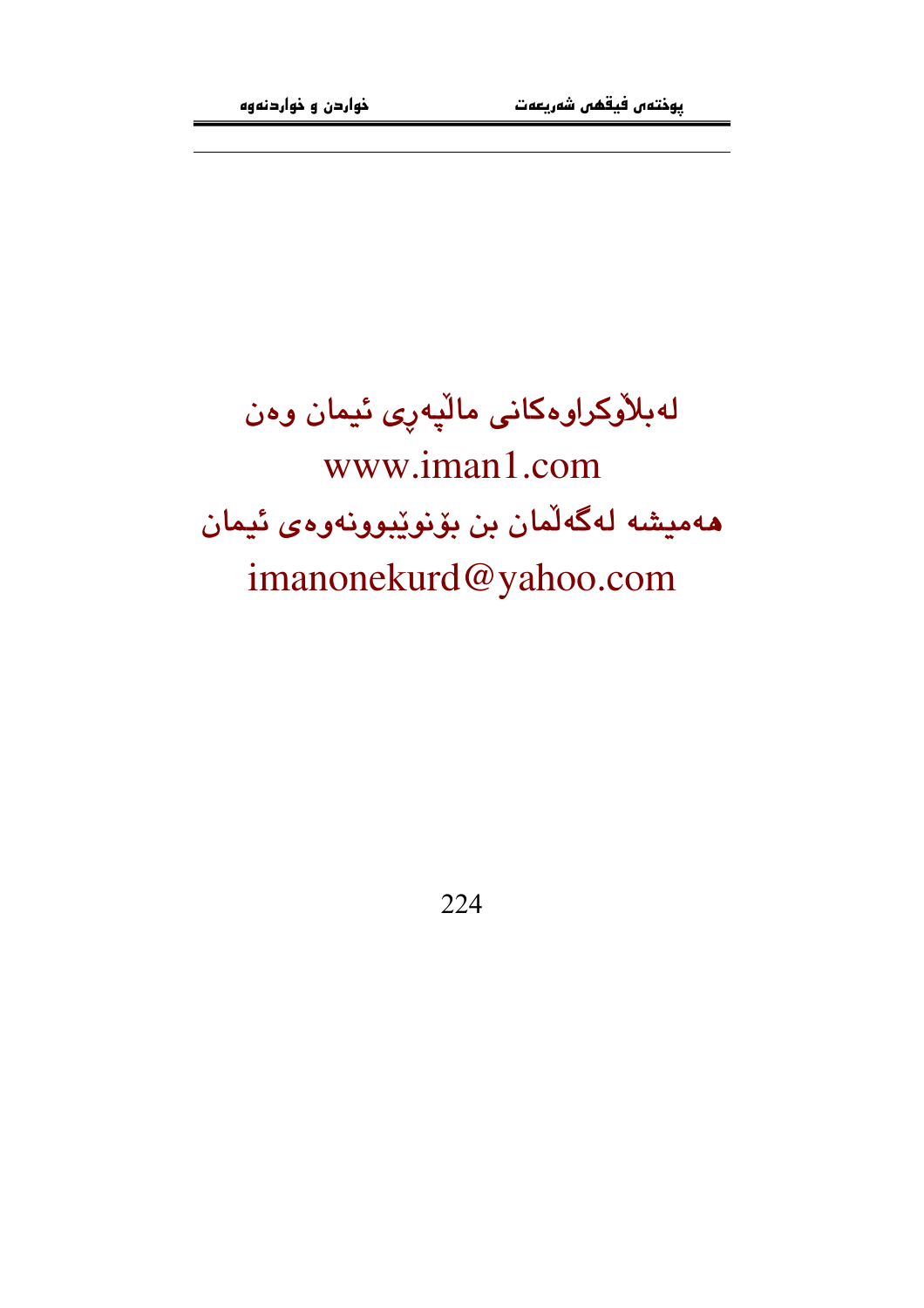لەبلاْوکراوەکانی ماڵپەڕی ئیمان وەن

www.iman1.com

هەمیشە لەگەڵمان بن بۆنوێبوونەوەی ئیمان

imanonekurd@yahoo.com